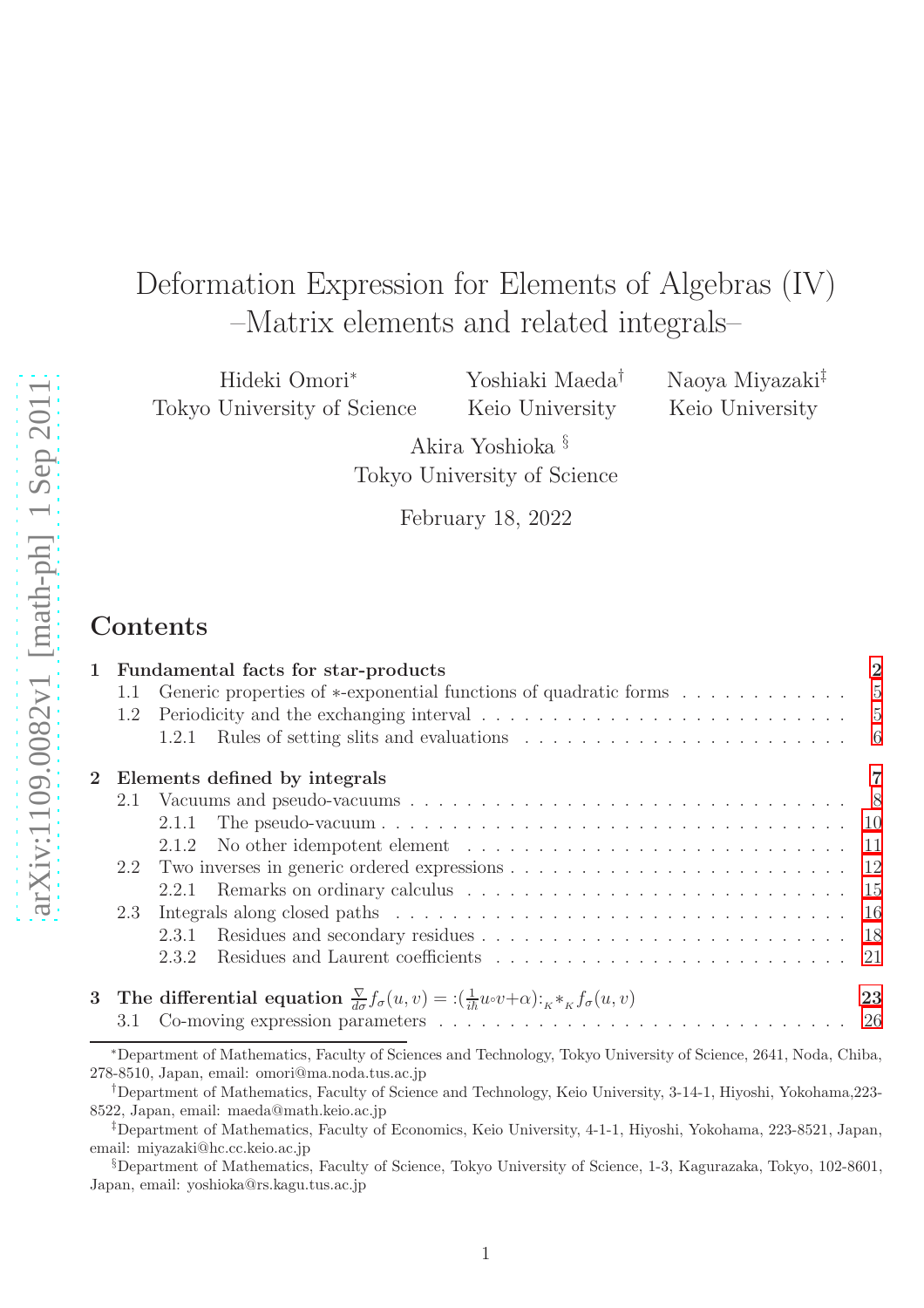# Deformation Expression for Elements of Algebras (IV) –Matrix elements and related integrals–

Hideki Omori[*] Tokyo University of Science

Yoshiaki Maeda[†] Keio University

Naoya Miyazaki[‡] Keio University

Akira Yoshioka [§] Tokyo University of Science

February 18, 2022

## Contents

- **1 Fundamental facts for star-products** — 2
  - 1.1 Generic properties of $*$-exponential functions of quadratic forms — 5
  - 1.2 Periodicity and the exchanging interval — 5
    - 1.2.1 Rules of setting slits and evaluations — 6
- **2 Elements defined by integrals** — 7
  - 2.1 Vacuums and pseudo-vacuums — 8
    - 2.1.1 The pseudo-vacuum — 10
    - 2.1.2 No other idempotent element — 11
  - 2.2 Two inverses in generic ordered expressions — 12
    - 2.2.1 Remarks on ordinary calculus — 15
  - 2.3 Integrals along closed paths — 16
    - 2.3.1 Residues and secondary residues — 18
    - 2.3.2 Residues and Laurent coefficients — 21
- **3 The differential equation $\frac{\nabla}{d\sigma}f_\sigma(u,v) = :(\frac{1}{i\hbar}u{\circ}v{+}\alpha):_K *_K f_\sigma(u,v)$** — 23
  - 3.1 Co-moving expression parameters — 26

---

[*] Department of Mathematics, Faculty of Sciences and Technology, Tokyo University of Science, 2641, Noda, Chiba, 278-8510, Japan, email: omori@ma.noda.tus.ac.jp

[†] Department of Mathematics, Faculty of Science and Technology, Keio University, 3-14-1, Hiyoshi, Yokohama,223-8522, Japan, email: maeda@math.keio.ac.jp

[‡] Department of Mathematics, Faculty of Economics, Keio University, 4-1-1, Hiyoshi, Yokohama, 223-8521, Japan, email: miyazaki@hc.cc.keio.ac.jp

[§] Department of Mathematics, Faculty of Science, Tokyo University of Science, 1-3, Kagurazaka, Tokyo, 102-8601, Japan, email: yoshioka@rs.kagu.tus.ac.jp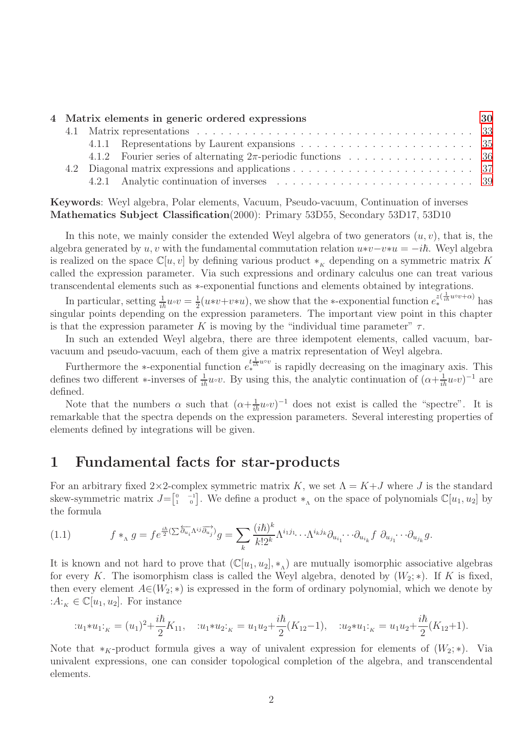| | | |
|---|---|---|
| **4 Matrix elements in generic ordered expressions** | | **30** |
| | 4.1 Matrix representations | 33 |
| | 4.1.1 Representations by Laurent expansions | 35 |
| | 4.1.2 Fourier series of alternating $2\pi$-periodic functions | 36 |
| | 4.2 Diagonal matrix expressions and applications | 37 |
| | 4.2.1 Analytic continuation of inverses | 39 |

**Keywords**: Weyl algebra, Polar elements, Vacuum, Pseudo-vacuum, Continuation of inverses
**Mathematics Subject Classification**(2000): Primary 53D55, Secondary 53D17, 53D10

In this note, we mainly consider the extended Weyl algebra of two generators $(u, v)$, that is, the algebra generated by $u, v$ with the fundamental commutation relation $u{*}v-v{*}u = -i\hbar$. Weyl algebra is realized on the space $\mathbb{C}[u, v]$ by defining various product $*_{_K}$ depending on a symmetric matrix $K$ called the expression parameter. Via such expressions and ordinary calculus one can treat various transcendental elements such as $*$-exponential functions and elements obtained by integrations.

In particular, setting $\frac{1}{i\hbar}u{\circ}v = \frac{1}{2}(u{*}v+v{*}u)$, we show that the $*$-exponential function $e_*^{z(\frac{1}{i\hbar}u\circ v+\alpha)}$ has singular points depending on the expression parameters. The important view point in this chapter is that the expression parameter $K$ is moving by the "individual time parameter" $\tau$.

In such an extended Weyl algebra, there are three idempotent elements, called vacuum, bar-vacuum and pseudo-vacuum, each of them give a matrix representation of Weyl algebra.

Furthermore the $*$-exponential function $e_*^{t\frac{1}{i\hbar}u\circ v}$ is rapidly decreasing on the imaginary axis. This defines two different $*$-inverses of $\frac{1}{i\hbar}u{\circ}v$. By using this, the analytic continuation of $(\alpha+\frac{1}{i\hbar}u{\circ}v)^{-1}$ are defined.

Note that the numbers $\alpha$ such that $(\alpha+\frac{1}{i\hbar}u{\circ}v)^{-1}$ does not exist is called the "spectre". It is remarkable that the spectra depends on the expression parameters. Several interesting properties of elements defined by integrations will be given.

# 1 Fundamental facts for star-products

For an arbitrary fixed $2{\times}2$-complex symmetric matrix $K$, we set $\Lambda = K{+}J$ where $J$ is the standard skew-symmetric matrix $J{=}\begin{bmatrix}0 & -1\\ 1 & 0\end{bmatrix}$. We define a product $*_{_\Lambda}$ on the space of polynomials $\mathbb{C}[u_1, u_2]$ by the formula

$$
f *_{_\Lambda} g = fe^{\frac{i\hbar}{2}(\sum \overleftarrow{\partial_{u_i}}\Lambda^{ij}\overrightarrow{\partial_{u_j}})}g = \sum_k \frac{(i\hbar)^k}{k!2^k}\Lambda^{i_1j_1}\cdots\Lambda^{i_kj_k}\partial_{u_{i_1}}\cdots\partial_{u_{i_k}}f\ \partial_{u_{j_1}}\cdots\partial_{u_{j_k}}g. \tag{1.1}
$$

It is known and not hard to prove that $(\mathbb{C}[u_1, u_2], *_{_\Lambda})$ are mutually isomorphic associative algebras for every $K$. The isomorphism class is called the Weyl algebra, denoted by $(W_2; *)$. If $K$ is fixed, then every element $A{\in}(W_2; *)$ is expressed in the form of ordinary polynomial, which we denote by $:A:_{_K} \in \mathbb{C}[u_1, u_2]$. For instance

$$
:u_1{*}u_1:_{_K} = (u_1)^2{+}\frac{i\hbar}{2}K_{11}, \quad :u_1{*}u_2:_{_K} = u_1u_2{+}\frac{i\hbar}{2}(K_{12}{-}1), \quad :u_2{*}u_1:_{_K} = u_1u_2{+}\frac{i\hbar}{2}(K_{12}{+}1).
$$

Note that $*_K$-product formula gives a way of univalent expression for elements of $(W_2; *)$. Via univalent expressions, one can consider topological completion of the algebra, and transcendental elements.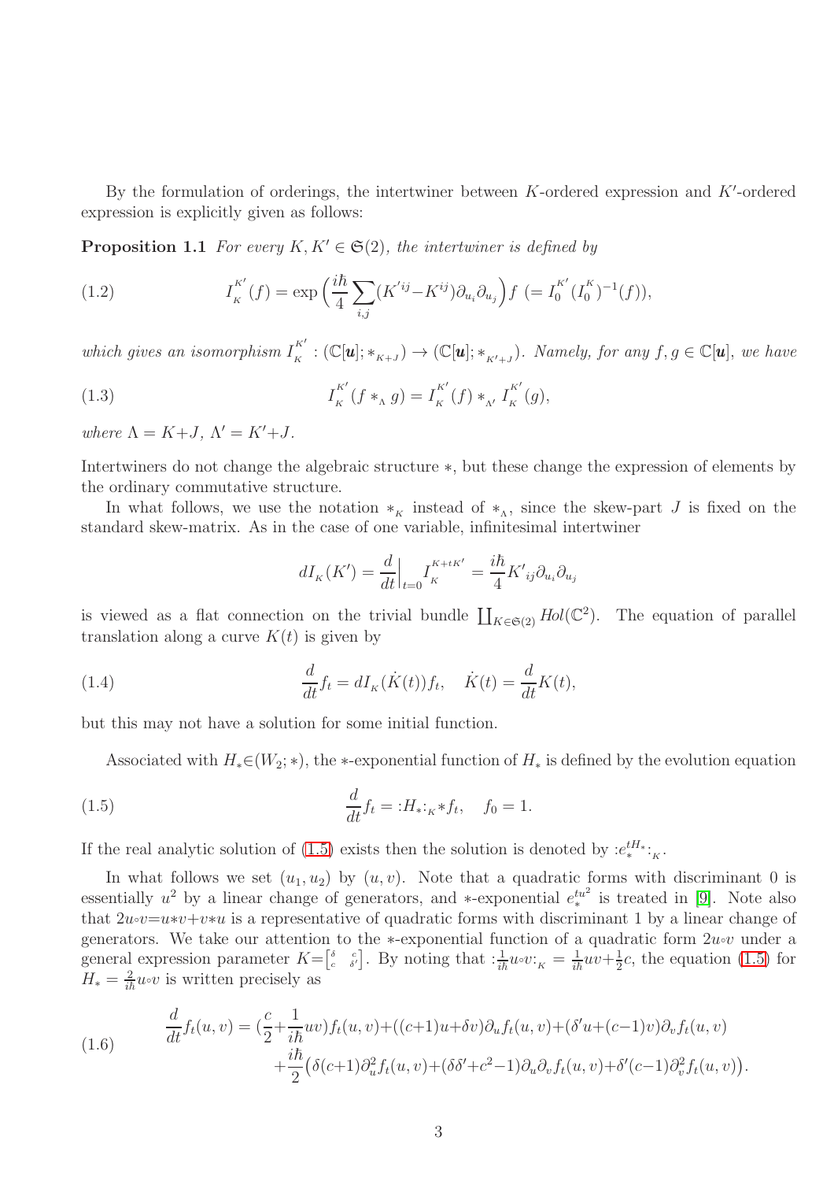By the formulation of orderings, the intertwiner between $K$-ordered expression and $K'$-ordered expression is explicitly given as follows:

**Proposition 1.1** *For every $K, K' \in \mathfrak{S}(2)$, the intertwiner is defined by*

$$I_{_K}^{^{K'}}(f) = \exp\Big(\frac{i\hbar}{4}\sum_{i,j}(K'^{ij}{-}K^{ij})\partial_{u_i}\partial_{u_j}\Big)f \ (= I_{_0}^{^{K'}}(I_{_0}^{^K})^{-1}(f)), \tag{1.2}$$

*which gives an isomorphism $I_{_K}^{^{K'}} : (\mathbb{C}[\boldsymbol{u}]; *_{_{K+J}}) \to (\mathbb{C}[\boldsymbol{u}]; *_{_{K'+J}})$. Namely, for any $f, g \in \mathbb{C}[\boldsymbol{u}]$, we have*

$$I_{_K}^{^{K'}}(f *_{_\Lambda} g) = I_{_K}^{^{K'}}(f) *_{_{\Lambda'}} I_{_K}^{^{K'}}(g), \tag{1.3}$$

*where $\Lambda = K{+}J$, $\Lambda' = K'{+}J$.*

Intertwiners do not change the algebraic structure $*$, but these change the expression of elements by the ordinary commutative structure.

In what follows, we use the notation $*_{_K}$ instead of $*_{_\Lambda}$, since the skew-part $J$ is fixed on the standard skew-matrix. As in the case of one variable, infinitesimal intertwiner

$$dI_{_K}(K') = \frac{d}{dt}\Big|_{t=0} I_{_K}^{^{K+tK'}} = \frac{i\hbar}{4}K'_{ij}\partial_{u_i}\partial_{u_j}$$

is viewed as a flat connection on the trivial bundle $\coprod_{K\in\mathfrak{S}(2)} Hol(\mathbb{C}^2)$. The equation of parallel translation along a curve $K(t)$ is given by

$$\frac{d}{dt}f_t = dI_{_K}(\dot{K}(t))f_t, \quad \dot{K}(t) = \frac{d}{dt}K(t), \tag{1.4}$$

but this may not have a solution for some initial function.

Associated with $H_*{\in}(W_2; *)$, the $*$-exponential function of $H_*$ is defined by the evolution equation

$$\frac{d}{dt}f_t = {:}H_*{:}_{_K}{*}f_t, \quad f_0 = 1. \tag{1.5}$$

If the real analytic solution of (1.5) exists then the solution is denoted by ${:}e_*^{tH_*}{:}_{_K}$.

In what follows we set $(u_1, u_2)$ by $(u, v)$. Note that a quadratic forms with discriminant 0 is essentially $u^2$ by a linear change of generators, and $*$-exponential $e_*^{tu^2}$ is treated in [9]. Note also that $2u{\circ}v{=}u{*}v{+}v{*}u$ is a representative of quadratic forms with discriminant 1 by a linear change of generators. We take our attention to the $*$-exponential function of a quadratic form $2u{\circ}v$ under a general expression parameter $K{=}\left[\begin{smallmatrix}\delta & c\\ c & \delta'\end{smallmatrix}\right]$. By noting that ${:}\frac{1}{i\hbar}u{\circ}v{:}_{_K} = \frac{1}{i\hbar}uv{+}\frac{1}{2}c$, the equation (1.5) for $H_* = \frac{2}{i\hbar}u{\circ}v$ is written precisely as

$$\begin{aligned}\frac{d}{dt}f_t(u,v) = (\frac{c}{2}{+}\frac{1}{i\hbar}uv)f_t(u,v){+}((c{+}1)u{+}\delta v)\partial_u f_t(u,v){+}(\delta' u{+}(c{-}1)v)\partial_v f_t(u,v)\\ {+}\frac{i\hbar}{2}\big(\delta(c{+}1)\partial_u^2 f_t(u,v){+}(\delta\delta'{+}c^2{-}1)\partial_u\partial_v f_t(u,v){+}\delta'(c{-}1)\partial_v^2 f_t(u,v)\big).\end{aligned} \tag{1.6}$$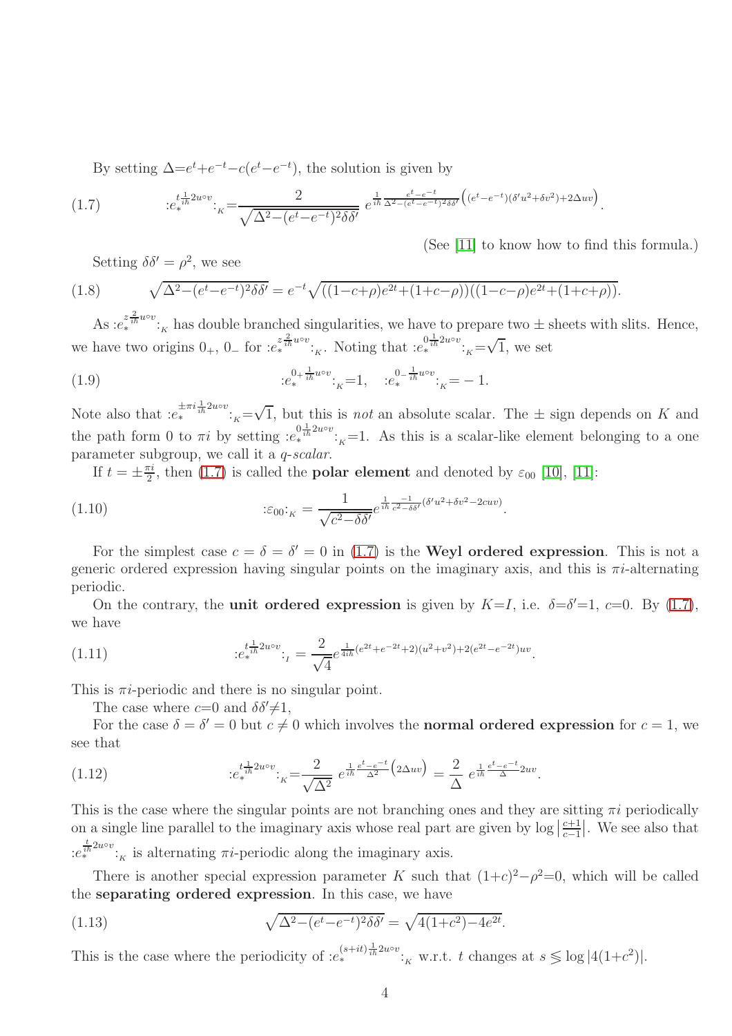By setting $\Delta{=}e^t{+}e^{-t}{-}c(e^t{-}e^{-t})$, the solution is given by

$$:e_*^{t\frac{1}{i\hbar}2u{\circ}v}:_{_K}=\frac{2}{\sqrt{\Delta^2-(e^t-e^{-t})^2\delta\delta'}}\ e^{\frac{1}{i\hbar}\frac{e^t-e^{-t}}{\Delta^2-(e^t-e^{-t})^2\delta\delta'}\Big((e^t-e^{-t})(\delta' u^2+\delta v^2)+2\Delta uv\Big)}. \tag{1.7}$$

(See [11] to know how to find this formula.)

Setting $\delta\delta'=\rho^2$, we see

$$\sqrt{\Delta^2-(e^t-e^{-t})^2\delta\delta'}=e^{-t}\sqrt{((1-c+\rho)e^{2t}+(1+c-\rho))((1-c-\rho)e^{2t}+(1+c+\rho))}. \tag{1.8}$$

As $:e_*^{z\frac{2}{i\hbar}u{\circ}v}:_{_K}$ has double branched singularities, we have to prepare two $\pm$ sheets with slits. Hence, we have two origins $0_+$, $0_-$ for $:e_*^{z\frac{2}{i\hbar}u{\circ}v}:_{_K}$. Noting that $:e_*^{0\frac{1}{i\hbar}2u{\circ}v}:_{_K}{=}\sqrt{1}$, we set

$$:e_*^{0_+\frac{1}{i\hbar}u{\circ}v}:_{_K}=1, \quad :e_*^{0_-\frac{1}{i\hbar}u{\circ}v}:_{_K}=-1. \tag{1.9}$$

Note also that $:e_*^{\pm\pi i\frac{1}{i\hbar}2u{\circ}v}:_{_K}{=}\sqrt{1}$, but this is *not* an absolute scalar. The $\pm$ sign depends on $K$ and the path form 0 to $\pi i$ by setting $:e_*^{0\frac{1}{i\hbar}2u{\circ}v}:_{_K}{=}1$. As this is a scalar-like element belonging to a one parameter subgroup, we call it a *q-scalar*.

If $t=\pm\frac{\pi i}{2}$, then (1.7) is called the **polar element** and denoted by $\varepsilon_{00}$ [10], [11]:

$$:\varepsilon_{00}:_{_K}=\frac{1}{\sqrt{c^2-\delta\delta'}}e^{\frac{1}{i\hbar}\frac{-1}{c^2-\delta\delta'}(\delta' u^2+\delta v^2-2cuv)}. \tag{1.10}$$

For the simplest case $c=\delta=\delta'=0$ in (1.7) is the **Weyl ordered expression**. This is not a generic ordered expression having singular points on the imaginary axis, and this is $\pi i$-alternating periodic.

On the contrary, the **unit ordered expression** is given by $K{=}I$, i.e. $\delta{=}\delta'{=}1$, $c{=}0$. By (1.7), we have

$$:e_*^{t\frac{1}{i\hbar}2u{\circ}v}:_{_I}=\frac{2}{\sqrt{4}}e^{\frac{1}{4i\hbar}(e^{2t}+e^{-2t}+2)(u^2+v^2)+2(e^{2t}-e^{-2t})uv}. \tag{1.11}$$

This is $\pi i$-periodic and there is no singular point.

The case where $c{=}0$ and $\delta\delta'{\neq}1$,

For the case $\delta=\delta'=0$ but $c\neq 0$ which involves the **normal ordered expression** for $c=1$, we see that

$$:e_*^{t\frac{1}{i\hbar}2u{\circ}v}:_{_K}=\frac{2}{\sqrt{\Delta^2}}\ e^{\frac{1}{i\hbar}\frac{e^t-e^{-t}}{\Delta^2}\Big(2\Delta uv\Big)}=\frac{2}{\Delta}\ e^{\frac{1}{i\hbar}\frac{e^t-e^{-t}}{\Delta}2uv}. \tag{1.12}$$

This is the case where the singular points are not branching ones and they are sitting $\pi i$ periodically on a single line parallel to the imaginary axis whose real part are given by $\log\big|\frac{c+1}{c-1}\big|$. We see also that $:e_*^{\frac{t}{i\hbar}2u{\circ}v}:_{_K}$ is alternating $\pi i$-periodic along the imaginary axis.

There is another special expression parameter $K$ such that $(1{+}c)^2{-}\rho^2{=}0$, which will be called the **separating ordered expression**. In this case, we have

$$\sqrt{\Delta^2-(e^t-e^{-t})^2\delta\delta'}=\sqrt{4(1{+}c^2)-4e^{2t}}. \tag{1.13}$$

This is the case where the periodicity of $:e_*^{(s+it)\frac{1}{i\hbar}2u{\circ}v}:_{_K}$ w.r.t. $t$ changes at $s\lessgtr\log|4(1{+}c^2)|$.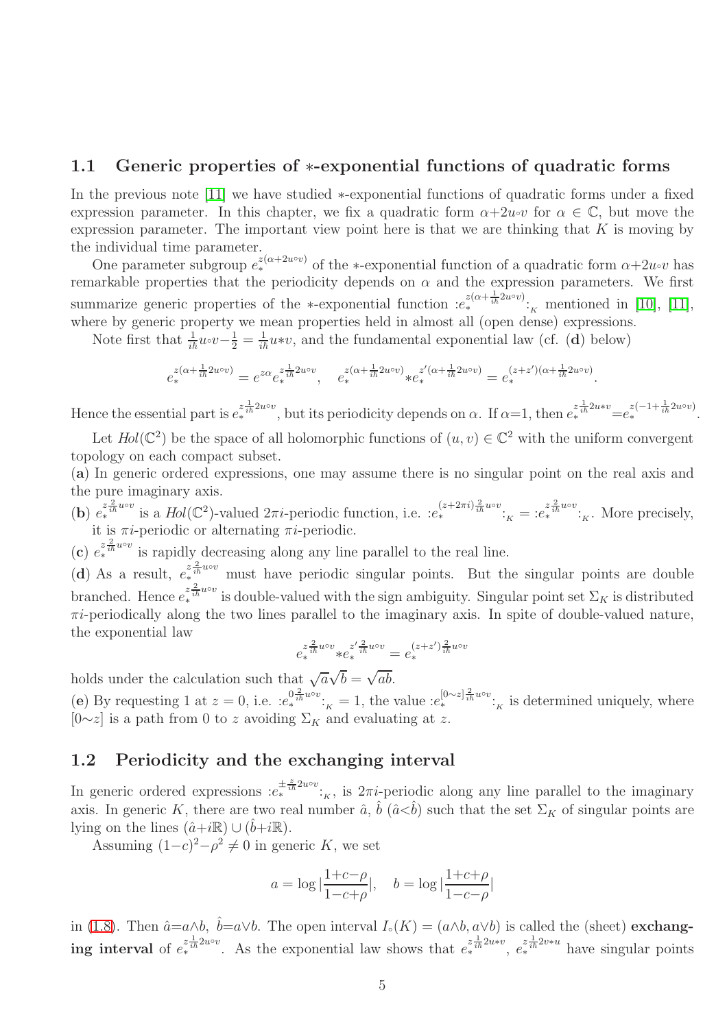## 1.1 Generic properties of $*$-exponential functions of quadratic forms

In the previous note [11] we have studied $*$-exponential functions of quadratic forms under a fixed expression parameter. In this chapter, we fix a quadratic form $\alpha{+}2u{\circ}v$ for $\alpha\in\mathbb{C}$, but move the expression parameter. The important view point here is that we are thinking that $K$ is moving by the individual time parameter.

One parameter subgroup $e_*^{z(\alpha+2u\circ v)}$ of the $*$-exponential function of a quadratic form $\alpha{+}2u{\circ}v$ has remarkable properties that the periodicity depends on $\alpha$ and the expression parameters. We first summarize generic properties of the $*$-exponential function $:e_*^{z(\alpha+\frac{1}{i\hbar}2u\circ v)}:_K$ mentioned in [10], [11], where by generic property we mean properties held in almost all (open dense) expressions.

Note first that $\frac{1}{i\hbar}u{\circ}v{-}\frac{1}{2}=\frac{1}{i\hbar}u{*}v$, and the fundamental exponential law (cf. (**d**) below)

$$e_*^{z(\alpha+\frac{1}{i\hbar}2u\circ v)}=e^{z\alpha}e_*^{z\frac{1}{i\hbar}2u\circ v},\quad e_*^{z(\alpha+\frac{1}{i\hbar}2u\circ v)}{*}e_*^{z'(\alpha+\frac{1}{i\hbar}2u\circ v)}=e_*^{(z+z')(\alpha+\frac{1}{i\hbar}2u\circ v)}.$$

Hence the essential part is $e_*^{z\frac{1}{i\hbar}2u\circ v}$, but its periodicity depends on $\alpha$. If $\alpha{=}1$, then $e_*^{z\frac{1}{i\hbar}2u*v}{=}e_*^{z(-1+\frac{1}{i\hbar}2u\circ v)}$.

Let $Hol(\mathbb{C}^2)$ be the space of all holomorphic functions of $(u,v)\in\mathbb{C}^2$ with the uniform convergent topology on each compact subset.

(**a**) In generic ordered expressions, one may assume there is no singular point on the real axis and the pure imaginary axis.

(**b**) $e_*^{z\frac{2}{i\hbar}u\circ v}$ is a $Hol(\mathbb{C}^2)$-valued $2\pi i$-periodic function, i.e. $:e_*^{(z+2\pi i)\frac{2}{i\hbar}u\circ v}:_K=:e_*^{z\frac{2}{i\hbar}u\circ v}:_K$. More precisely, it is $\pi i$-periodic or alternating $\pi i$-periodic.

(**c**) $e_*^{z\frac{2}{i\hbar}u\circ v}$ is rapidly decreasing along any line parallel to the real line.

(**d**) As a result, $e_*^{z\frac{2}{i\hbar}u\circ v}$ must have periodic singular points. But the singular points are double branched. Hence $e_*^{z\frac{2}{i\hbar}u\circ v}$ is double-valued with the sign ambiguity. Singular point set $\Sigma_K$ is distributed $\pi i$-periodically along the two lines parallel to the imaginary axis. In spite of double-valued nature, the exponential law

$$e_*^{z\frac{2}{i\hbar}u\circ v}{*}e_*^{z'\frac{2}{i\hbar}u\circ v}=e_*^{(z+z')\frac{2}{i\hbar}u\circ v}$$

holds under the calculation such that $\sqrt{a}\sqrt{b}=\sqrt{ab}$.

(**e**) By requesting 1 at $z=0$, i.e. $:e_*^{0\frac{2}{i\hbar}u\circ v}:_K=1$, the value $:e_*^{[0\sim z]\frac{2}{i\hbar}u\circ v}:_K$ is determined uniquely, where $[0{\sim}z]$ is a path from 0 to $z$ avoiding $\Sigma_K$ and evaluating at $z$.

## 1.2 Periodicity and the exchanging interval

In generic ordered expressions $:e_*^{\pm\frac{z}{i\hbar}2u\circ v}:_K$, is $2\pi i$-periodic along any line parallel to the imaginary axis. In generic $K$, there are two real number $\hat{a}$, $\hat{b}$ ($\hat{a}{<}\hat{b}$) such that the set $\Sigma_K$ of singular points are lying on the lines $(\hat{a}{+}i\mathbb{R})\cup(\hat{b}{+}i\mathbb{R})$.

Assuming $(1{-}c)^2{-}\rho^2\neq 0$ in generic $K$, we set

$$a=\log|\frac{1{+}c{-}\rho}{1{-}c{+}\rho}|,\quad b=\log|\frac{1{+}c{+}\rho}{1{-}c{-}\rho}|$$

in (1.8). Then $\hat{a}{=}a{\wedge}b$, $\hat{b}{=}a{\vee}b$. The open interval $I_\circ(K)=(a{\wedge}b,a{\vee}b)$ is called the (sheet) **exchanging interval** of $e_*^{z\frac{1}{i\hbar}2u\circ v}$. As the exponential law shows that $e_*^{z\frac{1}{i\hbar}2u*v}$, $e_*^{z\frac{1}{i\hbar}2v*u}$ have singular points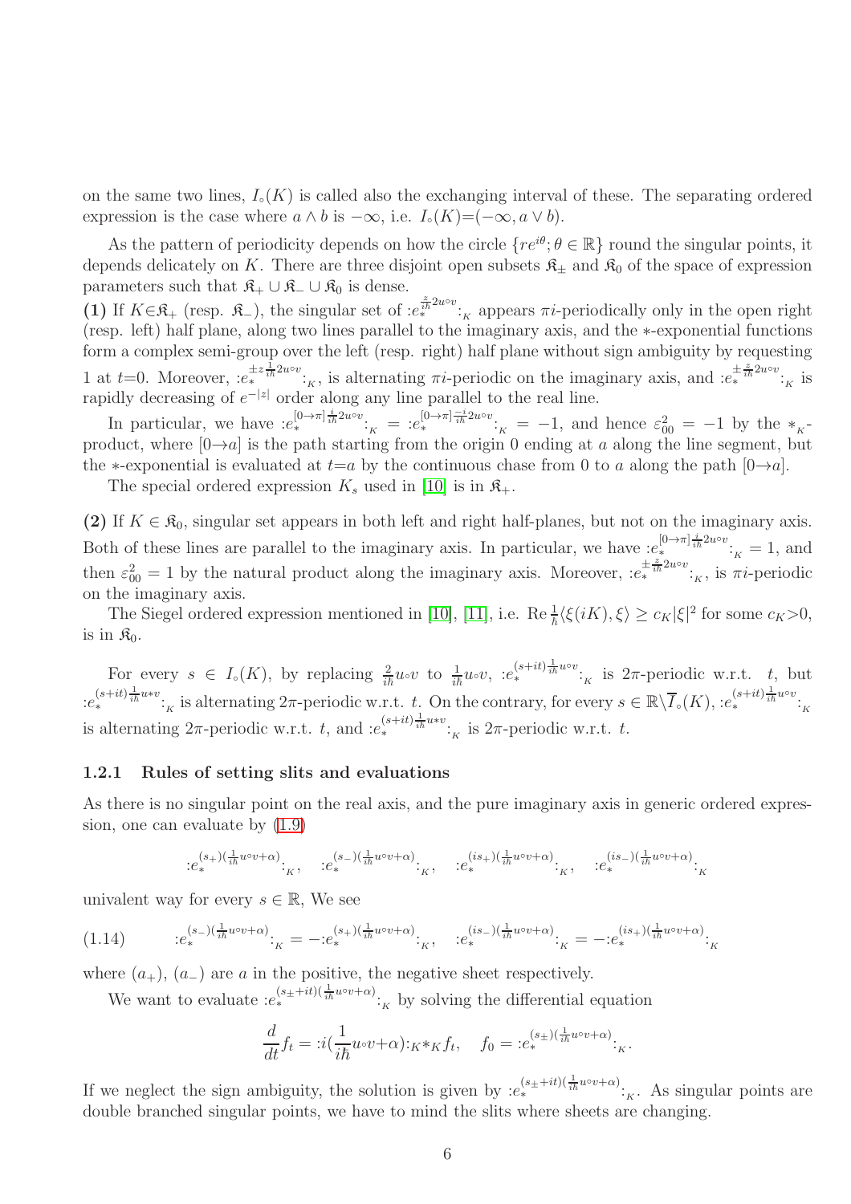on the same two lines, $I_\circ(K)$ is called also the exchanging interval of these. The separating ordered expression is the case where $a \wedge b$ is $-\infty$, i.e. $I_\circ(K)=(-\infty, a \vee b)$.

As the pattern of periodicity depends on how the circle $\{re^{i\theta}; \theta \in \mathbb{R}\}$ round the singular points, it depends delicately on $K$. There are three disjoint open subsets $\mathfrak{K}_\pm$ and $\mathfrak{K}_0$ of the space of expression parameters such that $\mathfrak{K}_+ \cup \mathfrak{K}_- \cup \mathfrak{K}_0$ is dense.

**(1)** If $K \in \mathfrak{K}_+$ (resp. $\mathfrak{K}_-$), the singular set of $:e_*^{\frac{z}{i\hbar}2u\circ v}:_K$ appears $\pi i$-periodically only in the open right (resp. left) half plane, along two lines parallel to the imaginary axis, and the $*$-exponential functions form a complex semi-group over the left (resp. right) half plane without sign ambiguity by requesting 1 at $t$=0. Moreover, $:e_*^{\pm z\frac{1}{i\hbar}2u\circ v}:_K$, is alternating $\pi i$-periodic on the imaginary axis, and $:e_*^{\pm\frac{z}{i\hbar}2u\circ v}:_K$ is rapidly decreasing of $e^{-|z|}$ order along any line parallel to the real line.

In particular, we have $:e_*^{[0\to\pi]\frac{i}{i\hbar}2u\circ v}:_K = :e_*^{[0\to\pi]\frac{-i}{i\hbar}2u\circ v}:_K = -1$, and hence $\varepsilon_{00}^2 = -1$ by the $*_K$-product, where $[0\to a]$ is the path starting from the origin 0 ending at $a$ along the line segment, but the $*$-exponential is evaluated at $t$=$a$ by the continuous chase from 0 to $a$ along the path $[0\to a]$.

The special ordered expression $K_s$ used in [10] is in $\mathfrak{K}_+$.

**(2)** If $K \in \mathfrak{K}_0$, singular set appears in both left and right half-planes, but not on the imaginary axis. Both of these lines are parallel to the imaginary axis. In particular, we have $:e_*^{[0\to\pi]\frac{i}{i\hbar}2u\circ v}:_K = 1$, and then $\varepsilon_{00}^2 = 1$ by the natural product along the imaginary axis. Moreover, $:e_*^{\pm\frac{z}{i\hbar}2u\circ v}:_K$, is $\pi i$-periodic on the imaginary axis.

The Siegel ordered expression mentioned in [10], [11], i.e. $\mathrm{Re}\,\frac{1}{\hbar}\langle\xi(iK), \xi\rangle \geq c_K|\xi|^2$ for some $c_K$>0, is in $\mathfrak{K}_0$.

For every $s \in I_\circ(K)$, by replacing $\frac{2}{i\hbar}u\circ v$ to $\frac{1}{i\hbar}u\circ v$, $:e_*^{(s+it)\frac{1}{i\hbar}u\circ v}:_K$ is $2\pi$-periodic w.r.t. $t$, but $:e_*^{(s+it)\frac{1}{i\hbar}u*v}:_K$ is alternating $2\pi$-periodic w.r.t. $t$. On the contrary, for every $s \in \mathbb{R}\setminus\overline{I}_\circ(K)$, $:e_*^{(s+it)\frac{1}{i\hbar}u\circ v}:_K$ is alternating $2\pi$-periodic w.r.t. $t$, and $:e_*^{(s+it)\frac{1}{i\hbar}u*v}:_K$ is $2\pi$-periodic w.r.t. $t$.

### 1.2.1 Rules of setting slits and evaluations

As there is no singular point on the real axis, and the pure imaginary axis in generic ordered expression, one can evaluate by (1.9)

$$:e_*^{(s_+)(\frac{1}{i\hbar}u\circ v+\alpha)}:_K, \quad :e_*^{(s_-)(\frac{1}{i\hbar}u\circ v+\alpha)}:_K, \quad :e_*^{(is_+)(\frac{1}{i\hbar}u\circ v+\alpha)}:_K, \quad :e_*^{(is_-)(\frac{1}{i\hbar}u\circ v+\alpha)}:_K$$

univalent way for every $s \in \mathbb{R}$, We see

$$:e_*^{(s_-)(\frac{1}{i\hbar}u\circ v+\alpha)}:_K = -:e_*^{(s_+)(\frac{1}{i\hbar}u\circ v+\alpha)}:_K, \quad :e_*^{(is_-)(\frac{1}{i\hbar}u\circ v+\alpha)}:_K = -:e_*^{(is_+)(\frac{1}{i\hbar}u\circ v+\alpha)}:_K \tag{1.14}$$

where $(a_+)$, $(a_-)$ are $a$ in the positive, the negative sheet respectively.

We want to evaluate $:e_*^{(s_\pm+it)(\frac{1}{i\hbar}u\circ v+\alpha)}:_K$ by solving the differential equation

$$\frac{d}{dt}f_t = :i(\frac{1}{i\hbar}u\circ v+\alpha):_K*_K f_t, \quad f_0 = :e_*^{(s_\pm)(\frac{1}{i\hbar}u\circ v+\alpha)}:_K.$$

If we neglect the sign ambiguity, the solution is given by $:e_*^{(s_\pm+it)(\frac{1}{i\hbar}u\circ v+\alpha)}:_K$. As singular points are double branched singular points, we have to mind the slits where sheets are changing.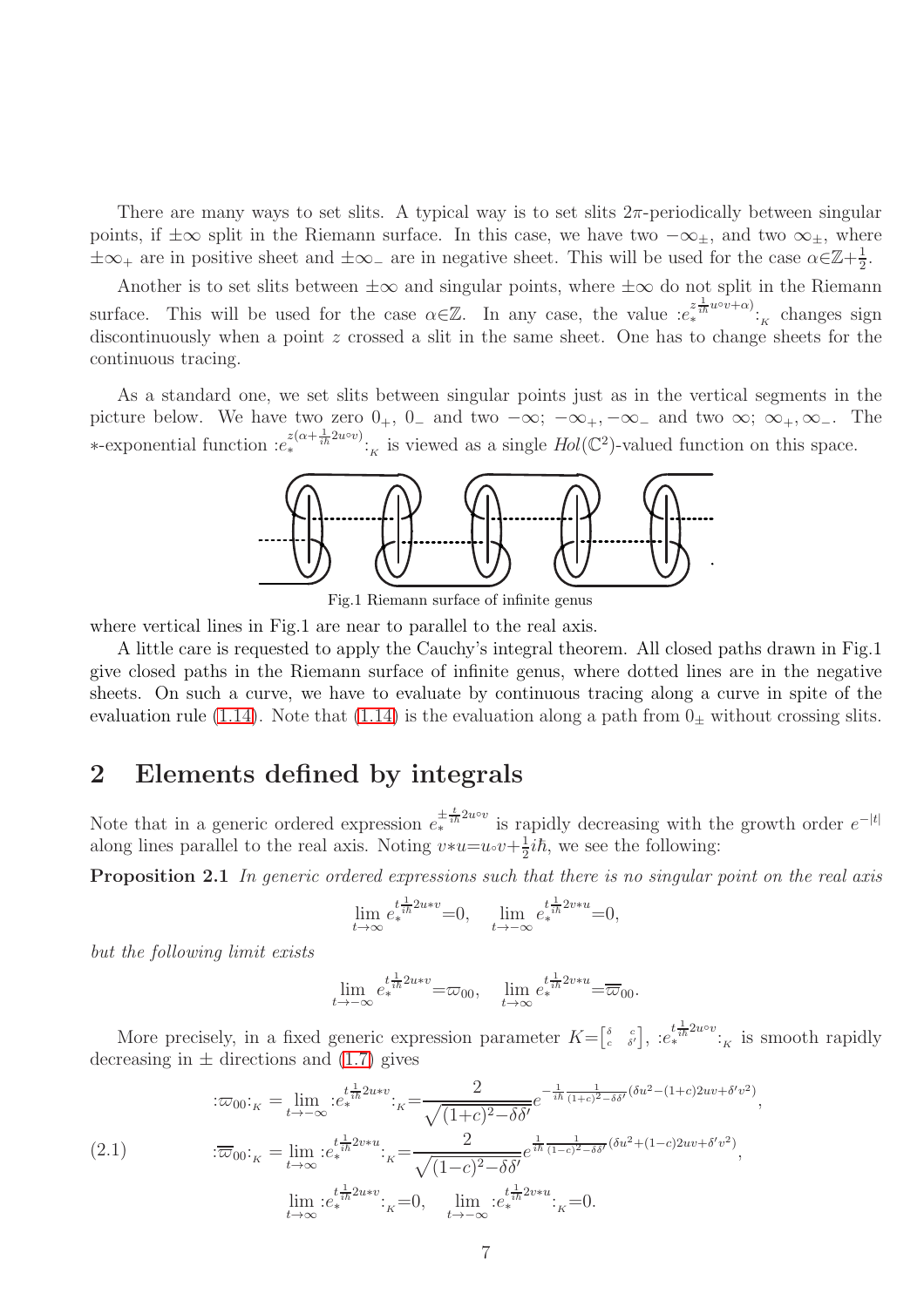There are many ways to set slits. A typical way is to set slits $2\pi$-periodically between singular points, if $\pm\infty$ split in the Riemann surface. In this case, we have two $-\infty_{\pm}$, and two $\infty_{\pm}$, where $\pm\infty_+$ are in positive sheet and $\pm\infty_-$ are in negative sheet. This will be used for the case $\alpha\in\mathbb{Z}+\frac{1}{2}$.

Another is to set slits between $\pm\infty$ and singular points, where $\pm\infty$ do not split in the Riemann surface. This will be used for the case $\alpha\in\mathbb{Z}$. In any case, the value $:e_*^{z\frac{1}{i\hbar}u\circ v+\alpha)}:_{_K}$ changes sign discontinuously when a point $z$ crossed a slit in the same sheet. One has to change sheets for the continuous tracing.

As a standard one, we set slits between singular points just as in the vertical segments in the picture below. We have two zero $0_+$, $0_-$ and two $-\infty$; $-\infty_+, -\infty_-$ and two $\infty$; $\infty_+, \infty_-$. The $*$-exponential function $:e_*^{z(\alpha+\frac{1}{i\hbar}u\circ v)}:_{_K}$ is viewed as a single $Hol(\mathbb{C}^2)$-valued function on this space.

Fig.1 Riemann surface of infinite genus

where vertical lines in Fig.1 are near to parallel to the real axis.

A little care is requested to apply the Cauchy's integral theorem. All closed paths drawn in Fig.1 give closed paths in the Riemann surface of infinite genus, where dotted lines are in the negative sheets. On such a curve, we have to evaluate by continuous tracing along a curve in spite of the evaluation rule (1.14). Note that (1.14) is the evaluation along a path from $0_{\pm}$ without crossing slits.

## 2 Elements defined by integrals

Note that in a generic ordered expression $e_*^{\pm\frac{t}{i\hbar}2u\circ v}$ is rapidly decreasing with the growth order $e^{-|t|}$ along lines parallel to the real axis. Noting $v{*}u{=}u{\circ}v{+}\frac{1}{2}i\hbar$, we see the following:

**Proposition 2.1** *In generic ordered expressions such that there is no singular point on the real axis*

$$\lim_{t\to\infty} e_*^{t\frac{1}{i\hbar}2u*v}{=}0, \quad \lim_{t\to-\infty} e_*^{t\frac{1}{i\hbar}2v*u}{=}0,$$

*but the following limit exists*

$$\lim_{t\to-\infty} e_*^{t\frac{1}{i\hbar}2u*v}{=}\varpi_{00}, \quad \lim_{t\to\infty} e_*^{t\frac{1}{i\hbar}2v*u}{=}\overline{\varpi}_{00}.$$

More precisely, in a fixed generic expression parameter $K{=}\begin{bmatrix}\delta & c\\ c & \delta'\end{bmatrix}$, $:e_*^{t\frac{1}{i\hbar}2u\circ v}:_{_K}$ is smooth rapidly decreasing in $\pm$ directions and (1.7) gives

$$
\begin{aligned}
&:\varpi_{00}:_{_K} = \lim_{t\to-\infty} :e_*^{t\frac{1}{i\hbar}2u*v}:_{_K}{=}\frac{2}{\sqrt{(1{+}c)^2{-}\delta\delta'}}e^{-\frac{1}{i\hbar}\frac{1}{(1+c)^2-\delta\delta'}(\delta u^2-(1+c)2uv+\delta' v^2)},\\
(2.1)\qquad &:\overline{\varpi}_{00}:_{_K} = \lim_{t\to\infty} :e_*^{t\frac{1}{i\hbar}2v*u}:_{_K}{=}\frac{2}{\sqrt{(1{-}c)^2{-}\delta\delta'}}e^{\frac{1}{i\hbar}\frac{1}{(1-c)^2-\delta\delta'}(\delta u^2+(1-c)2uv+\delta' v^2)},\\
&\lim_{t\to\infty} :e_*^{t\frac{1}{i\hbar}2u*v}:_{_K}{=}0, \quad \lim_{t\to-\infty} :e_*^{t\frac{1}{i\hbar}2v*u}:_{_K}{=}0.
\end{aligned}
$$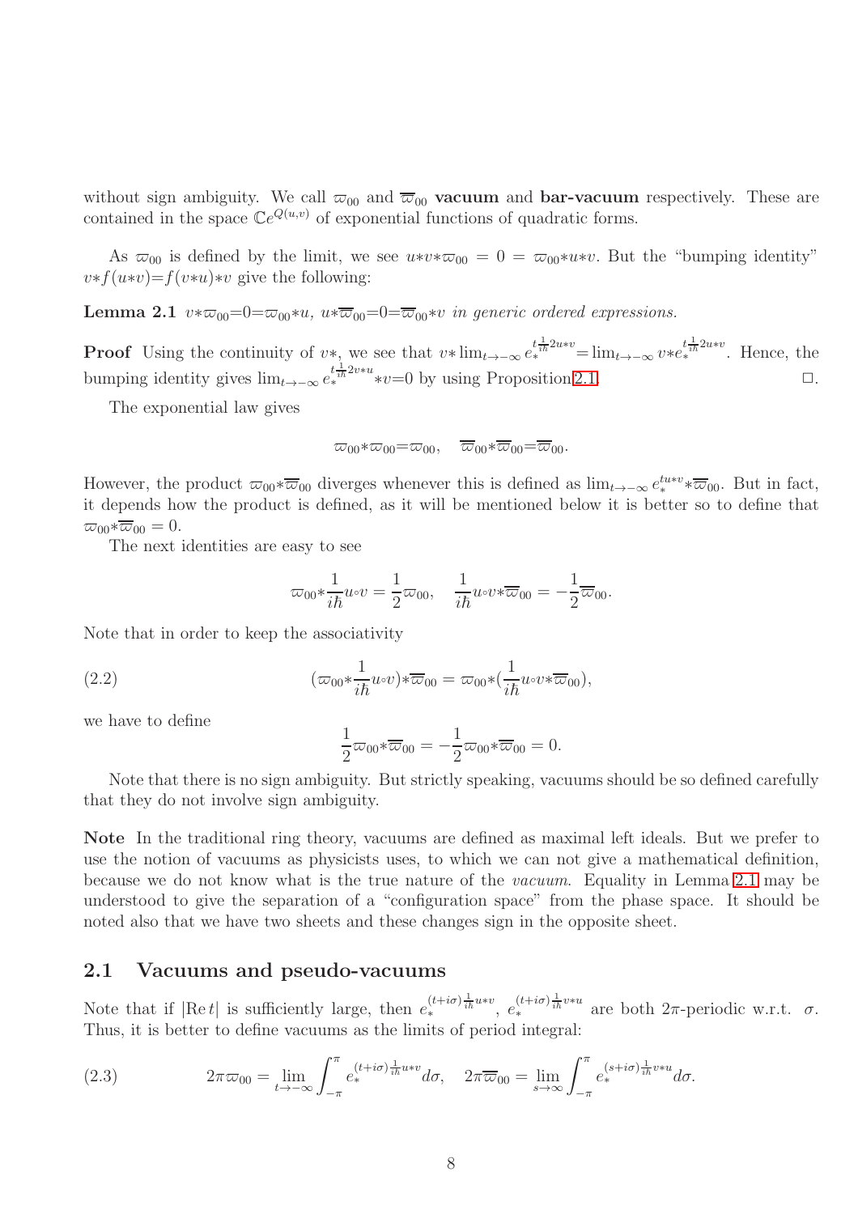without sign ambiguity. We call $\varpi_{00}$ and $\overline{\varpi}_{00}$ **vacuum** and **bar-vacuum** respectively. These are contained in the space $\mathbb{C}e^{Q(u,v)}$ of exponential functions of quadratic forms.

As $\varpi_{00}$ is defined by the limit, we see $u{*}v{*}\varpi_{00} = 0 = \varpi_{00}{*}u{*}v$. But the "bumping identity" $v{*}f(u{*}v){=}f(v{*}u){*}v$ give the following:

**Lemma 2.1** *$v{*}\varpi_{00}{=}0{=}\varpi_{00}{*}u$, $u{*}\overline{\varpi}_{00}{=}0{=}\overline{\varpi}_{00}{*}v$ in generic ordered expressions.*

**Proof** Using the continuity of $v{*}$, we see that $v{*}\lim_{t\to-\infty} e_*^{t\frac{1}{i\hbar}2u*v}{=}\lim_{t\to-\infty} v{*}e_*^{t\frac{1}{i\hbar}2u*v}$. Hence, the bumping identity gives $\lim_{t\to-\infty} e_*^{t\frac{1}{i\hbar}2v*u}{*}v{=}0$ by using Proposition 2.1. $\square$.

The exponential law gives

$$\varpi_{00}{*}\varpi_{00}{=}\varpi_{00}, \quad \overline{\varpi}_{00}{*}\overline{\varpi}_{00}{=}\overline{\varpi}_{00}.$$

However, the product $\varpi_{00}{*}\overline{\varpi}_{00}$ diverges whenever this is defined as $\lim_{t\to-\infty} e_*^{tu*v}{*}\overline{\varpi}_{00}$. But in fact, it depends how the product is defined, as it will be mentioned below it is better so to define that $\varpi_{00}{*}\overline{\varpi}_{00} = 0$.

The next identities are easy to see

$$\varpi_{00}{*}\frac{1}{i\hbar}u{\circ}v = \frac{1}{2}\varpi_{00}, \quad \frac{1}{i\hbar}u{\circ}v{*}\overline{\varpi}_{00} = -\frac{1}{2}\overline{\varpi}_{00}.$$

Note that in order to keep the associativity

$$(\varpi_{00}{*}\frac{1}{i\hbar}u{\circ}v){*}\overline{\varpi}_{00} = \varpi_{00}{*}(\frac{1}{i\hbar}u{\circ}v{*}\overline{\varpi}_{00}), \tag{2.2}$$

we have to define

$$\frac{1}{2}\varpi_{00}{*}\overline{\varpi}_{00} = -\frac{1}{2}\varpi_{00}{*}\overline{\varpi}_{00} = 0.$$

Note that there is no sign ambiguity. But strictly speaking, vacuums should be so defined carefully that they do not involve sign ambiguity.

**Note** In the traditional ring theory, vacuums are defined as maximal left ideals. But we prefer to use the notion of vacuums as physicists uses, to which we can not give a mathematical definition, because we do not know what is the true nature of the *vacuum*. Equality in Lemma 2.1 may be understood to give the separation of a "configuration space" from the phase space. It should be noted also that we have two sheets and these changes sign in the opposite sheet.

## 2.1 Vacuums and pseudo-vacuums

Note that if $|\mathrm{Re}\,t|$ is sufficiently large, then $e_*^{(t+i\sigma)\frac{1}{i\hbar}u*v}$, $e_*^{(t+i\sigma)\frac{1}{i\hbar}v*u}$ are both $2\pi$-periodic w.r.t. $\sigma$. Thus, it is better to define vacuums as the limits of period integral:

$$2\pi\varpi_{00} = \lim_{t\to-\infty}\int_{-\pi}^{\pi} e_*^{(t+i\sigma)\frac{1}{i\hbar}u*v}d\sigma, \quad 2\pi\overline{\varpi}_{00} = \lim_{s\to\infty}\int_{-\pi}^{\pi} e_*^{(s+i\sigma)\frac{1}{i\hbar}v*u}d\sigma. \tag{2.3}$$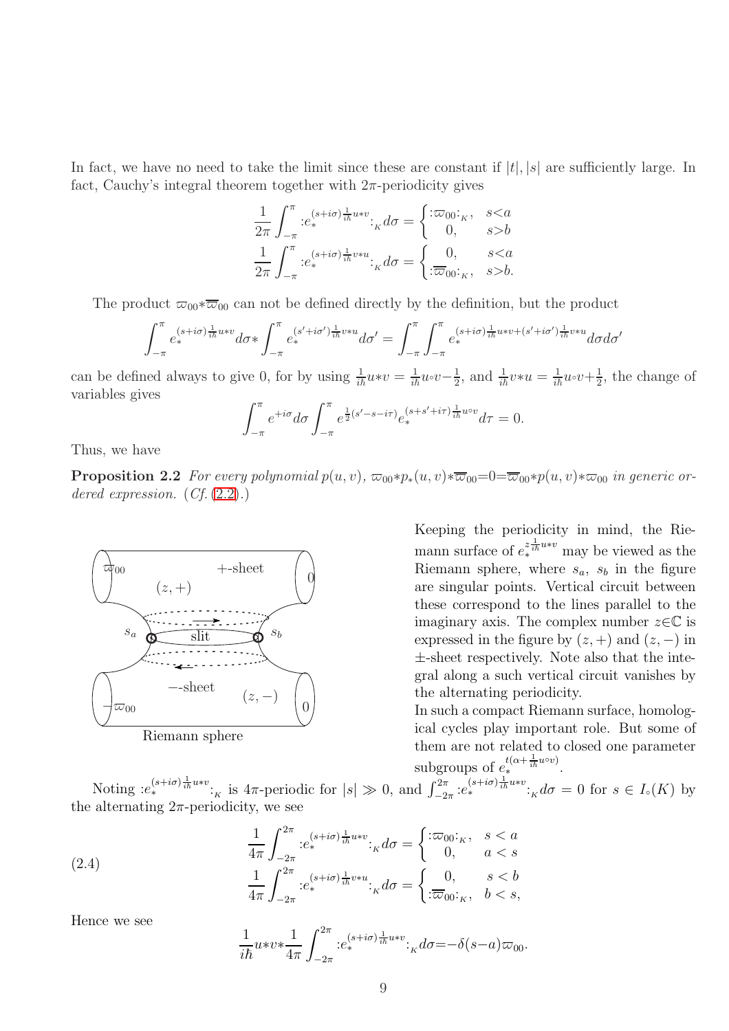In fact, we have no need to take the limit since these are constant if $|t|, |s|$ are sufficiently large. In fact, Cauchy's integral theorem together with $2\pi$-periodicity gives

$$\frac{1}{2\pi}\int_{-\pi}^{\pi} {:}e_*^{(s+i\sigma)\frac{1}{i\hbar}u*v}{:}_{_K} d\sigma = \begin{cases} {:}\varpi_{00}{:}_{_K}, & s<a \\ 0, & s>b \end{cases}$$

$$\frac{1}{2\pi}\int_{-\pi}^{\pi} {:}e_*^{(s+i\sigma)\frac{1}{i\hbar}v*u}{:}_{_K} d\sigma = \begin{cases} 0, & s<a \\ {:}\overline{\varpi}_{00}{:}_{_K}, & s>b. \end{cases}$$

The product $\varpi_{00}*\overline{\varpi}_{00}$ can not be defined directly by the definition, but the product

$$\int_{-\pi}^{\pi} e_*^{(s+i\sigma)\frac{1}{i\hbar}u*v} d\sigma * \int_{-\pi}^{\pi} e_*^{(s'+i\sigma')\frac{1}{i\hbar}v*u} d\sigma' = \int_{-\pi}^{\pi}\int_{-\pi}^{\pi} e_*^{(s+i\sigma)\frac{1}{i\hbar}u*v+(s'+i\sigma')\frac{1}{i\hbar}v*u} d\sigma d\sigma'$$

can be defined always to give 0, for by using $\frac{1}{i\hbar}u*v = \frac{1}{i\hbar}u{\circ}v - \frac{1}{2}$, and $\frac{1}{i\hbar}v*u = \frac{1}{i\hbar}u{\circ}v + \frac{1}{2}$, the change of variables gives

$$\int_{-\pi}^{\pi} e^{+i\sigma} d\sigma \int_{-\pi}^{\pi} e^{\frac{1}{2}(s'-s-i\tau)} e_*^{(s+s'+i\tau)\frac{1}{i\hbar}u\circ v} d\tau = 0.$$

Thus, we have

**Proposition 2.2** *For every polynomial $p(u, v)$, $\varpi_{00}*p_*(u, v)*\overline{\varpi}_{00}=0=\overline{\varpi}_{00}*p(u, v)*\varpi_{00}$ in generic ordered expression. (Cf. (2.2).)*

Riemann sphere

Keeping the periodicity in mind, the Riemann surface of $e_*^{z\frac{1}{i\hbar}u*v}$ may be viewed as the Riemann sphere, where $s_a$, $s_b$ in the figure are singular points. Vertical circuit between these correspond to the lines parallel to the imaginary axis. The complex number $z\in\mathbb{C}$ is expressed in the figure by $(z, +)$ and $(z, -)$ in $\pm$-sheet respectively. Note also that the integral along a such vertical circuit vanishes by the alternating periodicity.
In such a compact Riemann surface, homological cycles play important role. But some of them are not related to closed one parameter subgroups of $e_*^{t(\alpha+\frac{1}{i\hbar}u\circ v)}$.

Noting ${:}e_*^{(s+i\sigma)\frac{1}{i\hbar}u*v}{:}_{_K}$ is $4\pi$-periodic for $|s| \gg 0$, and $\int_{-2\pi}^{2\pi} {:}e_*^{(s+i\sigma)\frac{1}{i\hbar}u*v}{:}_{_K} d\sigma = 0$ for $s \in I_\circ(K)$ by the alternating $2\pi$-periodicity, we see

$$\frac{1}{4\pi}\int_{-2\pi}^{2\pi} {:}e_*^{(s+i\sigma)\frac{1}{i\hbar}u*v}{:}_{_K} d\sigma = \begin{cases} {:}\varpi_{00}{:}_{_K}, & s<a \\ 0, & a<s \end{cases}$$
$$(2.4)\qquad \frac{1}{4\pi}\int_{-2\pi}^{2\pi} {:}e_*^{(s+i\sigma)\frac{1}{i\hbar}v*u}{:}_{_K} d\sigma = \begin{cases} 0, & s<b \\ {:}\overline{\varpi}_{00}{:}_{_K}, & b<s, \end{cases}$$

Hence we see

$$\frac{1}{i\hbar}u*v*\frac{1}{4\pi}\int_{-2\pi}^{2\pi} {:}e_*^{(s+i\sigma)\frac{1}{i\hbar}u*v}{:}_{_K} d\sigma = -\delta(s-a)\varpi_{00}.$$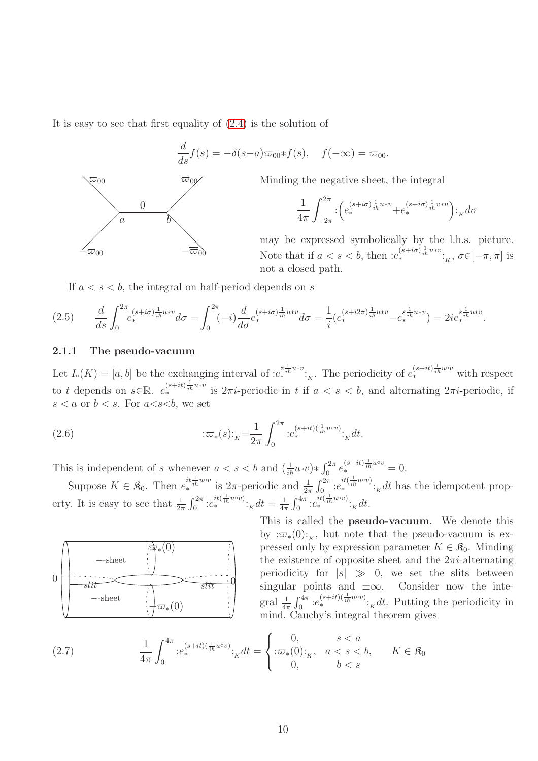It is easy to see that first equality of (2.4) is the solution of

$$\frac{d}{ds}f(s) = -\delta(s{-}a)\varpi_{00}{*}f(s), \quad f(-\infty) = \varpi_{00}.$$

Minding the negative sheet, the integral

$$\frac{1}{4\pi}\int_{-2\pi}^{2\pi} {:}\Big(e_*^{(s+i\sigma)\frac{1}{i\hbar}u*v} + e_*^{(s+i\sigma)\frac{1}{i\hbar}v*u}\Big){:}_{_K} d\sigma$$

may be expressed symbolically by the l.h.s. picture. Note that if $a<s<b$, then ${:}e_*^{(s+i\sigma)\frac{1}{i\hbar}u*v}{:}_{_K}$, $\sigma{\in}[-\pi,\pi]$ is not a closed path.

If $a<s<b$, the integral on half-period depends on $s$

$$\frac{d}{ds}\int_0^{2\pi} e_*^{(s+i\sigma)\frac{1}{i\hbar}u*v} d\sigma = \int_0^{2\pi}(-i)\frac{d}{d\sigma}e_*^{(s+i\sigma)\frac{1}{i\hbar}u*v}d\sigma = \frac{1}{i}(e_*^{(s+i2\pi)\frac{1}{i\hbar}u*v} - e_*^{s\frac{1}{i\hbar}u*v}) = 2ie_*^{s\frac{1}{i\hbar}u*v}. \tag{2.5}$$

### 2.1.1 The pseudo-vacuum

Let $I_\circ(K)=[a,b]$ be the exchanging interval of ${:}e_*^{z\frac{1}{i\hbar}u\circ v}{:}_{_K}$. The periodicity of $e_*^{(s+it)\frac{1}{i\hbar}u\circ v}$ with respect to $t$ depends on $s{\in}\mathbb{R}$. $e_*^{(s+it)\frac{1}{i\hbar}u\circ v}$ is $2\pi i$-periodic in $t$ if $a<s<b$, and alternating $2\pi i$-periodic, if $s<a$ or $b<s$. For $a{<}s{<}b$, we set

$$ {:}\varpi_*(s){:}_{_K} {=} \frac{1}{2\pi}\int_0^{2\pi} {:}e_*^{(s+it)(\frac{1}{i\hbar}u\circ v)}{:}_{_K}dt. \tag{2.6}$$

This is independent of $s$ whenever $a<s<b$ and $(\frac{1}{i\hbar}u{\circ}v){*}\int_0^{2\pi}e_*^{(s+it)\frac{1}{i\hbar}u\circ v}=0$.

Suppose $K\in\mathfrak{K}_0$. Then $e_*^{it\frac{1}{i\hbar}u\circ v}$ is $2\pi$-periodic and $\frac{1}{2\pi}\int_0^{2\pi}{:}e_*^{it(\frac{1}{i\hbar}u\circ v)}{:}_{_K}dt$ has the idempotent property. It is easy to see that $\frac{1}{2\pi}\int_0^{2\pi}{:}e_*^{it(\frac{1}{i\hbar}u\circ v)}{:}_{_K}dt=\frac{1}{4\pi}\int_0^{4\pi}{:}e_*^{it(\frac{1}{i\hbar}u\circ v)}{:}_{_K}dt$.

This is called the **pseudo-vacuum**. We denote this by ${:}\varpi_*(0){:}_{_K}$, but note that the pseudo-vacuum is expressed only by expression parameter $K\in\mathfrak{K}_0$. Minding the existence of opposite sheet and the $2\pi i$-alternating periodicity for $|s|\gg 0$, we set the slits between singular points and $\pm\infty$. Consider now the integral $\frac{1}{4\pi}\int_0^{4\pi}{:}e_*^{(s+it)(\frac{1}{i\hbar}u\circ v)}{:}_{_K}dt$. Putting the periodicity in mind, Cauchy's integral theorem gives

$$\frac{1}{4\pi}\int_0^{4\pi}{:}e_*^{(s+it)(\frac{1}{i\hbar}u\circ v)}{:}_{_K}dt = \begin{cases} 0, & s<a \\ {:}\varpi_*(0){:}_{_K}, & a<s<b, \qquad K\in\mathfrak{K}_0 \\ 0, & b<s \end{cases} \tag{2.7}$$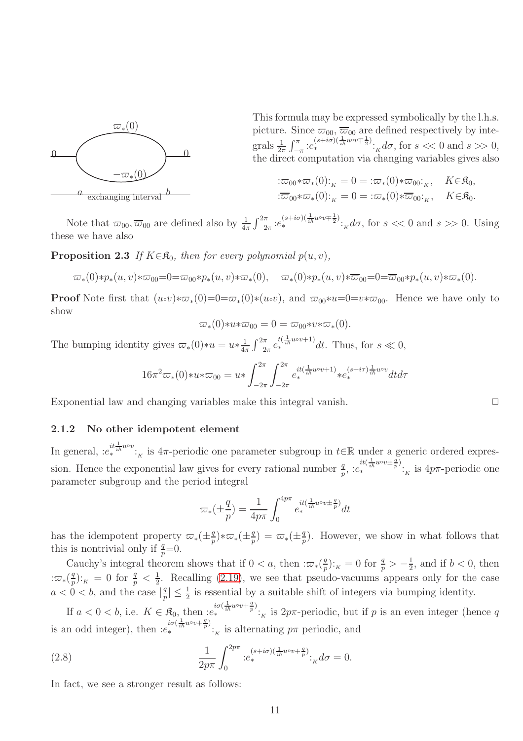This formula may be expressed symbolically by the l.h.s. picture. Since $\varpi_{00}$, $\overline{\varpi}_{00}$ are defined respectively by integrals $\frac{1}{2\pi}\int_{-\pi}^{\pi} {:}e_*^{(s+i\sigma)(\frac{1}{i\hbar}u{\circ}v\mp\frac{1}{2})}{:}_{_K}d\sigma$, for $s<<0$ and $s>>0$, the direct computation via changing variables gives also

$$
\begin{aligned}
&{:}\varpi_{00}{*}\varpi_*(0){:}_{_K}=0={:}\varpi_*(0){*}\varpi_{00}{:}_{_K}, \quad K{\in}\mathfrak{K}_0,\\
&{:}\overline{\varpi}_{00}{*}\varpi_*(0){:}_{_K}=0={:}\varpi_*(0){*}\overline{\varpi}_{00}{:}_{_K}, \quad K{\in}\mathfrak{K}_0.
\end{aligned}
$$

Note that $\varpi_{00}$, $\overline{\varpi}_{00}$ are defined also by $\frac{1}{4\pi}\int_{-2\pi}^{2\pi} {:}e_*^{(s+i\sigma)(\frac{1}{i\hbar}u{\circ}v\mp\frac{1}{2})}{:}_{_K}d\sigma$, for $s<<0$ and $s>>0$. Using these we have also

**Proposition 2.3** *If $K{\in}\mathfrak{K}_0$, then for every polynomial $p(u,v)$,*

$$
\varpi_*(0){*}p_*(u,v){*}\varpi_{00}{=}0{=}\varpi_{00}{*}p_*(u,v){*}\varpi_*(0), \quad \varpi_*(0){*}p_*(u,v){*}\overline{\varpi}_{00}{=}0{=}\overline{\varpi}_{00}{*}p_*(u,v){*}\varpi_*(0).
$$

**Proof** Note first that $(u{\circ}v){*}\varpi_*(0){=}0{=}\varpi_*(0){*}(u{\circ}v)$, and $\varpi_{00}{*}u{=}0{=}v{*}\varpi_{00}$. Hence we have only to show

$$
\varpi_*(0){*}u{*}\varpi_{00}=0=\varpi_{00}{*}v{*}\varpi_*(0).
$$

The bumping identity gives $\varpi_*(0){*}u=u{*}\frac{1}{4\pi}\int_{-2\pi}^{2\pi}e_*^{t(\frac{1}{i\hbar}u{\circ}v+1)}dt$. Thus, for $s\ll 0$,

$$
16\pi^2\varpi_*(0){*}u{*}\varpi_{00}=u{*}\int_{-2\pi}^{2\pi}\int_{-2\pi}^{2\pi}e_*^{it(\frac{1}{i\hbar}u{\circ}v+1)}{*}e_*^{(s+i\tau)\frac{1}{i\hbar}u{\circ}v}dtd\tau
$$

Exponential law and changing variables make this integral vanish. $\Box$

### 2.1.2 No other idempotent element

In general, ${:}e_*^{it\frac{1}{i\hbar}u{\circ}v}{:}_{_K}$ is $4\pi$-periodic one parameter subgroup in $t{\in}\mathbb{R}$ under a generic ordered expression. Hence the exponential law gives for every rational number $\frac{q}{p}$, ${:}e_*^{it(\frac{1}{i\hbar}u{\circ}v\pm\frac{q}{p})}{:}_{_K}$ is $4p\pi$-periodic one parameter subgroup and the period integral

$$
\varpi_*(\pm\frac{q}{p})=\frac{1}{4p\pi}\int_0^{4p\pi}e_*^{it(\frac{1}{i\hbar}u{\circ}v\pm\frac{q}{p})}dt
$$

has the idempotent property $\varpi_*(\pm\frac{q}{p}){*}\varpi_*(\pm\frac{q}{p})=\varpi_*(\pm\frac{q}{p})$. However, we show in what follows that this is nontrivial only if $\frac{q}{p}{=}0$.

Cauchy's integral theorem shows that if $0<a$, then ${:}\varpi_*(\frac{q}{p}){:}_{_K}=0$ for $\frac{q}{p}>-\frac{1}{2}$, and if $b<0$, then ${:}\varpi_*(\frac{q}{p}){:}_{_K}=0$ for $\frac{q}{p}<\frac{1}{2}$. Recalling (2.19), we see that pseudo-vacuums appears only for the case $a<0<b$, and the case $|\frac{q}{p}|\leq\frac{1}{2}$ is essential by a suitable shift of integers via bumping identity.

If $a<0<b$, i.e. $K\in\mathfrak{K}_0$, then ${:}e_*^{i\sigma(\frac{1}{i\hbar}u{\circ}v+\frac{q}{p})}{:}_{_K}$ is $2p\pi$-periodic, but if $p$ is an even integer (hence $q$ is an odd integer), then ${:}e_*^{i\sigma(\frac{1}{i\hbar}u{\circ}v+\frac{q}{p})}{:}_{_K}$ is alternating $p\pi$ periodic, and

$$
\frac{1}{2p\pi}\int_0^{2p\pi}{:}e_*^{(s+i\sigma)(\frac{1}{i\hbar}u{\circ}v+\frac{q}{p})}{:}_{_K}d\sigma=0. \tag{2.8}
$$

In fact, we see a stronger result as follows: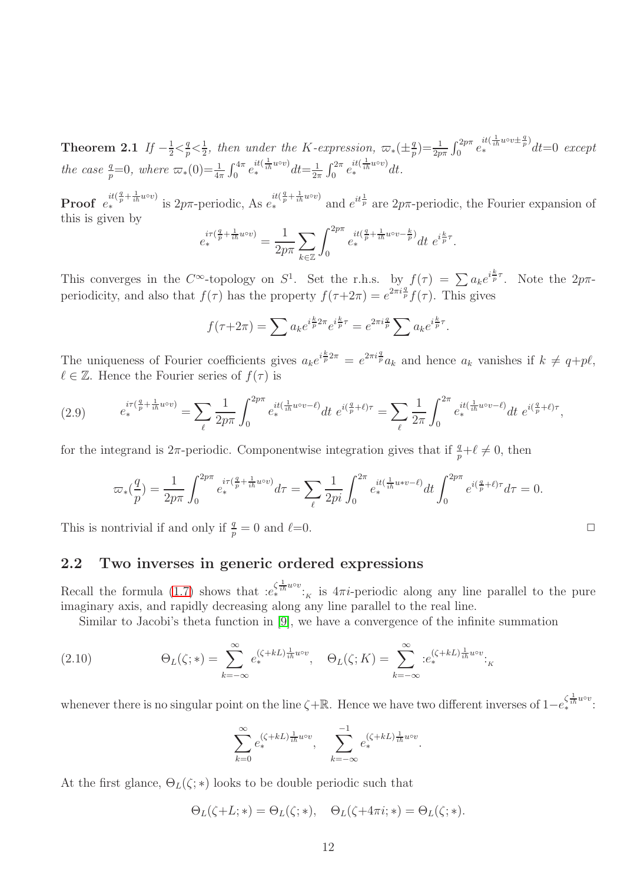**Theorem 2.1** *If* $-\frac{1}{2}<\frac{q}{p}<\frac{1}{2}$*, then under the K-expression,* $\varpi_*(\pm\frac{q}{p})=\frac{1}{2p\pi}\int_0^{2p\pi}e_*^{it(\frac{1}{i\hbar}u{\circ}v\pm\frac{q}{p})}dt=0$ *except the case* $\frac{q}{p}=0$*, where* $\varpi_*(0)=\frac{1}{4\pi}\int_0^{4\pi}e_*^{it(\frac{1}{i\hbar}u{\circ}v)}dt=\frac{1}{2\pi}\int_0^{2\pi}e_*^{it(\frac{1}{i\hbar}u{\circ}v)}dt$.

**Proof** $e_*^{it(\frac{q}{p}+\frac{1}{i\hbar}u{\circ}v)}$ is $2p\pi$-periodic, As $e_*^{it(\frac{q}{p}+\frac{1}{i\hbar}u{\circ}v)}$ and $e^{it\frac{1}{p}}$ are $2p\pi$-periodic, the Fourier expansion of this is given by

$$e_*^{i\tau(\frac{q}{p}+\frac{1}{i\hbar}u{\circ}v)}=\frac{1}{2p\pi}\sum_{k\in\mathbb{Z}}\int_0^{2p\pi}e_*^{it(\frac{q}{p}+\frac{1}{i\hbar}u{\circ}v-\frac{k}{p})}dt\ e^{i\frac{k}{p}\tau}.$$

This converges in the $C^\infty$-topology on $S^1$. Set the r.h.s. by $f(\tau)=\sum a_ke^{i\frac{k}{p}\tau}$. Note the $2p\pi$-periodicity, and also that $f(\tau)$ has the property $f(\tau+2\pi)=e^{2\pi i\frac{q}{p}}f(\tau)$. This gives

$$f(\tau+2\pi)=\sum a_ke^{i\frac{k}{p}2\pi}e^{i\frac{k}{p}\tau}=e^{2\pi i\frac{q}{p}}\sum a_ke^{i\frac{k}{p}\tau}.$$

The uniqueness of Fourier coefficients gives $a_ke^{i\frac{k}{p}2\pi}=e^{2\pi i\frac{q}{p}}a_k$ and hence $a_k$ vanishes if $k\neq q+p\ell$, $\ell\in\mathbb{Z}$. Hence the Fourier series of $f(\tau)$ is

$$e_*^{i\tau(\frac{q}{p}+\frac{1}{i\hbar}u{\circ}v)}=\sum_\ell\frac{1}{2p\pi}\int_0^{2p\pi}e_*^{it(\frac{1}{i\hbar}u{\circ}v-\ell)}dt\ e^{i(\frac{q}{p}+\ell)\tau}=\sum_\ell\frac{1}{2\pi}\int_0^{2\pi}e_*^{it(\frac{1}{i\hbar}u{\circ}v-\ell)}dt\ e^{i(\frac{q}{p}+\ell)\tau},\tag{2.9}$$

for the integrand is $2\pi$-periodic. Componentwise integration gives that if $\frac{q}{p}+\ell\neq 0$, then

$$\varpi_*(\frac{q}{p})=\frac{1}{2p\pi}\int_0^{2p\pi}e_*^{i\tau(\frac{q}{p}+\frac{1}{i\hbar}u{\circ}v)}d\tau=\sum_\ell\frac{1}{2pi}\int_0^{2\pi}e_*^{it(\frac{1}{i\hbar}u*v-\ell)}dt\int_0^{2p\pi}e^{i(\frac{q}{p}+\ell)\tau}d\tau=0.$$

This is nontrivial if and only if $\frac{q}{p}=0$ and $\ell=0$. $\square$

## 2.2 Two inverses in generic ordered expressions

Recall the formula (1.7) shows that $:e_*^{\zeta\frac{1}{i\hbar}u{\circ}v}:_{_K}$ is $4\pi i$-periodic along any line parallel to the pure imaginary axis, and rapidly decreasing along any line parallel to the real line.

Similar to Jacobi's theta function in [9], we have a convergence of the infinite summation

$$\Theta_L(\zeta;*)=\sum_{k=-\infty}^{\infty}e_*^{(\zeta+kL)\frac{1}{i\hbar}u{\circ}v},\quad \Theta_L(\zeta;K)=\sum_{k=-\infty}^{\infty}:e_*^{(\zeta+kL)\frac{1}{i\hbar}u{\circ}v}:_{_K}\tag{2.10}$$

whenever there is no singular point on the line $\zeta+\mathbb{R}$. Hence we have two different inverses of $1-e_*^{\zeta\frac{1}{i\hbar}u{\circ}v}$:

$$\sum_{k=0}^{\infty}e_*^{(\zeta+kL)\frac{1}{i\hbar}u{\circ}v},\quad \sum_{k=-\infty}^{-1}e_*^{(\zeta+kL)\frac{1}{i\hbar}u{\circ}v}.$$

At the first glance, $\Theta_L(\zeta;*)$ looks to be double periodic such that

$$\Theta_L(\zeta+L;*)=\Theta_L(\zeta;*),\quad \Theta_L(\zeta+4\pi i;*)=\Theta_L(\zeta;*).$$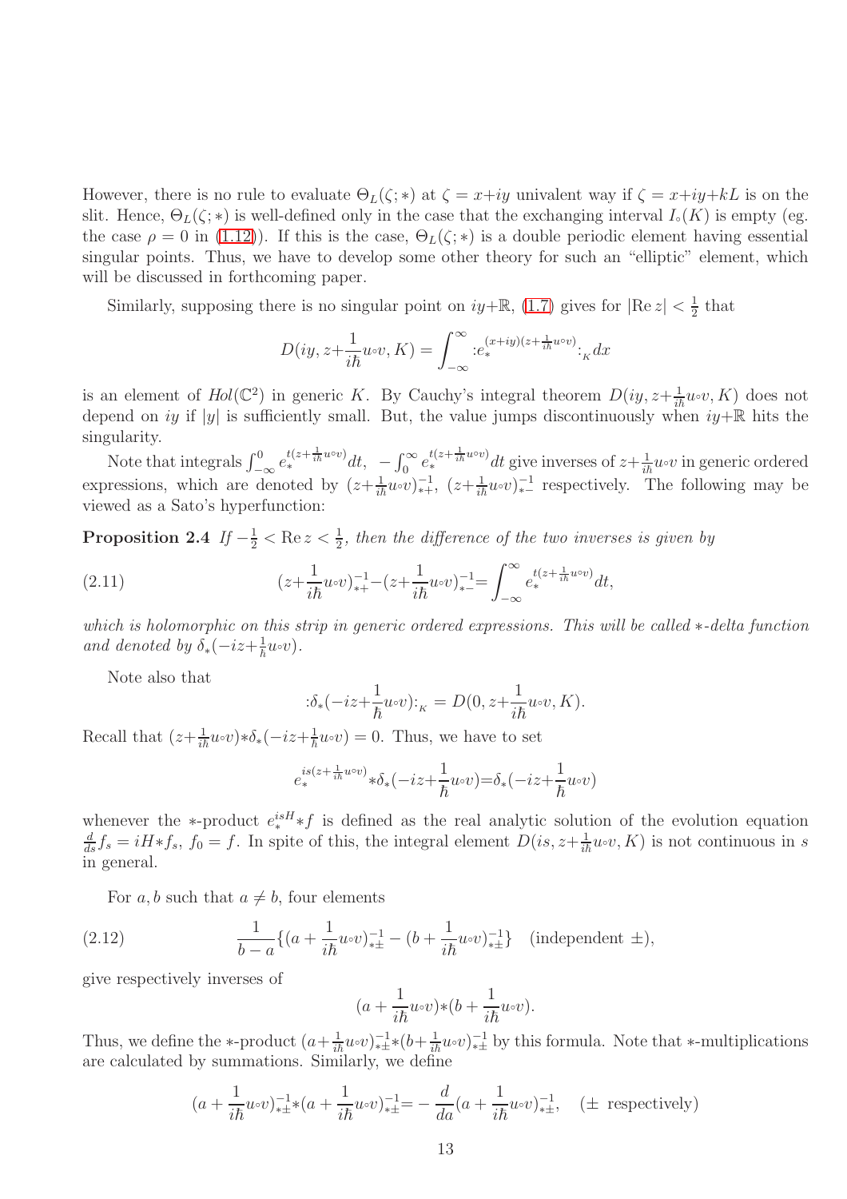However, there is no rule to evaluate $\Theta_L(\zeta;*)$ at $\zeta=x+iy$ univalent way if $\zeta=x+iy+kL$ is on the slit. Hence, $\Theta_L(\zeta;*)$ is well-defined only in the case that the exchanging interval $I_\circ(K)$ is empty (eg. the case $\rho=0$ in (1.12)). If this is the case, $\Theta_L(\zeta;*)$ is a double periodic element having essential singular points. Thus, we have to develop some other theory for such an "elliptic" element, which will be discussed in forthcoming paper.

Similarly, supposing there is no singular point on $iy{+}\mathbb{R}$, (1.7) gives for $|\mathrm{Re}\,z|<\frac{1}{2}$ that

$$D(iy, z{+}\frac{1}{i\hbar}u{\circ}v, K)=\int_{-\infty}^{\infty}{:}e_*^{(x+iy)(z+\frac{1}{i\hbar}u\circ v)}{:}_{_K}dx$$

is an element of $Hol(\mathbb{C}^2)$ in generic $K$. By Cauchy's integral theorem $D(iy, z{+}\frac{1}{i\hbar}u{\circ}v, K)$ does not depend on $iy$ if $|y|$ is sufficiently small. But, the value jumps discontinuously when $iy{+}\mathbb{R}$ hits the singularity.

Note that integrals $\int_{-\infty}^{0}e_*^{t(z+\frac{1}{i\hbar}u\circ v)}dt$, $-\int_{0}^{\infty}e_*^{t(z+\frac{1}{i\hbar}u\circ v)}dt$ give inverses of $z{+}\frac{1}{i\hbar}u{\circ}v$ in generic ordered expressions, which are denoted by $(z{+}\frac{1}{i\hbar}u{\circ}v)_{*+}^{-1}$, $(z{+}\frac{1}{i\hbar}u{\circ}v)_{*-}^{-1}$ respectively. The following may be viewed as a Sato's hyperfunction:

**Proposition 2.4** *If $-\frac{1}{2}<\mathrm{Re}\,z<\frac{1}{2}$, then the difference of the two inverses is given by*

$$(z{+}\frac{1}{i\hbar}u{\circ}v)_{*+}^{-1}{-}(z{+}\frac{1}{i\hbar}u{\circ}v)_{*-}^{-1}{=}\int_{-\infty}^{\infty}e_*^{t(z+\frac{1}{i\hbar}u\circ v)}dt, \tag{2.11}$$

*which is holomorphic on this strip in generic ordered expressions. This will be called $*$-delta function and denoted by $\delta_*(-iz{+}\frac{1}{\hbar}u{\circ}v)$.*

Note also that

$${:}\delta_*(-iz{+}\frac{1}{\hbar}u{\circ}v){:}_{_K}=D(0, z{+}\frac{1}{i\hbar}u{\circ}v, K).$$

Recall that $(z{+}\frac{1}{i\hbar}u{\circ}v){*}\delta_*(-iz{+}\frac{1}{\hbar}u{\circ}v)=0$. Thus, we have to set

$$e_*^{is(z+\frac{1}{i\hbar}u\circ v)}{*}\delta_*(-iz{+}\frac{1}{\hbar}u{\circ}v){=}\delta_*(-iz{+}\frac{1}{\hbar}u{\circ}v)$$

whenever the $*$-product $e_*^{isH}{*}f$ is defined as the real analytic solution of the evolution equation $\frac{d}{ds}f_s=iH{*}f_s$, $f_0=f$. In spite of this, the integral element $D(is, z{+}\frac{1}{i\hbar}u{\circ}v, K)$ is not continuous in $s$ in general.

For $a, b$ such that $a\neq b$, four elements

$$\frac{1}{b-a}\{(a+\frac{1}{i\hbar}u{\circ}v)_{*\pm}^{-1}-(b+\frac{1}{i\hbar}u{\circ}v)_{*\pm}^{-1}\}\quad\text{(independent }\pm\text{)}, \tag{2.12}$$

give respectively inverses of

$$(a+\frac{1}{i\hbar}u{\circ}v){*}(b+\frac{1}{i\hbar}u{\circ}v).$$

Thus, we define the $*$-product $(a{+}\frac{1}{i\hbar}u{\circ}v)_{*\pm}^{-1}{*}(b{+}\frac{1}{i\hbar}u{\circ}v)_{*\pm}^{-1}$ by this formula. Note that $*$-multiplications are calculated by summations. Similarly, we define

$$(a+\frac{1}{i\hbar}u{\circ}v)_{*\pm}^{-1}{*}(a+\frac{1}{i\hbar}u{\circ}v)_{*\pm}^{-1}{=}-\frac{d}{da}(a+\frac{1}{i\hbar}u{\circ}v)_{*\pm}^{-1},\quad(\pm\text{ respectively})$$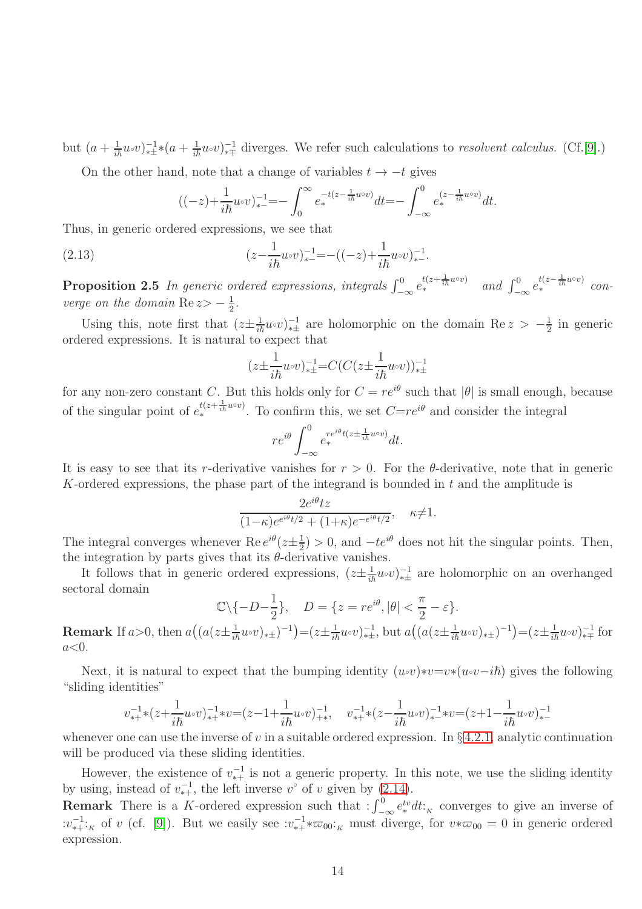but $(a + \frac{1}{i\hbar}u{\circ}v)^{-1}_{*\pm}{*}(a + \frac{1}{i\hbar}u{\circ}v)^{-1}_{*\mp}$ diverges. We refer such calculations to *resolvent calculus*. (Cf.[9].)

On the other hand, note that a change of variables $t \to -t$ gives

$$((-z)+\frac{1}{i\hbar}u{\circ}v)^{-1}_{*-}=-\int_0^\infty e_*^{-t(z-\frac{1}{i\hbar}u\circ v)}dt=-\int_{-\infty}^0 e_*^{(z-\frac{1}{i\hbar}u\circ v)}dt.$$

Thus, in generic ordered expressions, we see that

$$(z-\frac{1}{i\hbar}u{\circ}v)^{-1}_{*-}=-((-z)+\frac{1}{i\hbar}u{\circ}v)^{-1}_{*-}. \tag{2.13}$$

**Proposition 2.5** *In generic ordered expressions, integrals* $\int_{-\infty}^0 e_*^{t(z+\frac{1}{i\hbar}u\circ v)}$ *and* $\int_{-\infty}^0 e_*^{t(z-\frac{1}{i\hbar}u\circ v)}$ *converge on the domain* $\mathrm{Re}\, z{>}-\frac{1}{2}$.

Using this, note first that $(z{\pm}\frac{1}{i\hbar}u{\circ}v)^{-1}_{*\pm}$ are holomorphic on the domain $\mathrm{Re}\, z > -\frac{1}{2}$ in generic ordered expressions. It is natural to expect that

$$(z{\pm}\frac{1}{i\hbar}u{\circ}v)^{-1}_{*\pm}=C(C(z{\pm}\frac{1}{i\hbar}u{\circ}v))^{-1}_{*\pm}$$

for any non-zero constant $C$. But this holds only for $C = re^{i\theta}$ such that $|\theta|$ is small enough, because of the singular point of $e_*^{t(z+\frac{1}{i\hbar}u\circ v)}$. To confirm this, we set $C{=}re^{i\theta}$ and consider the integral

$$re^{i\theta}\int_{-\infty}^0 e_*^{re^{i\theta}t(z\pm\frac{1}{i\hbar}u\circ v)}dt.$$

It is easy to see that its $r$-derivative vanishes for $r > 0$. For the $\theta$-derivative, note that in generic $K$-ordered expressions, the phase part of the integrand is bounded in $t$ and the amplitude is

$$\frac{2e^{i\theta}tz}{(1{-}\kappa)e^{e^{i\theta}t/2} + (1{+}\kappa)e^{-e^{i\theta}t/2}}, \quad \kappa{\neq}1.$$

The integral converges whenever $\mathrm{Re}\, e^{i\theta}(z{\pm}\frac{1}{2}) > 0$, and $-te^{i\theta}$ does not hit the singular points. Then, the integration by parts gives that its $\theta$-derivative vanishes.

It follows that in generic ordered expressions, $(z{\pm}\frac{1}{i\hbar}u{\circ}v)^{-1}_{*\pm}$ are holomorphic on an overhanged sectoral domain

$$\mathbb{C}\setminus\{-D{-}\frac{1}{2}\}, \quad D = \{z = re^{i\theta}, |\theta| < \frac{\pi}{2} - \varepsilon\}.$$

**Remark** If $a{>}0$, then $a\big((a(z{\pm}\frac{1}{i\hbar}u{\circ}v)_{*\pm})^{-1}\big){=}(z{\pm}\frac{1}{i\hbar}u{\circ}v)^{-1}_{*\pm}$, but $a\big((a(z{\pm}\frac{1}{i\hbar}u{\circ}v)_{*\pm})^{-1}\big){=}(z{\pm}\frac{1}{i\hbar}u{\circ}v)^{-1}_{*\mp}$ for $a{<}0$.

Next, it is natural to expect that the bumping identity $(u{\circ}v){*}v{=}v{*}(u{\circ}v{-}i\hbar)$ gives the following "sliding identities"

$$v^{-1}_{*+}{*}(z{+}\frac{1}{i\hbar}u{\circ}v)^{-1}_{*+}{*}v{=}(z{-}1{+}\frac{1}{i\hbar}u{\circ}v)^{-1}_{+*}, \quad v^{-1}_{*+}{*}(z{-}\frac{1}{i\hbar}u{\circ}v)^{-1}_{*-}{*}v{=}(z{+}1{-}\frac{1}{i\hbar}u{\circ}v)^{-1}_{*-}$$

whenever one can use the inverse of $v$ in a suitable ordered expression. In §4.2.1, analytic continuation will be produced via these sliding identities.

However, the existence of $v^{-1}_{*+}$ is not a generic property. In this note, we use the sliding identity by using, instead of $v^{-1}_{*+}$, the left inverse $v^{\circ}$ of $v$ given by (2.14).

**Remark** There is a $K$-ordered expression such that $:\int_{-\infty}^0 e_*^{tv}dt:_K$ converges to give an inverse of $:v^{-1}_{*+}:_K$ of $v$ (cf. [9]). But we easily see $:v^{-1}_{*+}{*}\varpi_{00}:_K$ must diverge, for $v{*}\varpi_{00} = 0$ in generic ordered expression.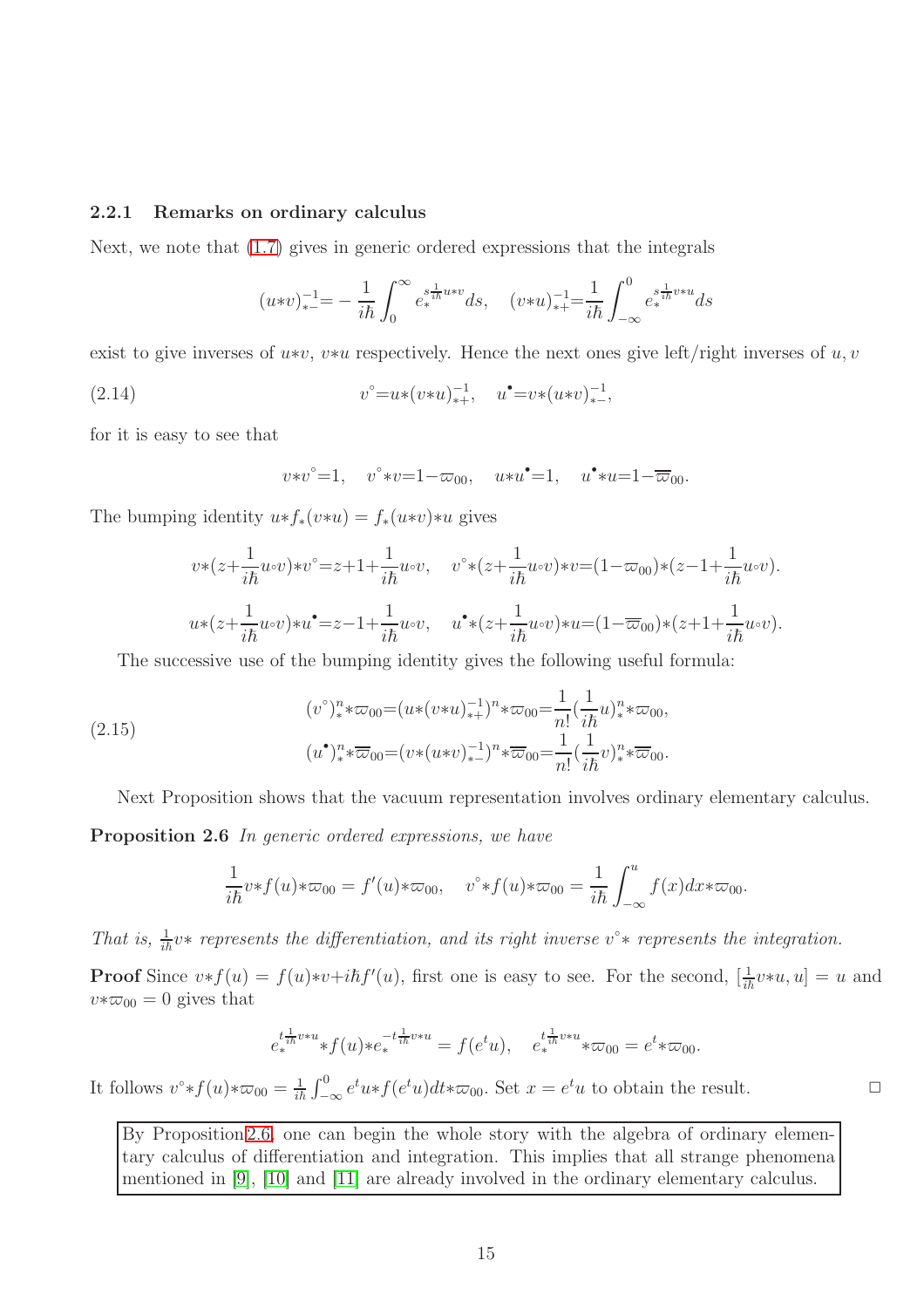### 2.2.1 Remarks on ordinary calculus

Next, we note that (1.7) gives in generic ordered expressions that the integrals

$$(u{*}v)^{-1}_{*-}= -\frac{1}{i\hbar}\int_0^\infty e_*^{s\frac{1}{i\hbar}u*v}ds, \quad (v{*}u)^{-1}_{*+}=\frac{1}{i\hbar}\int_{-\infty}^0 e_*^{s\frac{1}{i\hbar}v*u}ds$$

exist to give inverses of $u{*}v$, $v{*}u$ respectively. Hence the next ones give left/right inverses of $u, v$

$$v^{\circ}=u{*}(v{*}u)^{-1}_{*+}, \quad u^{\bullet}=v{*}(u{*}v)^{-1}_{*-}, \tag{2.14}$$

for it is easy to see that

$$v{*}v^{\circ}=1, \quad v^{\circ}{*}v=1-\varpi_{00}, \quad u{*}u^{\bullet}=1, \quad u^{\bullet}{*}u=1-\overline{\varpi}_{00}.$$

The bumping identity $u{*}f_*(v{*}u) = f_*(u{*}v){*}u$ gives

$$v{*}(z+\frac{1}{i\hbar}u{\circ}v){*}v^{\circ}=z+1+\frac{1}{i\hbar}u{\circ}v, \quad v^{\circ}{*}(z+\frac{1}{i\hbar}u{\circ}v){*}v=(1-\varpi_{00}){*}(z-1+\frac{1}{i\hbar}u{\circ}v).$$

$$u{*}(z+\frac{1}{i\hbar}u{\circ}v){*}u^{\bullet}=z-1+\frac{1}{i\hbar}u{\circ}v, \quad u^{\bullet}{*}(z+\frac{1}{i\hbar}u{\circ}v){*}u=(1-\overline{\varpi}_{00}){*}(z+1+\frac{1}{i\hbar}u{\circ}v).$$

The successive use of the bumping identity gives the following useful formula:

$$\begin{aligned}(v^{\circ})^n_*{*}\varpi_{00}&=(u{*}(v{*}u)^{-1}_{*+})^n{*}\varpi_{00}=\frac{1}{n!}(\frac{1}{i\hbar}u)^n_*{*}\varpi_{00},\\ (u^{\bullet})^n_*{*}\overline{\varpi}_{00}&=(v{*}(u{*}v)^{-1}_{*-})^n{*}\overline{\varpi}_{00}=\frac{1}{n!}(\frac{1}{i\hbar}v)^n_*{*}\overline{\varpi}_{00}.\end{aligned} \tag{2.15}$$

Next Proposition shows that the vacuum representation involves ordinary elementary calculus.

**Proposition 2.6** *In generic ordered expressions, we have*

$$\frac{1}{i\hbar}v{*}f(u){*}\varpi_{00} = f'(u){*}\varpi_{00}, \quad v^{\circ}{*}f(u){*}\varpi_{00} = \frac{1}{i\hbar}\int_{-\infty}^{u} f(x)dx{*}\varpi_{00}.$$

*That is,* $\frac{1}{i\hbar}v{*}$ *represents the differentiation, and its right inverse* $v^{\circ}{*}$ *represents the integration.*

**Proof** Since $v{*}f(u) = f(u){*}v+i\hbar f'(u)$, first one is easy to see. For the second, $[\frac{1}{i\hbar}v{*}u, u] = u$ and $v{*}\varpi_{00} = 0$ gives that

$$e_*^{t\frac{1}{i\hbar}v*u}{*}f(u){*}e_*^{-t\frac{1}{i\hbar}v*u} = f(e^t u), \quad e_*^{t\frac{1}{i\hbar}v*u}{*}\varpi_{00} = e^t{*}\varpi_{00}.$$

It follows $v^{\circ}{*}f(u){*}\varpi_{00} = \frac{1}{i\hbar}\int_{-\infty}^{0} e^t u{*}f(e^t u)dt{*}\varpi_{00}$. Set $x = e^t u$ to obtain the result. □

By Proposition 2.6, one can begin the whole story with the algebra of ordinary elementary calculus of differentiation and integration. This implies that all strange phenomena mentioned in [9], [10] and [11] are already involved in the ordinary elementary calculus.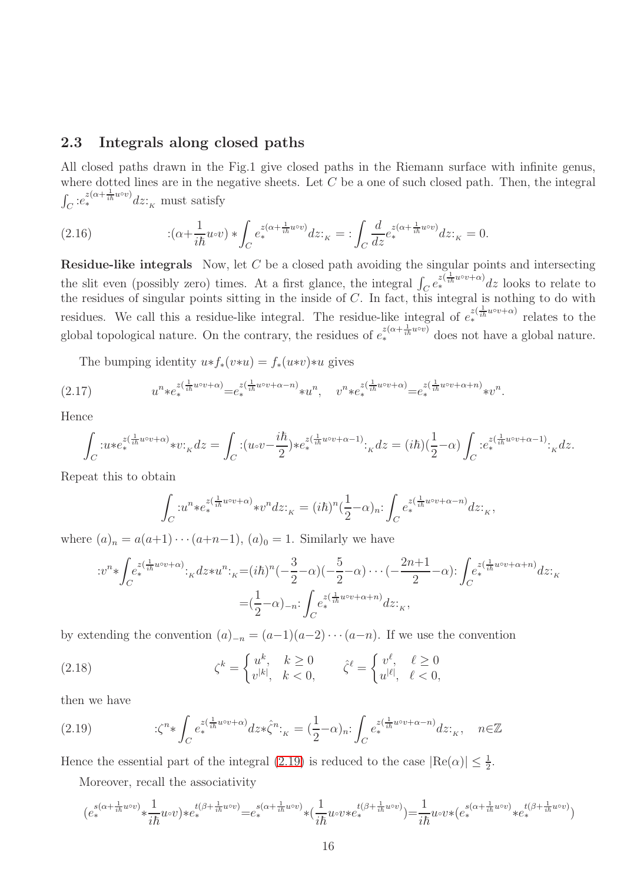## 2.3 Integrals along closed paths

All closed paths drawn in the Fig.1 give closed paths in the Riemann surface with infinite genus, where dotted lines are in the negative sheets. Let $C$ be a one of such closed path. Then, the integral $\int_C {:}e_*^{z(\alpha+\frac{1}{i\hbar}u\circ v)}dz{:}_{_K}$ must satisfy

$$
{:}(\alpha{+}\frac{1}{i\hbar}u{\circ}v)*\int_C e_*^{z(\alpha+\frac{1}{i\hbar}u\circ v)}dz{:}_{_K} = {:}\int_C \frac{d}{dz}e_*^{z(\alpha+\frac{1}{i\hbar}u\circ v)}dz{:}_{_K} = 0. \tag{2.16}
$$

**Residue-like integrals** Now, let $C$ be a closed path avoiding the singular points and intersecting the slit even (possibly zero) times. At a first glance, the integral $\int_C e_*^{z(\frac{1}{i\hbar}u\circ v+\alpha)}dz$ looks to relate to the residues of singular points sitting in the inside of $C$. In fact, this integral is nothing to do with residues. We call this a residue-like integral. The residue-like integral of $e_*^{z(\frac{1}{i\hbar}u\circ v+\alpha)}$ relates to the global topological nature. On the contrary, the residues of $e_*^{z(\alpha+\frac{1}{i\hbar}u\circ v)}$ does not have a global nature.

The bumping identity $u{*}f_*(v{*}u) = f_*(u{*}v){*}u$ gives

$$
u^n{*}e_*^{z(\frac{1}{i\hbar}u\circ v+\alpha)}{=}e_*^{z(\frac{1}{i\hbar}u\circ v+\alpha-n)}{*}u^n, \quad v^n{*}e_*^{z(\frac{1}{i\hbar}u\circ v+\alpha)}{=}e_*^{z(\frac{1}{i\hbar}u\circ v+\alpha+n)}{*}v^n. \tag{2.17}
$$

Hence

$$
\int_C {:}u{*}e_*^{z(\frac{1}{i\hbar}u\circ v+\alpha)}{*}v{:}_{_K}dz = \int_C {:}(u{\circ}v{-}\frac{i\hbar}{2}){*}e_*^{z(\frac{1}{i\hbar}u\circ v+\alpha-1)}{:}_{_K}dz = (i\hbar)(\frac{1}{2}{-}\alpha)\int_C {:}e_*^{z(\frac{1}{i\hbar}u\circ v+\alpha-1)}{:}_{_K}dz.
$$

Repeat this to obtain

$$
\int_C {:}u^n{*}e_*^{z(\frac{1}{i\hbar}u\circ v+\alpha)}{*}v^n dz{:}_{_K} = (i\hbar)^n(\frac{1}{2}{-}\alpha)_n{:}\int_C e_*^{z(\frac{1}{i\hbar}u\circ v+\alpha-n)}dz{:}_{_K},
$$

where $(a)_n = a(a{+}1)\cdots(a{+}n{-}1)$, $(a)_0 = 1$. Similarly we have

$$
\begin{aligned}
{:}v^n{*}\int_C e_*^{z(\frac{1}{i\hbar}u\circ v+\alpha)}{:}_{_K}dz{*}u^n{:}_{_K} &{=}(i\hbar)^n(-\frac{3}{2}{-}\alpha)(-\frac{5}{2}{-}\alpha)\cdots(-\frac{2n{+}1}{2}{-}\alpha){:}\int_C e_*^{z(\frac{1}{i\hbar}u\circ v+\alpha+n)}dz{:}_{_K} \\
&{=}(\frac{1}{2}{-}\alpha)_{-n}{:}\int_C e_*^{z(\frac{1}{i\hbar}u\circ v+\alpha+n)}dz{:}_{_K},
\end{aligned}
$$

by extending the convention $(a)_{-n} = (a{-}1)(a{-}2)\cdots(a{-}n)$. If we use the convention

$$
\zeta^k = \begin{cases} u^k, & k \geq 0 \\ v^{|k|}, & k < 0, \end{cases} \qquad \hat{\zeta}^\ell = \begin{cases} v^\ell, & \ell \geq 0 \\ u^{|\ell|}, & \ell < 0, \end{cases} \tag{2.18}
$$

then we have

$$
{:}\zeta^n{*}\int_C e_*^{z(\frac{1}{i\hbar}u\circ v+\alpha)}dz{*}\hat{\zeta}^n{:}_{_K} = (\frac{1}{2}{-}\alpha)_n{:}\int_C e_*^{z(\frac{1}{i\hbar}u\circ v+\alpha-n)}dz{:}_{_K}, \quad n{\in}\mathbb{Z} \tag{2.19}
$$

Hence the essential part of the integral (2.19) is reduced to the case $|\mathrm{Re}(\alpha)| \leq \frac{1}{2}$.

Moreover, recall the associativity

$$
(e_*^{s(\alpha+\frac{1}{i\hbar}u\circ v)}{*}\frac{1}{i\hbar}u{\circ}v){*}e_*^{t(\beta+\frac{1}{i\hbar}u\circ v)}{=}e_*^{s(\alpha+\frac{1}{i\hbar}u\circ v)}{*}(\frac{1}{i\hbar}u{\circ}v{*}e_*^{t(\beta+\frac{1}{i\hbar}u\circ v)}){=}\frac{1}{i\hbar}u{\circ}v{*}(e_*^{s(\alpha+\frac{1}{i\hbar}u\circ v)}{*}e_*^{t(\beta+\frac{1}{i\hbar}u\circ v)})
$$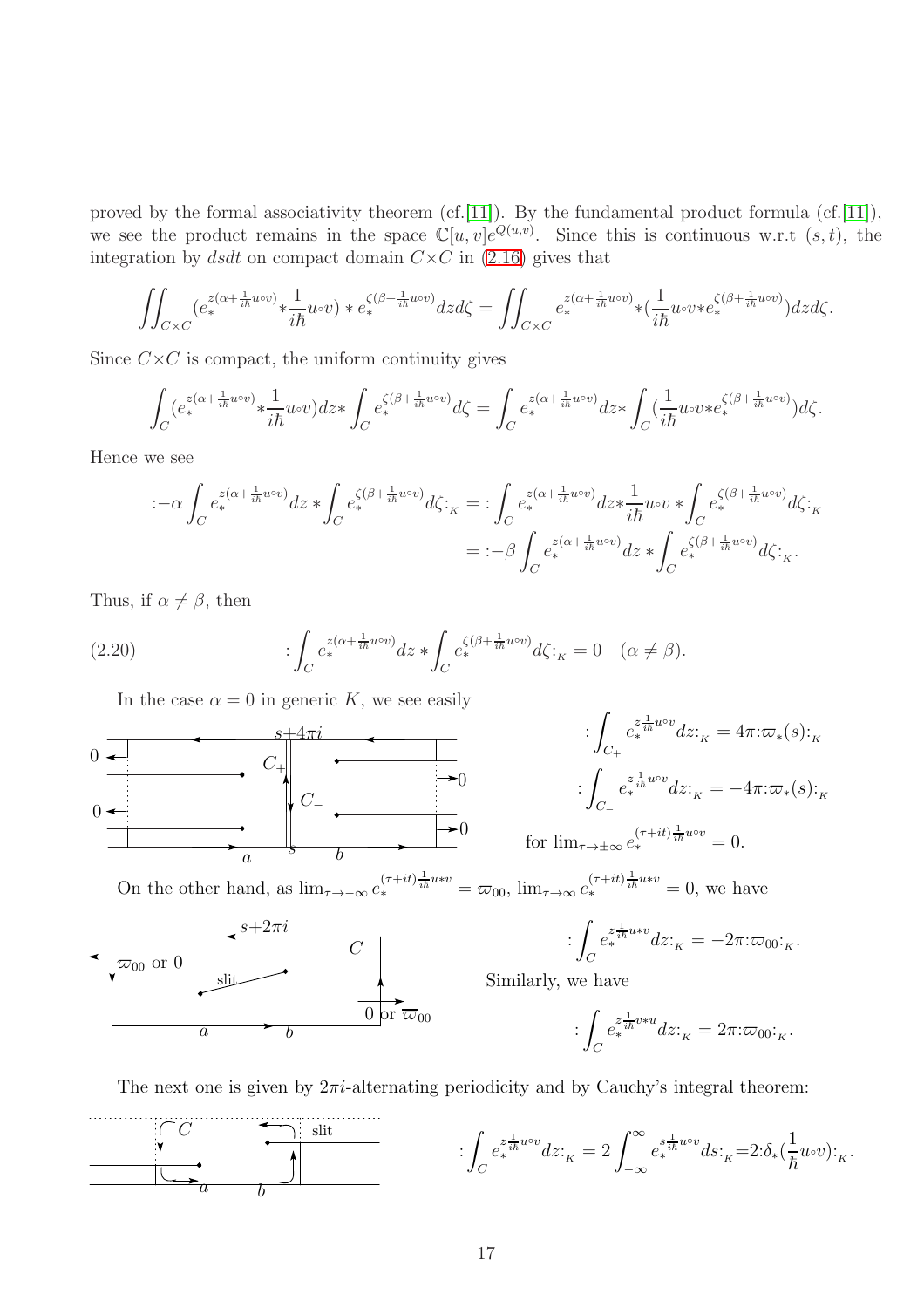proved by the formal associativity theorem (cf.[11]). By the fundamental product formula (cf.[11]), we see the product remains in the space $\mathbb{C}[u,v]e^{Q(u,v)}$. Since this is continuous w.r.t $(s,t)$, the integration by $dsdt$ on compact domain $C{\times}C$ in (2.16) gives that

$$\iint_{C\times C}(e_*^{z(\alpha+\frac{1}{i\hbar}u\circ v)}*\frac{1}{i\hbar}u{\circ}v)*e_*^{\zeta(\beta+\frac{1}{i\hbar}u\circ v)}dzd\zeta=\iint_{C\times C}e_*^{z(\alpha+\frac{1}{i\hbar}u\circ v)}*(\frac{1}{i\hbar}u{\circ}v*e_*^{\zeta(\beta+\frac{1}{i\hbar}u\circ v)})dzd\zeta.$$

Since $C{\times}C$ is compact, the uniform continuity gives

$$\int_C(e_*^{z(\alpha+\frac{1}{i\hbar}u\circ v)}*\frac{1}{i\hbar}u{\circ}v)dz*\int_C e_*^{\zeta(\beta+\frac{1}{i\hbar}u\circ v)}d\zeta=\int_C e_*^{z(\alpha+\frac{1}{i\hbar}u\circ v)}dz*\int_C(\frac{1}{i\hbar}u{\circ}v*e_*^{\zeta(\beta+\frac{1}{i\hbar}u\circ v)})d\zeta.$$

Hence we see

$$\begin{aligned}{:}{-\alpha}\int_C e_*^{z(\alpha+\frac{1}{i\hbar}u\circ v)}dz*\int_C e_*^{\zeta(\beta+\frac{1}{i\hbar}u\circ v)}d\zeta{:}_{_K}&={:}\int_C e_*^{z(\alpha+\frac{1}{i\hbar}u\circ v)}dz*\frac{1}{i\hbar}u{\circ}v*\int_C e_*^{\zeta(\beta+\frac{1}{i\hbar}u\circ v)}d\zeta{:}_{_K}\\&={:}{-\beta}\int_C e_*^{z(\alpha+\frac{1}{i\hbar}u\circ v)}dz*\int_C e_*^{\zeta(\beta+\frac{1}{i\hbar}u\circ v)}d\zeta{:}_{_K}.\end{aligned}$$

Thus, if $\alpha\neq\beta$, then

$$(2.20)\qquad {:}\int_C e_*^{z(\alpha+\frac{1}{i\hbar}u\circ v)}dz*\int_C e_*^{\zeta(\beta+\frac{1}{i\hbar}u\circ v)}d\zeta{:}_{_K}=0\quad(\alpha\neq\beta).$$

In the case $\alpha=0$ in generic $K$, we see easily

$${:}\int_{C_+}e_*^{z\frac{1}{i\hbar}u\circ v}dz{:}_{_K}=4\pi{:}\varpi_*(s){:}_{_K}$$

$${:}\int_{C_-}e_*^{z\frac{1}{i\hbar}u\circ v}dz{:}_{_K}=-4\pi{:}\varpi_*(s){:}_{_K}$$

for $\lim_{\tau\to\pm\infty}e_*^{(\tau+it)\frac{1}{i\hbar}u\circ v}=0$.

On the other hand, as $\lim_{\tau\to-\infty}e_*^{(\tau+it)\frac{1}{i\hbar}u*v}=\varpi_{00}$, $\lim_{\tau\to\infty}e_*^{(\tau+it)\frac{1}{i\hbar}u*v}=0$, we have

$${:}\int_C e_*^{z\frac{1}{i\hbar}u*v}dz{:}_{_K}=-2\pi{:}\varpi_{00}{:}_{_K}.$$

Similarly, we have

$${:}\int_C e_*^{z\frac{1}{i\hbar}v*u}dz{:}_{_K}=2\pi{:}\overline{\varpi}_{00}{:}_{_K}.$$

The next one is given by $2\pi i$-alternating periodicity and by Cauchy's integral theorem:

$${:}\int_C e_*^{z\frac{1}{i\hbar}u\circ v}dz{:}_{_K}=2\int_{-\infty}^{\infty}e_*^{s\frac{1}{i\hbar}u\circ v}ds{:}_{_K}=2{:}\delta_*(\frac{1}{\hbar}u{\circ}v){:}_{_K}.$$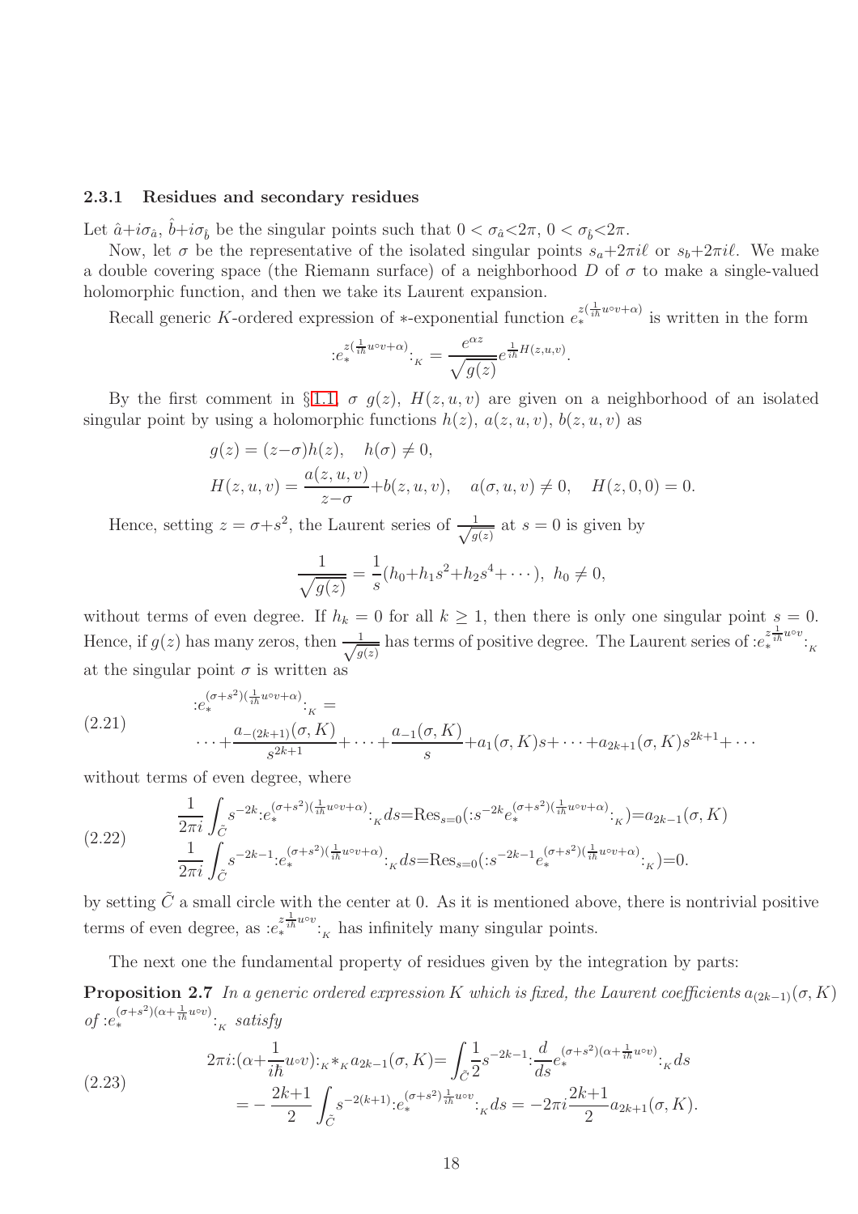### 2.3.1 Residues and secondary residues

Let $\hat{a}{+}i\sigma_{\hat{a}}$, $\hat{b}{+}i\sigma_{\hat{b}}$ be the singular points such that $0 < \sigma_{\hat{a}}{<}2\pi$, $0 < \sigma_{\hat{b}}{<}2\pi$.

Now, let $\sigma$ be the representative of the isolated singular points $s_a{+}2\pi i\ell$ or $s_b{+}2\pi i\ell$. We make a double covering space (the Riemann surface) of a neighborhood $D$ of $\sigma$ to make a single-valued holomorphic function, and then we take its Laurent expansion.

Recall generic $K$-ordered expression of $*$-exponential function $e_*^{z(\frac{1}{i\hbar}u\circ v+\alpha)}$ is written in the form

$$:e_*^{z(\frac{1}{i\hbar}u\circ v+\alpha)}:_{_K} = \frac{e^{\alpha z}}{\sqrt{g(z)}}e^{\frac{1}{i\hbar}H(z,u,v)}.$$

By the first comment in §1.1, $\sigma$ $g(z)$, $H(z,u,v)$ are given on a neighborhood of an isolated singular point by using a holomorphic functions $h(z)$, $a(z,u,v)$, $b(z,u,v)$ as

$$\begin{aligned}
&g(z) = (z{-}\sigma)h(z), \quad h(\sigma) \neq 0,\\
&H(z,u,v) = \frac{a(z,u,v)}{z{-}\sigma}{+}b(z,u,v), \quad a(\sigma,u,v) \neq 0, \quad H(z,0,0) = 0.
\end{aligned}$$

Hence, setting $z = \sigma{+}s^2$, the Laurent series of $\frac{1}{\sqrt{g(z)}}$ at $s = 0$ is given by

$$\frac{1}{\sqrt{g(z)}} = \frac{1}{s}(h_0{+}h_1s^2{+}h_2s^4{+}\cdots),\ h_0 \neq 0,$$

without terms of even degree. If $h_k = 0$ for all $k \geq 1$, then there is only one singular point $s = 0$. Hence, if $g(z)$ has many zeros, then $\frac{1}{\sqrt{g(z)}}$ has terms of positive degree. The Laurent series of $:e_*^{z\frac{1}{i\hbar}u\circ v}:_{_K}$ at the singular point $\sigma$ is written as

$$\tag{2.21}
\begin{aligned}
&:e_*^{(\sigma+s^2)(\frac{1}{i\hbar}u\circ v+\alpha)}:_{_K} =\\
&\quad\cdots{+}\frac{a_{-(2k+1)}(\sigma,K)}{s^{2k+1}}{+}\cdots{+}\frac{a_{-1}(\sigma,K)}{s}{+}a_1(\sigma,K)s{+}\cdots{+}a_{2k+1}(\sigma,K)s^{2k+1}{+}\cdots
\end{aligned}$$

without terms of even degree, where

$$\tag{2.22}
\begin{aligned}
&\frac{1}{2\pi i}\int_{\tilde{C}} s^{-2k}{:}e_*^{(\sigma+s^2)(\frac{1}{i\hbar}u\circ v+\alpha)}{:}_{_K}ds{=}\mathrm{Res}_{s=0}({:}s^{-2k}e_*^{(\sigma+s^2)(\frac{1}{i\hbar}u\circ v+\alpha)}{:}_{_K}){=}a_{2k-1}(\sigma,K)\\
&\frac{1}{2\pi i}\int_{\tilde{C}} s^{-2k-1}{:}e_*^{(\sigma+s^2)(\frac{1}{i\hbar}u\circ v+\alpha)}{:}_{_K}ds{=}\mathrm{Res}_{s=0}({:}s^{-2k-1}e_*^{(\sigma+s^2)(\frac{1}{i\hbar}u\circ v+\alpha)}{:}_{_K}){=}0.
\end{aligned}$$

by setting $\tilde{C}$ a small circle with the center at 0. As it is mentioned above, there is nontrivial positive terms of even degree, as $:e_*^{z\frac{1}{i\hbar}u\circ v}:_{_K}$ has infinitely many singular points.

The next one the fundamental property of residues given by the integration by parts:

**Proposition 2.7** *In a generic ordered expression $K$ which is fixed, the Laurent coefficients $a_{(2k-1)}(\sigma,K)$ of $:e_*^{(\sigma+s^2)(\alpha+\frac{1}{i\hbar}u\circ v)}:_{_K}$ satisfy*

$$\tag{2.23}
\begin{aligned}
2\pi i{:}(\alpha{+}\frac{1}{i\hbar}u{\circ}v){:}_K{*}_K a_{2k-1}(\sigma,K) &{=} \int_{\tilde{C}}\frac{1}{2}s^{-2k-1}{:}\frac{d}{ds}e_*^{(\sigma+s^2)(\alpha+\frac{1}{i\hbar}u\circ v)}{:}_{_K}ds\\
&= -\frac{2k{+}1}{2}\int_{\tilde{C}} s^{-2(k+1)}{:}e_*^{(\sigma+s^2)\frac{1}{i\hbar}u\circ v}{:}_{_K}ds = -2\pi i\frac{2k{+}1}{2}a_{2k+1}(\sigma,K).
\end{aligned}$$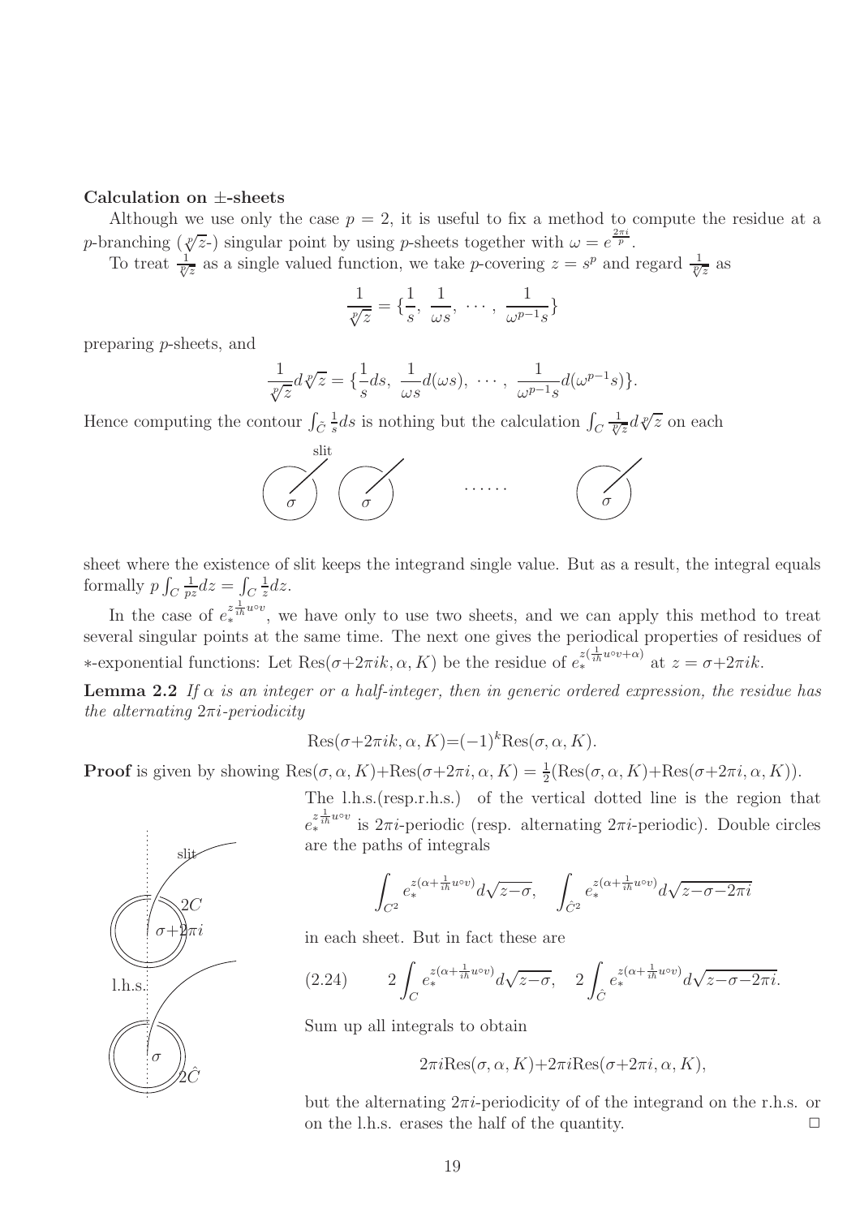**Calculation on $\pm$-sheets**

Although we use only the case $p = 2$, it is useful to fix a method to compute the residue at a $p$-branching ($\sqrt[p]{z}$-) singular point by using $p$-sheets together with $\omega = e^{\frac{2\pi i}{p}}$.

To treat $\frac{1}{\sqrt[p]{z}}$ as a single valued function, we take $p$-covering $z = s^p$ and regard $\frac{1}{\sqrt[p]{z}}$ as

$$\frac{1}{\sqrt[p]{z}} = \{\frac{1}{s},\ \frac{1}{\omega s},\ \cdots,\ \frac{1}{\omega^{p-1}s}\}$$

preparing $p$-sheets, and

$$\frac{1}{\sqrt[p]{z}}d\sqrt[p]{z} = \{\frac{1}{s}ds,\ \frac{1}{\omega s}d(\omega s),\ \cdots,\ \frac{1}{\omega^{p-1}s}d(\omega^{p-1}s)\}.$$

Hence computing the contour $\int_{\tilde{C}} \frac{1}{s}ds$ is nothing but the calculation $\int_C \frac{1}{\sqrt[p]{z}}d\sqrt[p]{z}$ on each sheet where the existence of slit keeps the integrand single value. But as a result, the integral equals formally $p\int_C \frac{1}{pz}dz = \int_C \frac{1}{z}dz$.

In the case of $e_*^{z\frac{1}{i\hbar}u\circ v}$, we have only to use two sheets, and we can apply this method to treat several singular points at the same time. The next one gives the periodical properties of residues of $*$-exponential functions: Let $\mathrm{Res}(\sigma+2\pi ik, \alpha, K)$ be the residue of $e_*^{z(\frac{1}{i\hbar}u\circ v+\alpha)}$ at $z = \sigma+2\pi ik$.

**Lemma 2.2** *If $\alpha$ is an integer or a half-integer, then in generic ordered expression, the residue has the alternating $2\pi i$-periodicity*

$$\mathrm{Res}(\sigma+2\pi ik, \alpha, K) = (-1)^k \mathrm{Res}(\sigma, \alpha, K).$$

**Proof** is given by showing $\mathrm{Res}(\sigma, \alpha, K)+\mathrm{Res}(\sigma+2\pi i, \alpha, K) = \frac{1}{2}(\mathrm{Res}(\sigma, \alpha, K)+\mathrm{Res}(\sigma+2\pi i, \alpha, K))$.

The l.h.s.(resp.r.h.s.) of the vertical dotted line is the region that $e_*^{z\frac{1}{i\hbar}u\circ v}$ is $2\pi i$-periodic (resp. alternating $2\pi i$-periodic). Double circles are the paths of integrals

$$\int_{C^2} e_*^{z(\alpha+\frac{1}{i\hbar}u\circ v)}d\sqrt{z-\sigma}, \quad \int_{\hat{C}^2} e_*^{z(\alpha+\frac{1}{i\hbar}u\circ v)}d\sqrt{z-\sigma-2\pi i}$$

in each sheet. But in fact these are

$$(2.24) \qquad 2\int_C e_*^{z(\alpha+\frac{1}{i\hbar}u\circ v)}d\sqrt{z-\sigma}, \quad 2\int_{\hat{C}} e_*^{z(\alpha+\frac{1}{i\hbar}u\circ v)}d\sqrt{z-\sigma-2\pi i}.$$

Sum up all integrals to obtain

$$2\pi i\mathrm{Res}(\sigma, \alpha, K)+2\pi i\mathrm{Res}(\sigma+2\pi i, \alpha, K),$$

but the alternating $2\pi i$-periodicity of of the integrand on the r.h.s. or on the l.h.s. erases the half of the quantity. $\Box$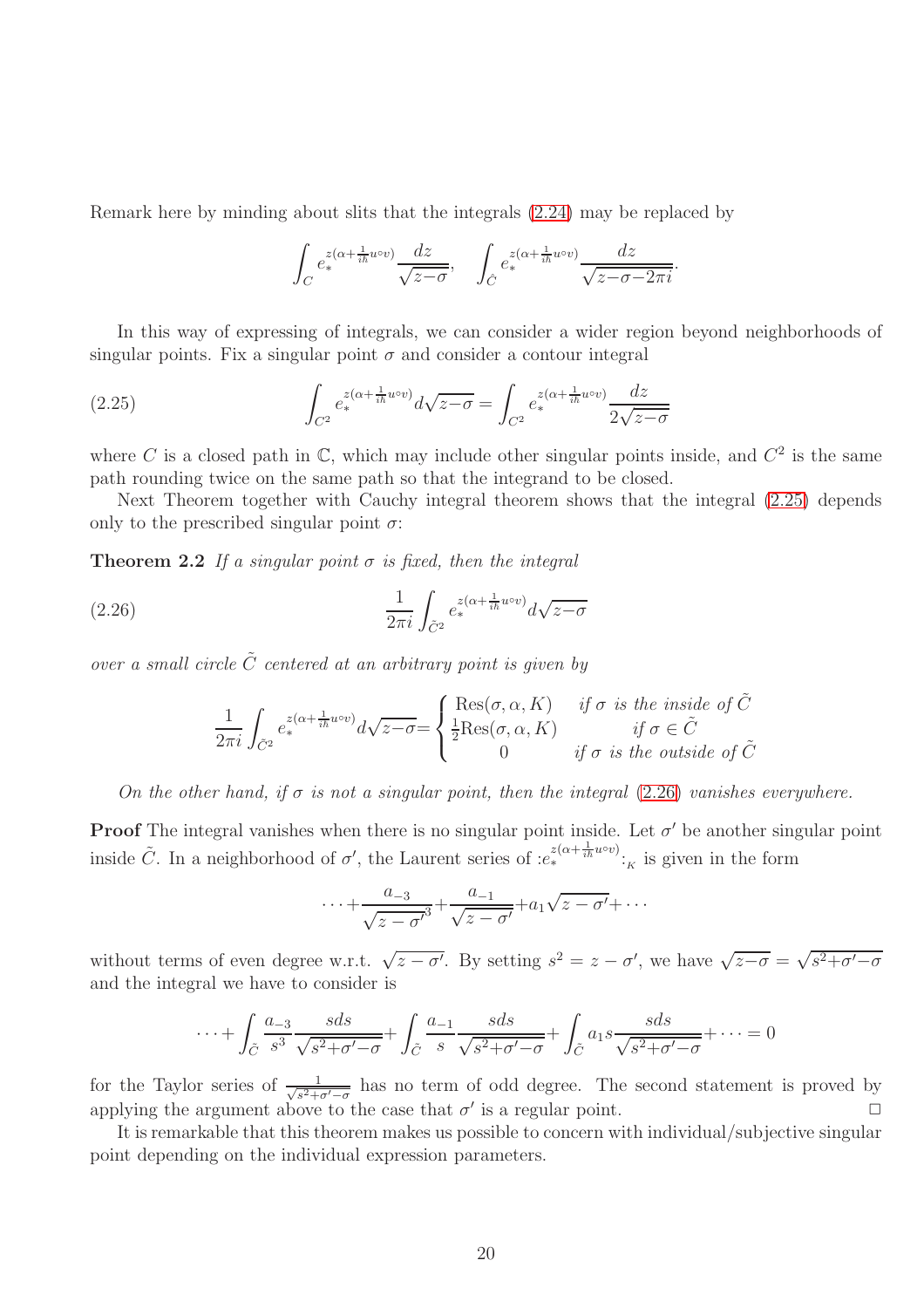Remark here by minding about slits that the integrals (2.24) may be replaced by

$$\int_C e_*^{z(\alpha+\frac{1}{i\hbar}u\circ v)}\frac{dz}{\sqrt{z-\sigma}}, \quad \int_{\hat{C}} e_*^{z(\alpha+\frac{1}{i\hbar}u\circ v)}\frac{dz}{\sqrt{z-\sigma-2\pi i}}.$$

In this way of expressing of integrals, we can consider a wider region beyond neighborhoods of singular points. Fix a singular point $\sigma$ and consider a contour integral

$$\int_{C^2} e_*^{z(\alpha+\frac{1}{i\hbar}u\circ v)}d\sqrt{z-\sigma} = \int_{C^2} e_*^{z(\alpha+\frac{1}{i\hbar}u\circ v)}\frac{dz}{2\sqrt{z-\sigma}} \tag{2.25}$$

where $C$ is a closed path in $\mathbb{C}$, which may include other singular points inside, and $C^2$ is the same path rounding twice on the same path so that the integrand to be closed.

Next Theorem together with Cauchy integral theorem shows that the integral (2.25) depends only to the prescribed singular point $\sigma$:

**Theorem 2.2** *If a singular point $\sigma$ is fixed, then the integral*

$$\frac{1}{2\pi i}\int_{\tilde{C}^2} e_*^{z(\alpha+\frac{1}{i\hbar}u\circ v)}d\sqrt{z-\sigma} \tag{2.26}$$

*over a small circle $\tilde{C}$ centered at an arbitrary point is given by*

$$\frac{1}{2\pi i}\int_{\tilde{C}^2} e_*^{z(\alpha+\frac{1}{i\hbar}u\circ v)}d\sqrt{z-\sigma}=\begin{cases}\mathrm{Res}(\sigma,\alpha,K) & \text{if } \sigma \text{ is the inside of } \tilde{C}\\ \frac{1}{2}\mathrm{Res}(\sigma,\alpha,K) & \text{if } \sigma\in\tilde{C}\\ 0 & \text{if } \sigma \text{ is the outside of } \tilde{C}\end{cases}$$

*On the other hand, if $\sigma$ is not a singular point, then the integral (2.26) vanishes everywhere.*

**Proof** The integral vanishes when there is no singular point inside. Let $\sigma'$ be another singular point inside $\tilde{C}$. In a neighborhood of $\sigma'$, the Laurent series of $:e_*^{z(\alpha+\frac{1}{i\hbar}u\circ v)}:_K$ is given in the form

$$\cdots+\frac{a_{-3}}{\sqrt{z-\sigma'}^3}+\frac{a_{-1}}{\sqrt{z-\sigma'}}+a_1\sqrt{z-\sigma'}+\cdots$$

without terms of even degree w.r.t. $\sqrt{z-\sigma'}$. By setting $s^2=z-\sigma'$, we have $\sqrt{z-\sigma}=\sqrt{s^2+\sigma'-\sigma}$ and the integral we have to consider is

$$\cdots+\int_{\tilde{C}}\frac{a_{-3}}{s^3}\frac{sds}{\sqrt{s^2+\sigma'-\sigma}}+\int_{\tilde{C}}\frac{a_{-1}}{s}\frac{sds}{\sqrt{s^2+\sigma'-\sigma}}+\int_{\tilde{C}}a_1 s\frac{sds}{\sqrt{s^2+\sigma'-\sigma}}+\cdots=0$$

for the Taylor series of $\frac{1}{\sqrt{s^2+\sigma'-\sigma}}$ has no term of odd degree. The second statement is proved by applying the argument above to the case that $\sigma'$ is a regular point. $\Box$

It is remarkable that this theorem makes us possible to concern with individual/subjective singular point depending on the individual expression parameters.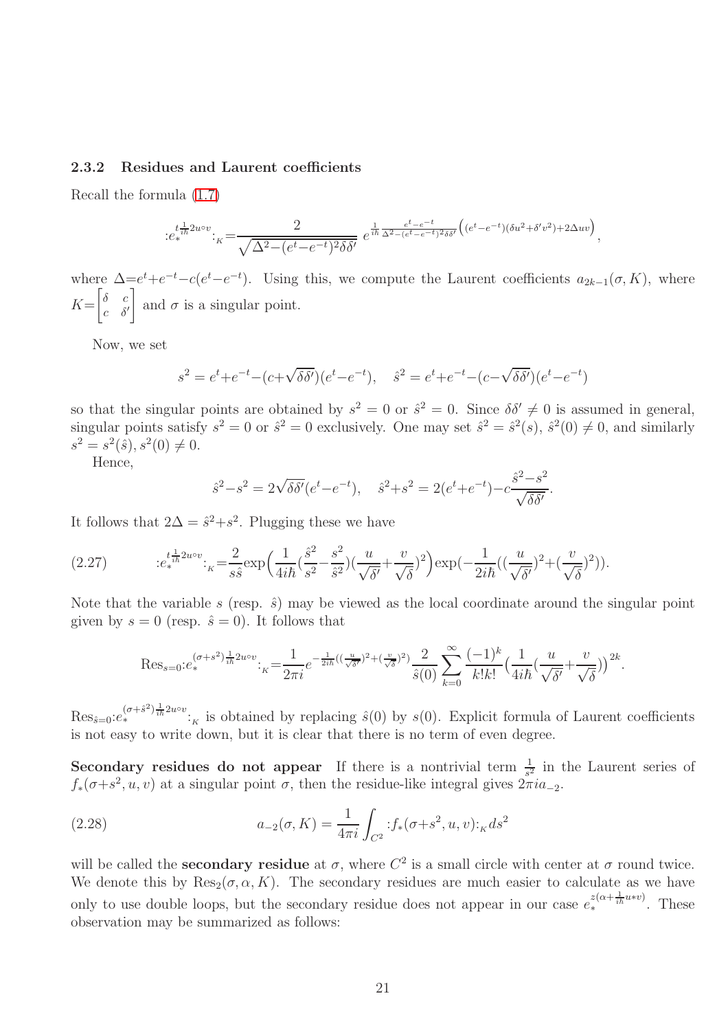### 2.3.2 Residues and Laurent coefficients

Recall the formula (1.7)

$$:e_*^{t\frac{1}{i\hbar}2u\circ v}:_{_K}=\frac{2}{\sqrt{\Delta^2-(e^t-e^{-t})^2\delta\delta'}}\ e^{\frac{1}{i\hbar}\frac{e^t-e^{-t}}{\Delta^2-(e^t-e^{-t})^2\delta\delta'}\Big((e^t-e^{-t})(\delta u^2+\delta' v^2)+2\Delta uv\Big)},$$

where $\Delta=e^t+e^{-t}-c(e^t-e^{-t})$. Using this, we compute the Laurent coefficients $a_{2k-1}(\sigma,K)$, where $K=\begin{bmatrix}\delta & c\\ c & \delta'\end{bmatrix}$ and $\sigma$ is a singular point.

Now, we set

$$s^2=e^t+e^{-t}-(c+\sqrt{\delta\delta'})(e^t-e^{-t}),\quad \hat{s}^2=e^t+e^{-t}-(c-\sqrt{\delta\delta'})(e^t-e^{-t})$$

so that the singular points are obtained by $s^2=0$ or $\hat{s}^2=0$. Since $\delta\delta'\neq 0$ is assumed in general, singular points satisfy $s^2=0$ or $\hat{s}^2=0$ exclusively. One may set $\hat{s}^2=\hat{s}^2(s)$, $\hat{s}^2(0)\neq 0$, and similarly $s^2=s^2(\hat{s}), s^2(0)\neq 0$.

Hence,

$$\hat{s}^2-s^2=2\sqrt{\delta\delta'}(e^t-e^{-t}),\quad \hat{s}^2+s^2=2(e^t+e^{-t})-c\frac{\hat{s}^2-s^2}{\sqrt{\delta\delta'}}.$$

It follows that $2\Delta=\hat{s}^2+s^2$. Plugging these we have

$$:e_*^{t\frac{1}{i\hbar}2u\circ v}:_{_K}=\frac{2}{s\hat{s}}\exp\Big(\frac{1}{4i\hbar}(\frac{\hat{s}^2}{s^2}-\frac{s^2}{\hat{s}^2})(\frac{u}{\sqrt{\delta'}}+\frac{v}{\sqrt{\delta}})^2\Big)\exp(-\frac{1}{2i\hbar}((\frac{u}{\sqrt{\delta'}})^2+(\frac{v}{\sqrt{\delta}})^2)). \tag{2.27}$$

Note that the variable $s$ (resp. $\hat{s}$) may be viewed as the local coordinate around the singular point given by $s=0$ (resp. $\hat{s}=0$). It follows that

$$\mathrm{Res}_{s=0}:e_*^{(\sigma+s^2)\frac{1}{i\hbar}2u\circ v}:_{_K}=\frac{1}{2\pi i}e^{-\frac{1}{2i\hbar}((\frac{u}{\sqrt{\delta'}})^2+(\frac{v}{\sqrt{\delta}})^2)}\frac{2}{\hat{s}(0)}\sum_{k=0}^{\infty}\frac{(-1)^k}{k!k!}\big(\frac{1}{4i\hbar}(\frac{u}{\sqrt{\delta'}}+\frac{v}{\sqrt{\delta}})\big)^{2k}.$$

$\mathrm{Res}_{\hat{s}=0}:e_*^{(\sigma+\hat{s}^2)\frac{1}{i\hbar}2u\circ v}:_{_K}$ is obtained by replacing $\hat{s}(0)$ by $s(0)$. Explicit formula of Laurent coefficients is not easy to write down, but it is clear that there is no term of even degree.

**Secondary residues do not appear** If there is a nontrivial term $\frac{1}{s^2}$ in the Laurent series of $f_*(\sigma+s^2,u,v)$ at a singular point $\sigma$, then the residue-like integral gives $2\pi i a_{-2}$.

$$a_{-2}(\sigma,K)=\frac{1}{4\pi i}\int_{C^2}:f_*(\sigma+s^2,u,v):_{_K}ds^2 \tag{2.28}$$

will be called the **secondary residue** at $\sigma$, where $C^2$ is a small circle with center at $\sigma$ round twice. We denote this by $\mathrm{Res}_2(\sigma,\alpha,K)$. The secondary residues are much easier to calculate as we have only to use double loops, but the secondary residue does not appear in our case $e_*^{z(\alpha+\frac{1}{i\hbar}u*v)}$. These observation may be summarized as follows: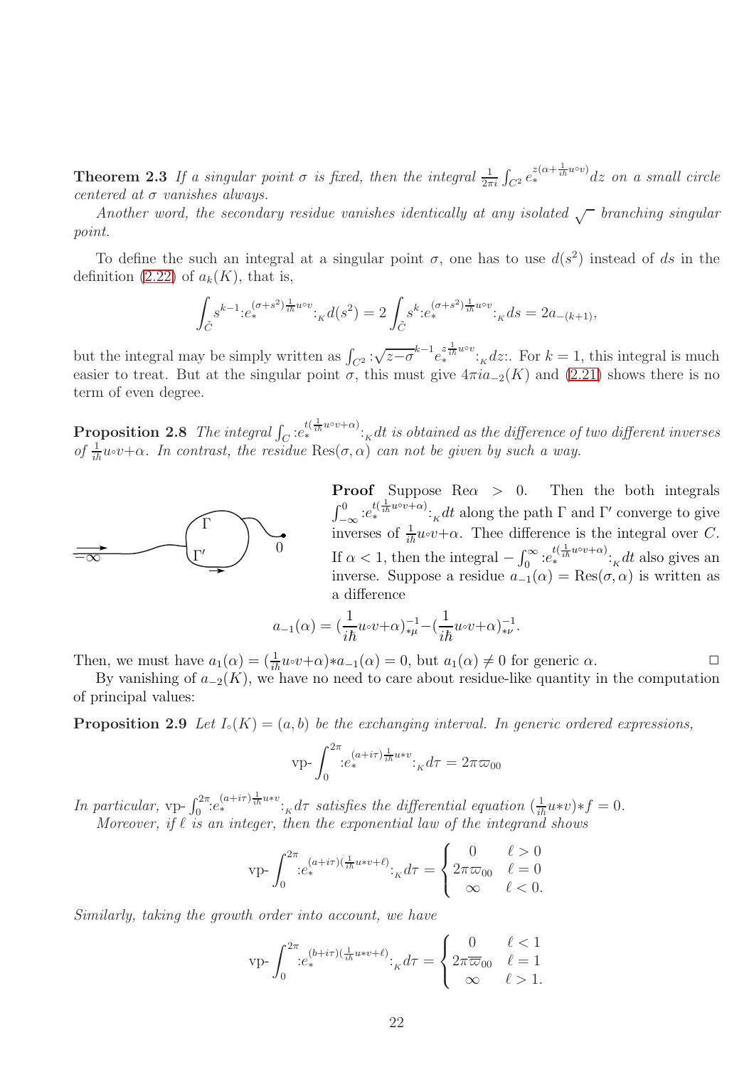**Theorem 2.3** *If a singular point $\sigma$ is fixed, then the integral $\frac{1}{2\pi i}\int_{C^2} e_*^{z(\alpha+\frac{1}{i\hbar}u\circ v)}dz$ on a small circle centered at $\sigma$ vanishes always.*

*Another word, the secondary residue vanishes identically at any isolated $\sqrt{\ }$ branching singular point.*

To define the such an integral at a singular point $\sigma$, one has to use $d(s^2)$ instead of $ds$ in the definition (2.22) of $a_k(K)$, that is,

$$\int_{\tilde{C}} s^{k-1}{:}e_*^{(\sigma+s^2)\frac{1}{i\hbar}u\circ v}{:}_K d(s^2) = 2\int_{\tilde{C}} s^k{:}e_*^{(\sigma+s^2)\frac{1}{i\hbar}u\circ v}{:}_K ds = 2a_{-(k+1)},$$

but the integral may be simply written as $\int_{C^2}{:}\sqrt{z-\sigma}^{k-1}e_*^{z\frac{1}{i\hbar}u\circ v}{:}_K dz{:}$. For $k=1$, this integral is much easier to treat. But at the singular point $\sigma$, this must give $4\pi i a_{-2}(K)$ and (2.21) shows there is no term of even degree.

**Proposition 2.8** *The integral $\int_C{:}e_*^{t(\frac{1}{i\hbar}u\circ v+\alpha)}{:}_K dt$ is obtained as the difference of two different inverses of $\frac{1}{i\hbar}u\circ v+\alpha$. In contrast, the residue $\mathrm{Res}(\sigma,\alpha)$ can not be given by such a way.*

**Proof** Suppose $\mathrm{Re}\alpha > 0$. Then the both integrals $\int_{-\infty}^0{:}e_*^{t(\frac{1}{i\hbar}u\circ v+\alpha)}{:}_K dt$ along the path $\Gamma$ and $\Gamma'$ converge to give inverses of $\frac{1}{i\hbar}u\circ v+\alpha$. Thee difference is the integral over $C$. If $\alpha < 1$, then the integral $-\int_0^\infty{:}e_*^{t(\frac{1}{i\hbar}u\circ v+\alpha)}{:}_K dt$ also gives an inverse. Suppose a residue $a_{-1}(\alpha)=\mathrm{Res}(\sigma,\alpha)$ is written as a difference

$$a_{-1}(\alpha) = (\frac{1}{i\hbar}u\circ v+\alpha)^{-1}_{*\mu} - (\frac{1}{i\hbar}u\circ v+\alpha)^{-1}_{*\nu}.$$

Then, we must have $a_1(\alpha) = (\frac{1}{i\hbar}u\circ v+\alpha)*a_{-1}(\alpha) = 0$, but $a_1(\alpha)\neq 0$ for generic $\alpha$. □

By vanishing of $a_{-2}(K)$, we have no need to care about residue-like quantity in the computation of principal values:

**Proposition 2.9** *Let $I_\circ(K)=(a,b)$ be the exchanging interval. In generic ordered expressions,*

$$\text{vp-}\int_0^{2\pi}{:}e_*^{(a+i\tau)\frac{1}{i\hbar}u*v}{:}_K d\tau = 2\pi\varpi_{00}$$

*In particular, vp-$\int_0^{2\pi}{:}e_*^{(a+i\tau)\frac{1}{i\hbar}u*v}{:}_K d\tau$ satisfies the differential equation $(\frac{1}{i\hbar}u*v)*f=0$.*

*Moreover, if $\ell$ is an integer, then the exponential law of the integrand shows*

$$\text{vp-}\int_0^{2\pi}{:}e_*^{(a+i\tau)(\frac{1}{i\hbar}u*v+\ell)}{:}_K d\tau = \begin{cases} 0 & \ell>0 \\ 2\pi\varpi_{00} & \ell=0 \\ \infty & \ell<0. \end{cases}$$

*Similarly, taking the growth order into account, we have*

$$\text{vp-}\int_0^{2\pi}{:}e_*^{(b+i\tau)(\frac{1}{i\hbar}u*v+\ell)}{:}_K d\tau = \begin{cases} 0 & \ell<1 \\ 2\pi\overline{\varpi}_{00} & \ell=1 \\ \infty & \ell>1. \end{cases}$$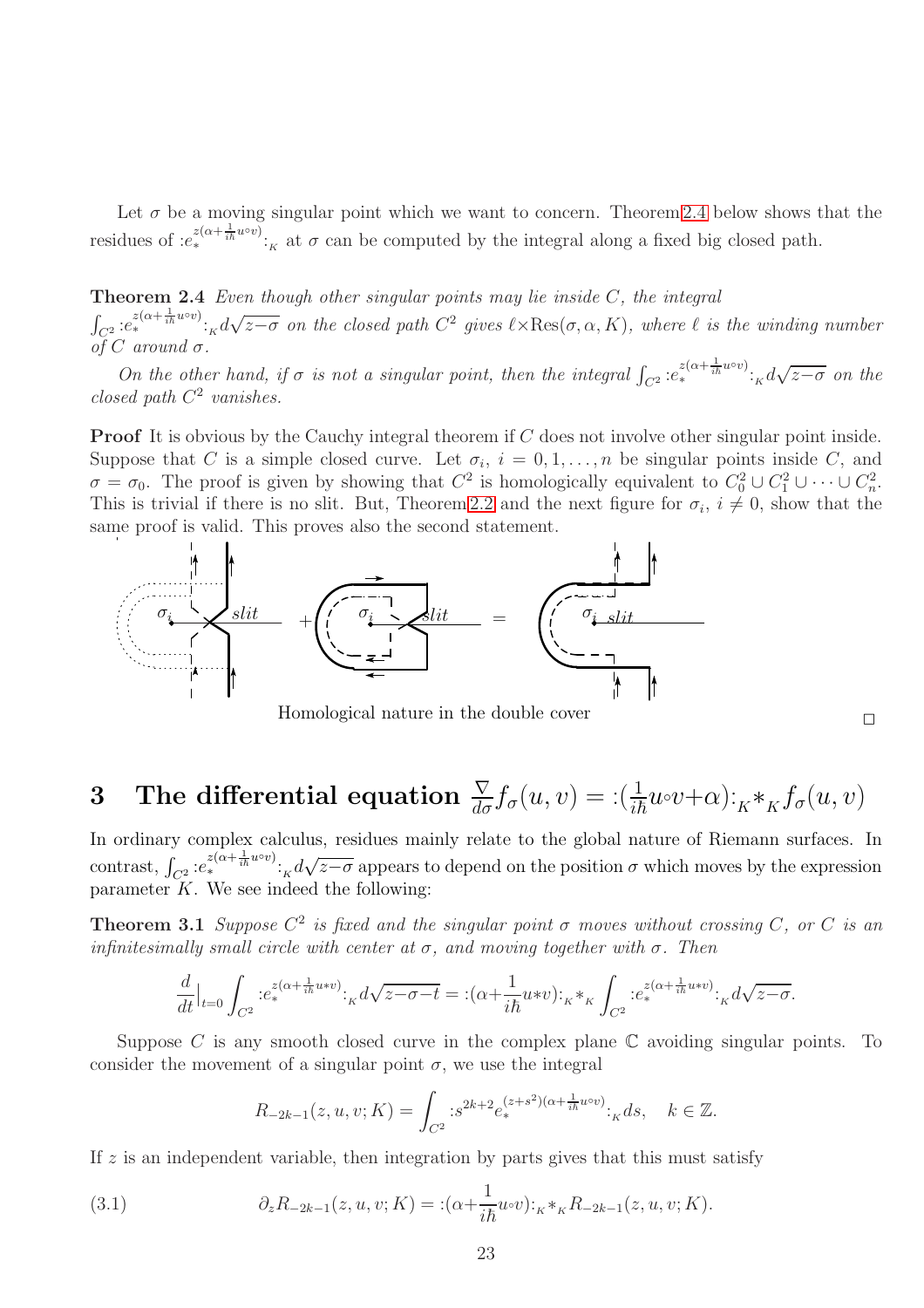Let $\sigma$ be a moving singular point which we want to concern. Theorem 2.4 below shows that the residues of $:e_*^{z(\alpha+\frac{1}{i\hbar}u\circ v)}:_{_K}$ at $\sigma$ can be computed by the integral along a fixed big closed path.

**Theorem 2.4** *Even though other singular points may lie inside $C$, the integral $\int_{C^2} :e_*^{z(\alpha+\frac{1}{i\hbar}u\circ v)}:_{_K} d\sqrt{z-\sigma}$ on the closed path $C^2$ gives $\ell\times\mathrm{Res}(\sigma,\alpha,K)$, where $\ell$ is the winding number of $C$ around $\sigma$.*

*On the other hand, if $\sigma$ is not a singular point, then the integral $\int_{C^2} :e_*^{z(\alpha+\frac{1}{i\hbar}u\circ v)}:_{_K} d\sqrt{z-\sigma}$ on the closed path $C^2$ vanishes.*

**Proof** It is obvious by the Cauchy integral theorem if $C$ does not involve other singular point inside. Suppose that $C$ is a simple closed curve. Let $\sigma_i$, $i=0,1,\dots,n$ be singular points inside $C$, and $\sigma=\sigma_0$. The proof is given by showing that $C^2$ is homologically equivalent to $C_0^2\cup C_1^2\cup\cdots\cup C_n^2$. This is trivial if there is no slit. But, Theorem 2.2 and the next figure for $\sigma_i$, $i\neq 0$, show that the same proof is valid. This proves also the second statement.

Homological nature in the double cover

□

# 3 The differential equation $\frac{\nabla}{d\sigma}f_\sigma(u,v) = :(\frac{1}{i\hbar}u\circ v+\alpha):_{_K}*_{_K}f_\sigma(u,v)$

In ordinary complex calculus, residues mainly relate to the global nature of Riemann surfaces. In contrast, $\int_{C^2} :e_*^{z(\alpha+\frac{1}{i\hbar}u\circ v)}:_{_K} d\sqrt{z-\sigma}$ appears to depend on the position $\sigma$ which moves by the expression parameter $K$. We see indeed the following:

**Theorem 3.1** *Suppose $C^2$ is fixed and the singular point $\sigma$ moves without crossing $C$, or $C$ is an infinitesimally small circle with center at $\sigma$, and moving together with $\sigma$. Then*

$$\frac{d}{dt}\Big|_{t=0}\int_{C^2} :e_*^{z(\alpha+\frac{1}{i\hbar}u*v)}:_{_K} d\sqrt{z-\sigma-t} = :(\alpha+\frac{1}{i\hbar}u*v):_{_K}*_{_K}\int_{C^2} :e_*^{z(\alpha+\frac{1}{i\hbar}u*v)}:_{_K} d\sqrt{z-\sigma}.$$

Suppose $C$ is any smooth closed curve in the complex plane $\mathbb{C}$ avoiding singular points. To consider the movement of a singular point $\sigma$, we use the integral

$$R_{-2k-1}(z,u,v;K) = \int_{C^2} :s^{2k+2}e_*^{(z+s^2)(\alpha+\frac{1}{i\hbar}u\circ v)}:_{_K} ds, \quad k\in\mathbb{Z}.$$

If $z$ is an independent variable, then integration by parts gives that this must satisfy

$$\partial_z R_{-2k-1}(z,u,v;K) = :(\alpha+\frac{1}{i\hbar}u\circ v):_{_K}*_{_K}R_{-2k-1}(z,u,v;K). \tag{3.1}$$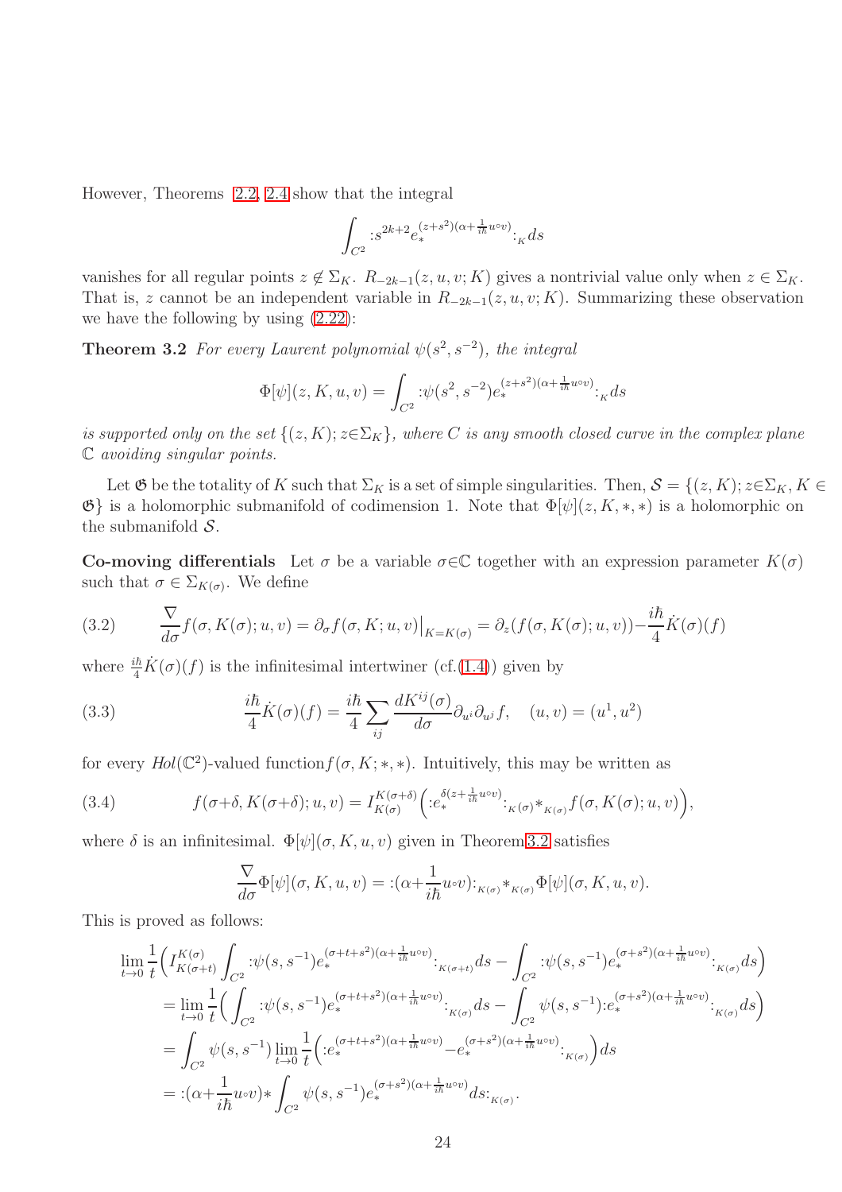However, Theorems 2.2, 2.4 show that the integral

$$\int_{C^2} {:}s^{2k+2}e_*^{(z+s^2)(\alpha+\frac{1}{i\hbar}u\circ v)}{:}_{K}ds$$

vanishes for all regular points $z \notin \Sigma_K$. $R_{-2k-1}(z,u,v;K)$ gives a nontrivial value only when $z\in\Sigma_K$. That is, $z$ cannot be an independent variable in $R_{-2k-1}(z,u,v;K)$. Summarizing these observation we have the following by using (2.22):

**Theorem 3.2** *For every Laurent polynomial $\psi(s^2, s^{-2})$, the integral*

$$\Phi[\psi](z,K,u,v)=\int_{C^2} {:}\psi(s^2,s^{-2})e_*^{(z+s^2)(\alpha+\frac{1}{i\hbar}u\circ v)}{:}_{K}ds$$

*is supported only on the set $\{(z,K); z{\in}\Sigma_K\}$, where $C$ is any smooth closed curve in the complex plane $\mathbb{C}$ avoiding singular points.*

Let $\mathfrak{G}$ be the totality of $K$ such that $\Sigma_K$ is a set of simple singularities. Then, $\mathcal{S}=\{(z,K); z{\in}\Sigma_K, K\in\mathfrak{G}\}$ is a holomorphic submanifold of codimension 1. Note that $\Phi[\psi](z,K,*,*)$ is a holomorphic on the submanifold $\mathcal{S}$.

**Co-moving differentials** Let $\sigma$ be a variable $\sigma{\in}\mathbb{C}$ together with an expression parameter $K(\sigma)$ such that $\sigma\in\Sigma_{K(\sigma)}$. We define

$$\frac{\nabla}{d\sigma}f(\sigma,K(\sigma);u,v)=\partial_\sigma f(\sigma,K;u,v)\big|_{K=K(\sigma)}=\partial_z(f(\sigma,K(\sigma);u,v))-\frac{i\hbar}{4}\dot K(\sigma)(f) \tag{3.2}$$

where $\frac{i\hbar}{4}\dot K(\sigma)(f)$ is the infinitesimal intertwiner (cf.(1.4)) given by

$$\frac{i\hbar}{4}\dot K(\sigma)(f)=\frac{i\hbar}{4}\sum_{ij}\frac{dK^{ij}(\sigma)}{d\sigma}\partial_{u^i}\partial_{u^j}f,\quad (u,v)=(u^1,u^2) \tag{3.3}$$

for every $Hol(\mathbb{C}^2)$-valued function$f(\sigma,K;*,*)$. Intuitively, this may be written as

$$f(\sigma{+}\delta,K(\sigma{+}\delta);u,v)=I_{K(\sigma)}^{K(\sigma+\delta)}\Big({:}e_*^{\delta(z+\frac{1}{i\hbar}u\circ v)}{:}_{K(\sigma)}{*_{K(\sigma)}}f(\sigma,K(\sigma);u,v)\Big), \tag{3.4}$$

where $\delta$ is an infinitesimal. $\Phi[\psi](\sigma,K,u,v)$ given in Theorem 3.2 satisfies

$$\frac{\nabla}{d\sigma}\Phi[\psi](\sigma,K,u,v)={:}(\alpha{+}\frac{1}{i\hbar}u{\circ}v){:}_{K(\sigma)}{*_{K(\sigma)}}\Phi[\psi](\sigma,K,u,v).$$

This is proved as follows:

$$\begin{aligned}
&\lim_{t\to 0}\frac{1}{t}\Big(I_{K(\sigma+t)}^{K(\sigma)}\int_{C^2}{:}\psi(s,s^{-1})e_*^{(\sigma+t+s^2)(\alpha+\frac{1}{i\hbar}u\circ v)}{:}_{K(\sigma+t)}ds-\int_{C^2}{:}\psi(s,s^{-1})e_*^{(\sigma+s^2)(\alpha+\frac{1}{i\hbar}u\circ v)}{:}_{K(\sigma)}ds\Big)\\
&=\lim_{t\to 0}\frac{1}{t}\Big(\int_{C^2}{:}\psi(s,s^{-1})e_*^{(\sigma+t+s^2)(\alpha+\frac{1}{i\hbar}u\circ v)}{:}_{K(\sigma)}ds-\int_{C^2}\psi(s,s^{-1}){:}e_*^{(\sigma+s^2)(\alpha+\frac{1}{i\hbar}u\circ v)}{:}_{K(\sigma)}ds\Big)\\
&=\int_{C^2}\psi(s,s^{-1})\lim_{t\to 0}\frac{1}{t}\Big({:}e_*^{(\sigma+t+s^2)(\alpha+\frac{1}{i\hbar}u\circ v)}{-}e_*^{(\sigma+s^2)(\alpha+\frac{1}{i\hbar}u\circ v)}{:}_{K(\sigma)}\Big)ds\\
&={:}(\alpha{+}\frac{1}{i\hbar}u{\circ}v){*}\int_{C^2}\psi(s,s^{-1})e_*^{(\sigma+s^2)(\alpha+\frac{1}{i\hbar}u\circ v)}ds{:}_{K(\sigma)}.
\end{aligned}$$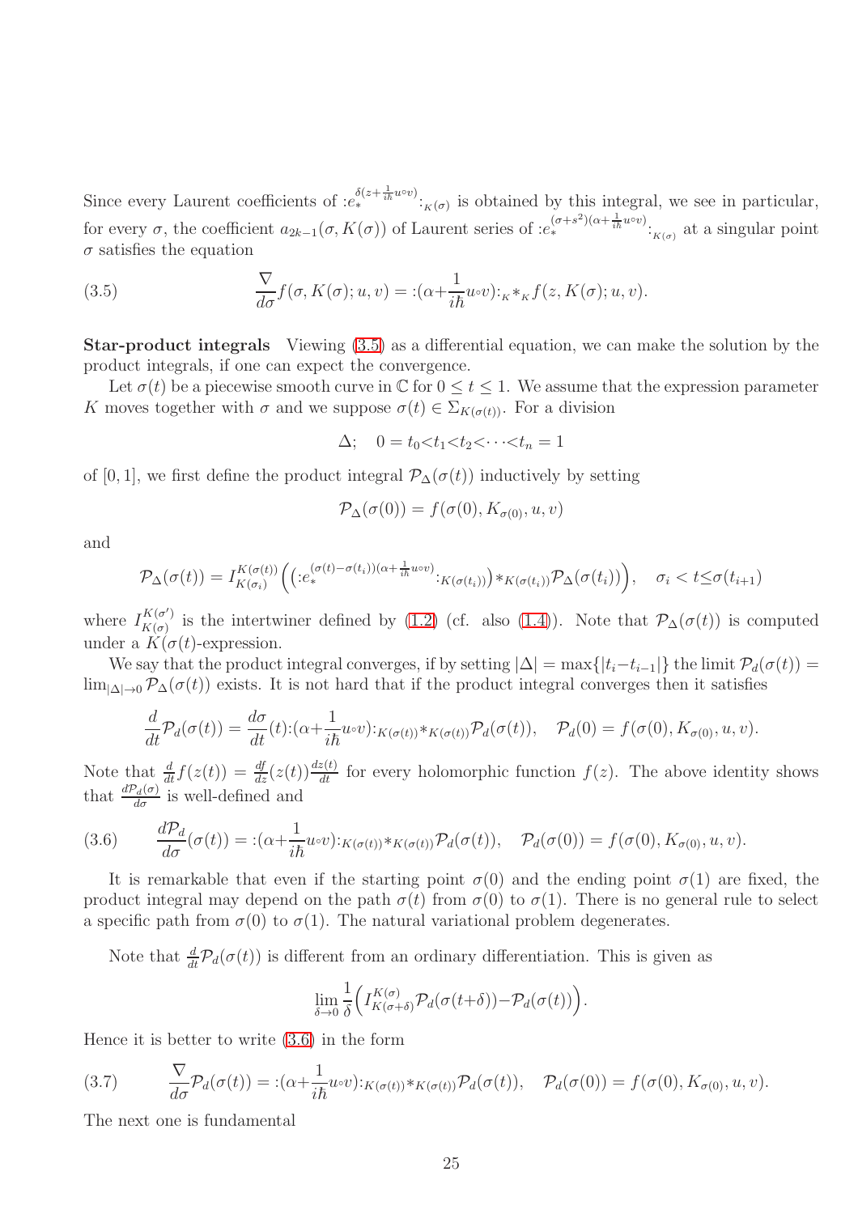Since every Laurent coefficients of $:e_*^{\delta(z+\frac{1}{i\hbar}u\circ v)}:_{K(\sigma)}$ is obtained by this integral, we see in particular, for every $\sigma$, the coefficient $a_{2k-1}(\sigma,K(\sigma))$ of Laurent series of $:e_*^{(\sigma+s^2)(\alpha+\frac{1}{i\hbar}u\circ v)}:_{K(\sigma)}$ at a singular point $\sigma$ satisfies the equation

$$\frac{\nabla}{d\sigma}f(\sigma,K(\sigma);u,v) = :(\alpha+\frac{1}{i\hbar}u\circ v):_{_K}*_{_K}f(z,K(\sigma);u,v). \tag{3.5}$$

**Star-product integrals** Viewing (3.5) as a differential equation, we can make the solution by the product integrals, if one can expect the convergence.

Let $\sigma(t)$ be a piecewise smooth curve in $\mathbb{C}$ for $0\leq t\leq 1$. We assume that the expression parameter $K$ moves together with $\sigma$ and we suppose $\sigma(t)\in\Sigma_{K(\sigma(t))}$. For a division

$$\Delta;\quad 0=t_0<t_1<t_2<\cdots<t_n=1$$

of $[0,1]$, we first define the product integral $\mathcal{P}_\Delta(\sigma(t))$ inductively by setting

$$\mathcal{P}_\Delta(\sigma(0))=f(\sigma(0),K_{\sigma(0)},u,v)$$

and

$$\mathcal{P}_\Delta(\sigma(t))=I_{K(\sigma_i)}^{K(\sigma(t))}\Big(\big(:e_*^{(\sigma(t)-\sigma(t_i))(\alpha+\frac{1}{i\hbar}u\circ v)}:_{K(\sigma(t_i))}\big)*_{K(\sigma(t_i))}\mathcal{P}_\Delta(\sigma(t_i))\Big),\quad \sigma_i<t\leq\sigma(t_{i+1})$$

where $I_{K(\sigma)}^{K(\sigma')}$ is the intertwiner defined by (1.2) (cf. also (1.4)). Note that $\mathcal{P}_\Delta(\sigma(t))$ is computed under a $K(\sigma(t)$-expression.

We say that the product integral converges, if by setting $|\Delta|=\max\{|t_i-t_{i-1}|\}$ the limit $\mathcal{P}_d(\sigma(t))=\lim_{|\Delta|\to 0}\mathcal{P}_\Delta(\sigma(t))$ exists. It is not hard that if the product integral converges then it satisfies

$$\frac{d}{dt}\mathcal{P}_d(\sigma(t))=\frac{d\sigma}{dt}(t){:}(\alpha+\frac{1}{i\hbar}u\circ v){:}_{K(\sigma(t))}*_{K(\sigma(t))}\mathcal{P}_d(\sigma(t)),\quad \mathcal{P}_d(0)=f(\sigma(0),K_{\sigma(0)},u,v).$$

Note that $\frac{d}{dt}f(z(t))=\frac{df}{dz}(z(t))\frac{dz(t)}{dt}$ for every holomorphic function $f(z)$. The above identity shows that $\frac{d\mathcal{P}_d(\sigma)}{d\sigma}$ is well-defined and

$$\frac{d\mathcal{P}_d}{d\sigma}(\sigma(t))={:}(\alpha+\frac{1}{i\hbar}u\circ v){:}_{K(\sigma(t))}*_{K(\sigma(t))}\mathcal{P}_d(\sigma(t)),\quad \mathcal{P}_d(\sigma(0))=f(\sigma(0),K_{\sigma(0)},u,v). \tag{3.6}$$

It is remarkable that even if the starting point $\sigma(0)$ and the ending point $\sigma(1)$ are fixed, the product integral may depend on the path $\sigma(t)$ from $\sigma(0)$ to $\sigma(1)$. There is no general rule to select a specific path from $\sigma(0)$ to $\sigma(1)$. The natural variational problem degenerates.

Note that $\frac{d}{dt}\mathcal{P}_d(\sigma(t))$ is different from an ordinary differentiation. This is given as

$$\lim_{\delta\to 0}\frac{1}{\delta}\Big(I_{K(\sigma+\delta)}^{K(\sigma)}\mathcal{P}_d(\sigma(t+\delta))-\mathcal{P}_d(\sigma(t))\Big).$$

Hence it is better to write (3.6) in the form

$$\frac{\nabla}{d\sigma}\mathcal{P}_d(\sigma(t))={:}(\alpha+\frac{1}{i\hbar}u\circ v){:}_{K(\sigma(t))}*_{K(\sigma(t))}\mathcal{P}_d(\sigma(t)),\quad \mathcal{P}_d(\sigma(0))=f(\sigma(0),K_{\sigma(0)},u,v). \tag{3.7}$$

The next one is fundamental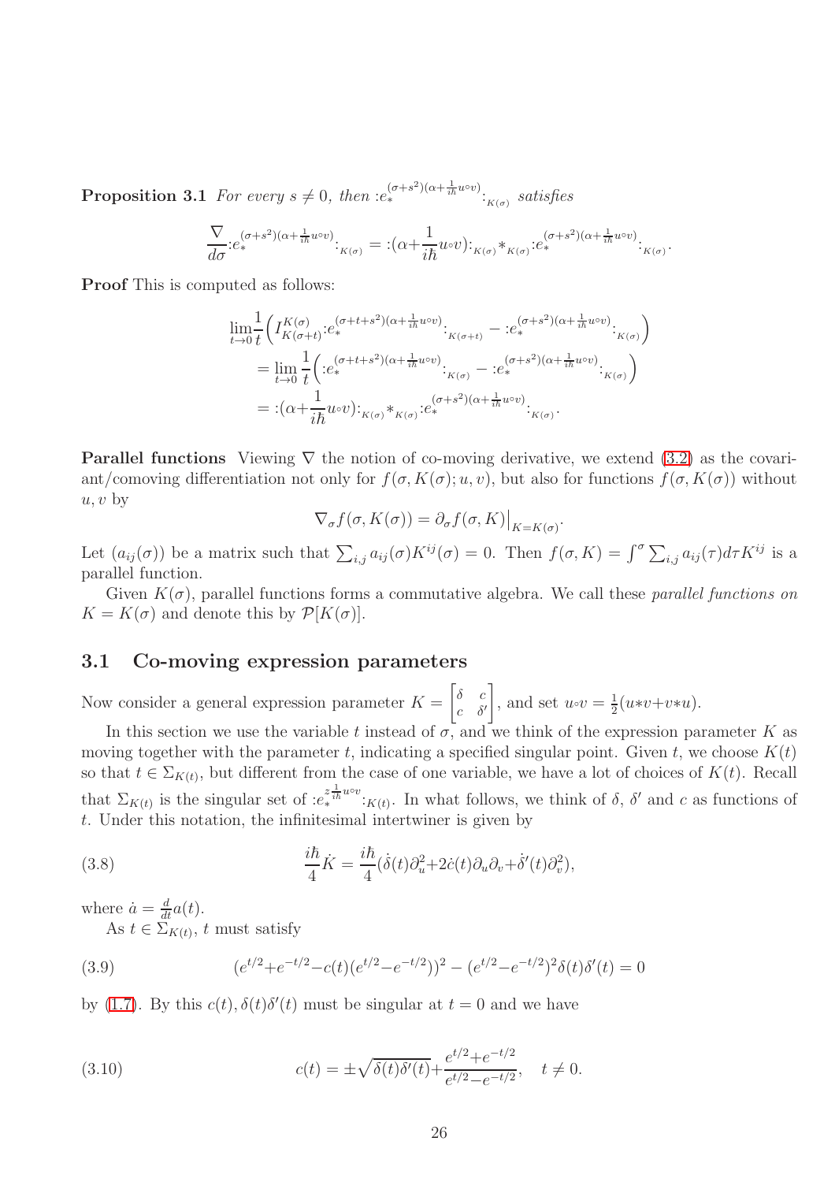**Proposition 3.1** *For every $s \neq 0$, then ${:}e_*^{(\sigma+s^2)(\alpha+\frac{1}{i\hbar}u{\circ}v)}{:}_{_{K(\sigma)}}$ satisfies*

$$\frac{\nabla}{d\sigma}{:}e_*^{(\sigma+s^2)(\alpha+\frac{1}{i\hbar}u{\circ}v)}{:}_{_{K(\sigma)}} = {:}(\alpha{+}\frac{1}{i\hbar}u{\circ}v){:}_{_{K(\sigma)}}{*}_{_{K(\sigma)}}{:}e_*^{(\sigma+s^2)(\alpha+\frac{1}{i\hbar}u{\circ}v)}{:}_{_{K(\sigma)}}.$$

**Proof** This is computed as follows:

$$\begin{aligned}
&\lim_{t\to 0}\frac{1}{t}\Big(I_{K(\sigma+t)}^{K(\sigma)}{:}e_*^{(\sigma+t+s^2)(\alpha+\frac{1}{i\hbar}u{\circ}v)}{:}_{_{K(\sigma+t)}} - {:}e_*^{(\sigma+s^2)(\alpha+\frac{1}{i\hbar}u{\circ}v)}{:}_{_{K(\sigma)}}\Big)\\
&\quad = \lim_{t\to 0}\frac{1}{t}\Big({:}e_*^{(\sigma+t+s^2)(\alpha+\frac{1}{i\hbar}u{\circ}v)}{:}_{_{K(\sigma)}} - {:}e_*^{(\sigma+s^2)(\alpha+\frac{1}{i\hbar}u{\circ}v)}{:}_{_{K(\sigma)}}\Big)\\
&\quad = {:}(\alpha{+}\frac{1}{i\hbar}u{\circ}v){:}_{_{K(\sigma)}}{*}_{_{K(\sigma)}}{:}e_*^{(\sigma+s^2)(\alpha+\frac{1}{i\hbar}u{\circ}v)}{:}_{_{K(\sigma)}}.
\end{aligned}$$

**Parallel functions** Viewing $\nabla$ the notion of co-moving derivative, we extend (3.2) as the covariant/comoving differentiation not only for $f(\sigma, K(\sigma); u, v)$, but also for functions $f(\sigma, K(\sigma))$ without $u, v$ by

$$\nabla_\sigma f(\sigma, K(\sigma)) = \partial_\sigma f(\sigma, K)\big|_{K=K(\sigma)}.$$

Let $(a_{ij}(\sigma))$ be a matrix such that $\sum_{i,j} a_{ij}(\sigma)K^{ij}(\sigma) = 0$. Then $f(\sigma, K) = \int^\sigma \sum_{i,j} a_{ij}(\tau)d\tau K^{ij}$ is a parallel function.

Given $K(\sigma)$, parallel functions forms a commutative algebra. We call these *parallel functions on* $K = K(\sigma)$ and denote this by $\mathcal{P}[K(\sigma)]$.

## 3.1 Co-moving expression parameters

Now consider a general expression parameter $K = \begin{bmatrix}\delta & c\\ c & \delta'\end{bmatrix}$, and set $u{\circ}v = \frac{1}{2}(u{*}v{+}v{*}u)$.

In this section we use the variable $t$ instead of $\sigma$, and we think of the expression parameter $K$ as moving together with the parameter $t$, indicating a specified singular point. Given $t$, we choose $K(t)$ so that $t \in \Sigma_{K(t)}$, but different from the case of one variable, we have a lot of choices of $K(t)$. Recall that $\Sigma_{K(t)}$ is the singular set of ${:}e_*^{z\frac{1}{i\hbar}u\circ v}{:}_{K(t)}$. In what follows, we think of $\delta$, $\delta'$ and $c$ as functions of $t$. Under this notation, the infinitesimal intertwiner is given by

$$\frac{i\hbar}{4}\dot{K} = \frac{i\hbar}{4}(\dot{\delta}(t)\partial_u^2{+}2\dot{c}(t)\partial_u\partial_v{+}\dot{\delta}'(t)\partial_v^2), \tag{3.8}$$

where $\dot{a} = \frac{d}{dt}a(t)$.

As $t \in \Sigma_{K(t)}$, $t$ must satisfy

$$(e^{t/2}{+}e^{-t/2}{-}c(t)(e^{t/2}{-}e^{-t/2}))^2 - (e^{t/2}{-}e^{-t/2})^2\delta(t)\delta'(t) = 0 \tag{3.9}$$

by (1.7). By this $c(t), \delta(t)\delta'(t)$ must be singular at $t = 0$ and we have

$$c(t) = \pm\sqrt{\delta(t)\delta'(t)}{+}\frac{e^{t/2}{+}e^{-t/2}}{e^{t/2}{-}e^{-t/2}}, \quad t \neq 0. \tag{3.10}$$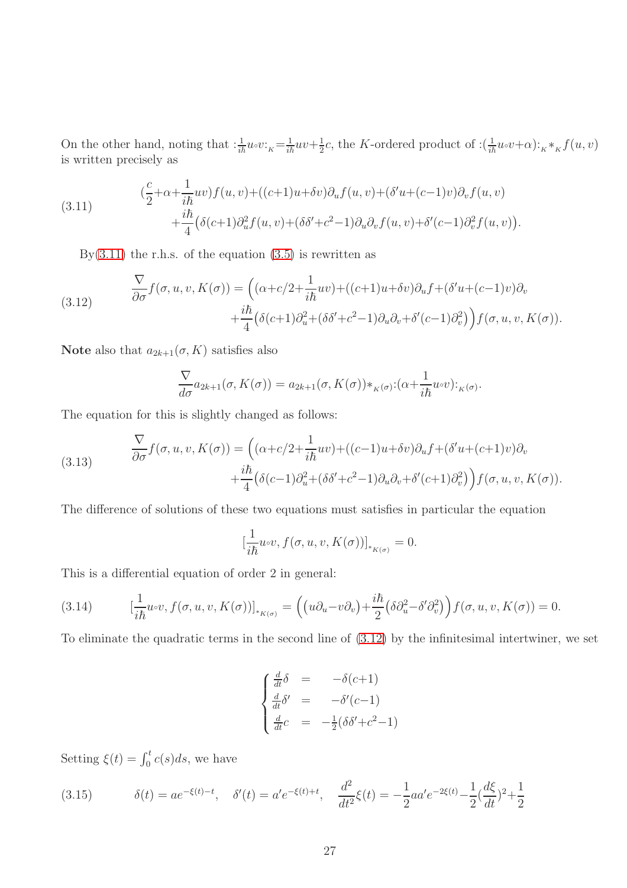On the other hand, noting that $:\frac{1}{i\hbar}u{\circ}v:_{_K}=\frac{1}{i\hbar}uv+\frac{1}{2}c$, the $K$-ordered product of $:(\frac{1}{i\hbar}u{\circ}v+\alpha):_{_K}*_{_K}f(u,v)$ is written precisely as

$$
\tag{3.11}
\begin{aligned}
(\frac{c}{2}+\alpha+\frac{1}{i\hbar}uv)f(u,v)+((c+1)u+\delta v)\partial_u f(u,v)+(\delta' u+(c-1)v)\partial_v f(u,v)\\
+\frac{i\hbar}{4}\big(\delta(c+1)\partial_u^2 f(u,v)+(\delta\delta'+c^2-1)\partial_u\partial_v f(u,v)+\delta'(c-1)\partial_v^2 f(u,v)\big).
\end{aligned}
$$

By(3.11) the r.h.s. of the equation (3.5) is rewritten as

$$
\tag{3.12}
\begin{aligned}
\frac{\nabla}{\partial\sigma}f(\sigma,u,v,K(\sigma))=\Big((\alpha+c/2+\frac{1}{i\hbar}uv)+((c+1)u+\delta v)\partial_u f+(\delta' u+(c-1)v)\partial_v\\
+\frac{i\hbar}{4}\big(\delta(c+1)\partial_u^2+(\delta\delta'+c^2-1)\partial_u\partial_v+\delta'(c-1)\partial_v^2\big)\Big)f(\sigma,u,v,K(\sigma)).
\end{aligned}
$$

**Note** also that $a_{2k+1}(\sigma,K)$ satisfies also

$$
\frac{\nabla}{d\sigma}a_{2k+1}(\sigma,K(\sigma))=a_{2k+1}(\sigma,K(\sigma))*_{_{K(\sigma)}}:(\alpha+\frac{1}{i\hbar}u{\circ}v):_{_{K(\sigma)}}.
$$

The equation for this is slightly changed as follows:

$$
\tag{3.13}
\begin{aligned}
\frac{\nabla}{\partial\sigma}f(\sigma,u,v,K(\sigma))=\Big((\alpha+c/2+\frac{1}{i\hbar}uv)+((c-1)u+\delta v)\partial_u f+(\delta' u+(c+1)v)\partial_v\\
+\frac{i\hbar}{4}\big(\delta(c-1)\partial_u^2+(\delta\delta'+c^2-1)\partial_u\partial_v+\delta'(c+1)\partial_v^2\big)\Big)f(\sigma,u,v,K(\sigma)).
\end{aligned}
$$

The difference of solutions of these two equations must satisfies in particular the equation

$$
[\frac{1}{i\hbar}u{\circ}v,f(\sigma,u,v,K(\sigma))]_{*_{K(\sigma)}}=0.
$$

This is a differential equation of order 2 in general:

$$
\tag{3.14}
[\frac{1}{i\hbar}u{\circ}v,f(\sigma,u,v,K(\sigma))]_{*_{K(\sigma)}}=\Big(\big(u\partial_u-v\partial_v\big)+\frac{i\hbar}{2}\big(\delta\partial_u^2-\delta'\partial_v^2\big)\Big)f(\sigma,u,v,K(\sigma))=0.
$$

To eliminate the quadratic terms in the second line of (3.12) by the infinitesimal intertwiner, we set

$$
\begin{cases}
\frac{d}{dt}\delta &= \quad -\delta(c+1)\\
\frac{d}{dt}\delta' &= \quad -\delta'(c-1)\\
\frac{d}{dt}c &= \ -\frac{1}{2}(\delta\delta'+c^2-1)
\end{cases}
$$

Setting $\xi(t)=\int_0^t c(s)ds$, we have

$$
\tag{3.15}
\delta(t)=ae^{-\xi(t)-t},\quad \delta'(t)=a'e^{-\xi(t)+t},\quad \frac{d^2}{dt^2}\xi(t)=-\frac{1}{2}aa'e^{-2\xi(t)}-\frac{1}{2}(\frac{d\xi}{dt})^2+\frac{1}{2}
$$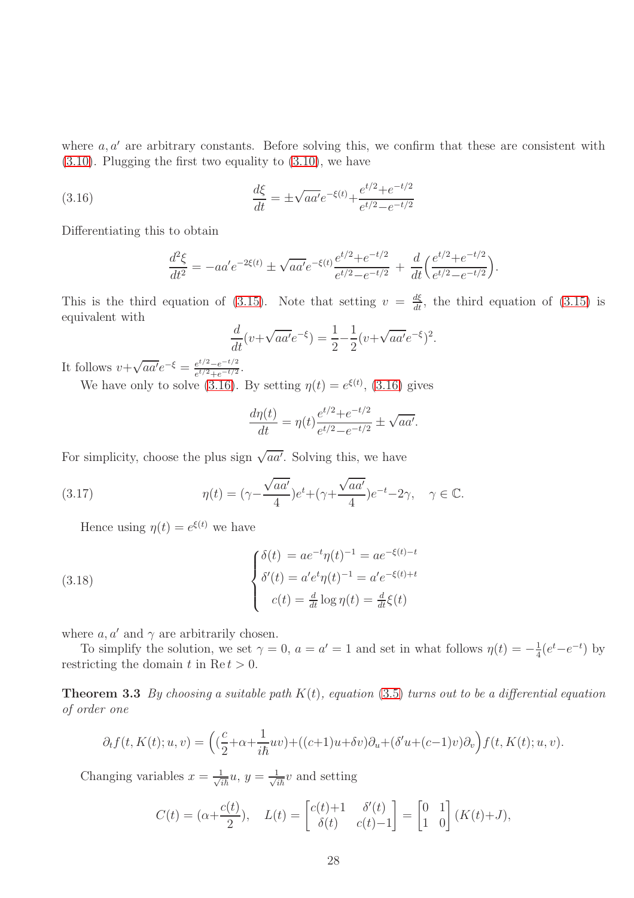where $a, a'$ are arbitrary constants. Before solving this, we confirm that these are consistent with (3.10). Plugging the first two equality to (3.10), we have

$$\frac{d\xi}{dt} = \pm\sqrt{aa'}e^{-\xi(t)} + \frac{e^{t/2}+e^{-t/2}}{e^{t/2}-e^{-t/2}} \tag{3.16}$$

Differentiating this to obtain

$$\frac{d^2\xi}{dt^2} = -aa'e^{-2\xi(t)} \pm \sqrt{aa'}e^{-\xi(t)}\frac{e^{t/2}+e^{-t/2}}{e^{t/2}-e^{-t/2}} + \frac{d}{dt}\Big(\frac{e^{t/2}+e^{-t/2}}{e^{t/2}-e^{-t/2}}\Big).$$

This is the third equation of (3.15). Note that setting $v = \frac{d\xi}{dt}$, the third equation of (3.15) is equivalent with

$$\frac{d}{dt}(v+\sqrt{aa'}e^{-\xi}) = \frac{1}{2} - \frac{1}{2}(v+\sqrt{aa'}e^{-\xi})^2.$$

It follows $v+\sqrt{aa'}e^{-\xi} = \frac{e^{t/2}-e^{-t/2}}{e^{t/2}+e^{-t/2}}$.

We have only to solve (3.16). By setting $\eta(t) = e^{\xi(t)}$, (3.16) gives

$$\frac{d\eta(t)}{dt} = \eta(t)\frac{e^{t/2}+e^{-t/2}}{e^{t/2}-e^{-t/2}} \pm \sqrt{aa'}.$$

For simplicity, choose the plus sign $\sqrt{aa'}$. Solving this, we have

$$\eta(t) = (\gamma - \frac{\sqrt{aa'}}{4})e^t + (\gamma + \frac{\sqrt{aa'}}{4})e^{-t} - 2\gamma, \quad \gamma \in \mathbb{C}. \tag{3.17}$$

Hence using $\eta(t) = e^{\xi(t)}$ we have

$$\begin{cases} \delta(t) = ae^{-t}\eta(t)^{-1} = ae^{-\xi(t)-t} \\ \delta'(t) = a'e^{t}\eta(t)^{-1} = a'e^{-\xi(t)+t} \\ c(t) = \frac{d}{dt}\log\eta(t) = \frac{d}{dt}\xi(t) \end{cases} \tag{3.18}$$

where $a, a'$ and $\gamma$ are arbitrarily chosen.

To simplify the solution, we set $\gamma = 0$, $a = a' = 1$ and set in what follows $\eta(t) = -\frac{1}{4}(e^t - e^{-t})$ by restricting the domain $t$ in $\mathrm{Re}\, t > 0$.

**Theorem 3.3** *By choosing a suitable path $K(t)$, equation (3.5) turns out to be a differential equation of order one*

$$\partial_t f(t, K(t); u, v) = \Big((\frac{c}{2} + \alpha + \frac{1}{i\hbar}uv) + ((c+1)u + \delta v)\partial_u + (\delta' u + (c-1)v)\partial_v\Big) f(t, K(t); u, v).$$

Changing variables $x = \frac{1}{\sqrt{i\hbar}}u$, $y = \frac{1}{\sqrt{i\hbar}}v$ and setting

$$C(t) = (\alpha + \frac{c(t)}{2}), \quad L(t) = \begin{bmatrix} c(t)+1 & \delta'(t) \\ \delta(t) & c(t)-1 \end{bmatrix} = \begin{bmatrix} 0 & 1 \\ 1 & 0 \end{bmatrix}(K(t)+J),$$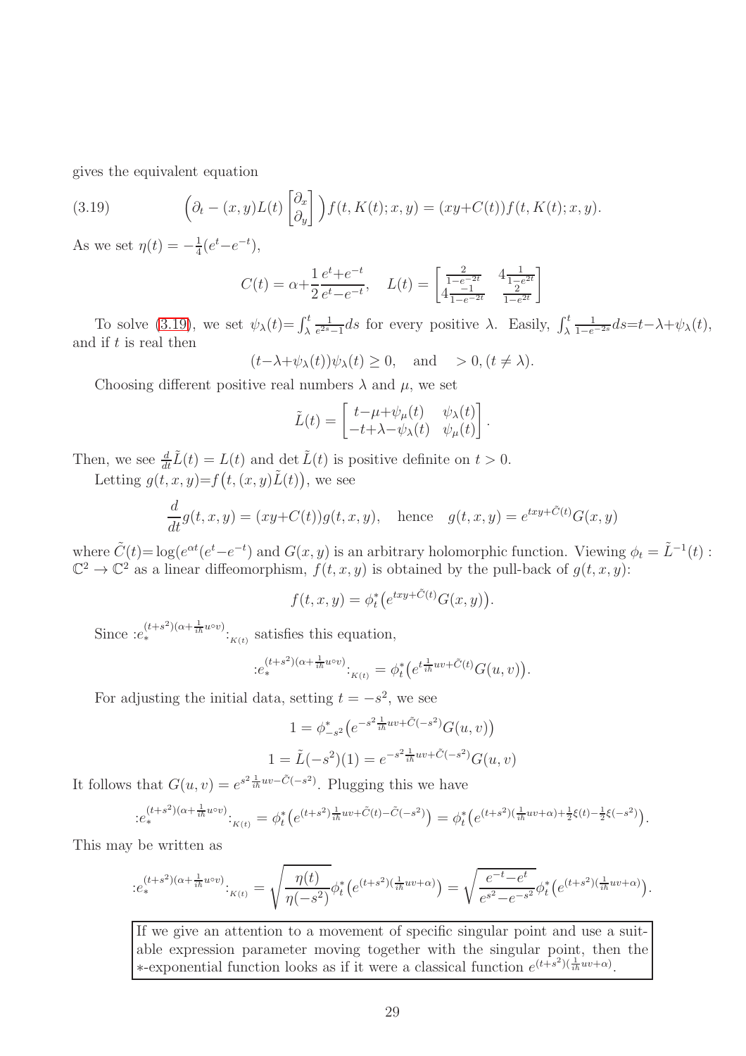gives the equivalent equation

$$
\Big(\partial_t - (x,y)L(t)\begin{bmatrix}\partial_x\\ \partial_y\end{bmatrix}\Big)f(t,K(t);x,y) = (xy{+}C(t))f(t,K(t);x,y). \tag{3.19}
$$

As we set $\eta(t) = -\frac{1}{4}(e^t{-}e^{-t})$,

$$
C(t) = \alpha{+}\frac{1}{2}\frac{e^t{+}e^{-t}}{e^t{-}e^{-t}}, \quad L(t) = \begin{bmatrix}\frac{2}{1-e^{-2t}} & 4\frac{1}{1-e^{2t}}\\ 4\frac{-1}{1-e^{-2t}} & \frac{2}{1-e^{2t}}\end{bmatrix}
$$

To solve (3.19), we set $\psi_\lambda(t){=}\int_\lambda^t \frac{1}{e^{2s}-1}ds$ for every positive $\lambda$. Easily, $\int_\lambda^t \frac{1}{1-e^{-2s}}ds{=}t{-}\lambda{+}\psi_\lambda(t)$, and if $t$ is real then

$$
(t{-}\lambda{+}\psi_\lambda(t))\psi_\lambda(t) \geq 0, \quad \text{and} \quad > 0, (t\neq\lambda).
$$

Choosing different positive real numbers $\lambda$ and $\mu$, we set

$$
\tilde{L}(t) = \begin{bmatrix} t{-}\mu{+}\psi_\mu(t) & \psi_\lambda(t)\\ -t{+}\lambda{-}\psi_\lambda(t) & \psi_\mu(t)\end{bmatrix}.
$$

Then, we see $\frac{d}{dt}\tilde{L}(t) = L(t)$ and $\det \tilde{L}(t)$ is positive definite on $t>0$.

Letting $g(t,x,y){=}f\big(t,(x,y)\tilde{L}(t)\big)$, we see

$$
\frac{d}{dt}g(t,x,y) = (xy{+}C(t))g(t,x,y), \quad \text{hence} \quad g(t,x,y) = e^{txy+\tilde{C}(t)}G(x,y)
$$

where $\tilde{C}(t){=}\log(e^{\alpha t}(e^t{-}e^{-t})$ and $G(x,y)$ is an arbitrary holomorphic function. Viewing $\phi_t = \tilde{L}^{-1}(t) : \mathbb{C}^2\to\mathbb{C}^2$ as a linear diffeomorphism, $f(t,x,y)$ is obtained by the pull-back of $g(t,x,y)$:

$$
f(t,x,y) = \phi_t^*\big(e^{txy+\tilde{C}(t)}G(x,y)\big).
$$

Since $:e_*^{(t+s^2)(\alpha+\frac{1}{i\hbar}u\circ v)}:_{_{K(t)}}$ satisfies this equation,

$$
:e_*^{(t+s^2)(\alpha+\frac{1}{i\hbar}u\circ v)}:_{_{K(t)}} = \phi_t^*\big(e^{t\frac{1}{i\hbar}uv+\tilde{C}(t)}G(u,v)\big).
$$

For adjusting the initial data, setting $t=-s^2$, we see

$$
1 = \phi_{-s^2}^*\big(e^{-s^2\frac{1}{i\hbar}uv+\tilde{C}(-s^2)}G(u,v)\big)
$$

$$
1 = \tilde{L}(-s^2)(1) = e^{-s^2\frac{1}{i\hbar}uv+\tilde{C}(-s^2)}G(u,v)
$$

It follows that $G(u,v)=e^{s^2\frac{1}{i\hbar}uv-\tilde{C}(-s^2)}$. Plugging this we have

$$
:e_*^{(t+s^2)(\alpha+\frac{1}{i\hbar}u\circ v)}:_{_{K(t)}} = \phi_t^*\big(e^{(t+s^2)\frac{1}{i\hbar}uv+\tilde{C}(t)-\tilde{C}(-s^2)}\big) = \phi_t^*\big(e^{(t+s^2)(\frac{1}{i\hbar}uv+\alpha)+\frac{1}{2}\xi(t)-\frac{1}{2}\xi(-s^2)}\big).
$$

This may be written as

$$
:e_*^{(t+s^2)(\alpha+\frac{1}{i\hbar}u\circ v)}:_{_{K(t)}} = \sqrt{\frac{\eta(t)}{\eta(-s^2)}}\phi_t^*\big(e^{(t+s^2)(\frac{1}{i\hbar}uv+\alpha)}\big) = \sqrt{\frac{e^{-t}{-}e^t}{e^{s^2}{-}e^{-s^2}}}\phi_t^*\big(e^{(t+s^2)(\frac{1}{i\hbar}uv+\alpha)}\big).
$$

> If we give an attention to a movement of specific singular point and use a suitable expression parameter moving together with the singular point, then the $*$-exponential function looks as if it were a classical function $e^{(t+s^2)(\frac{1}{i\hbar}uv+\alpha)}$.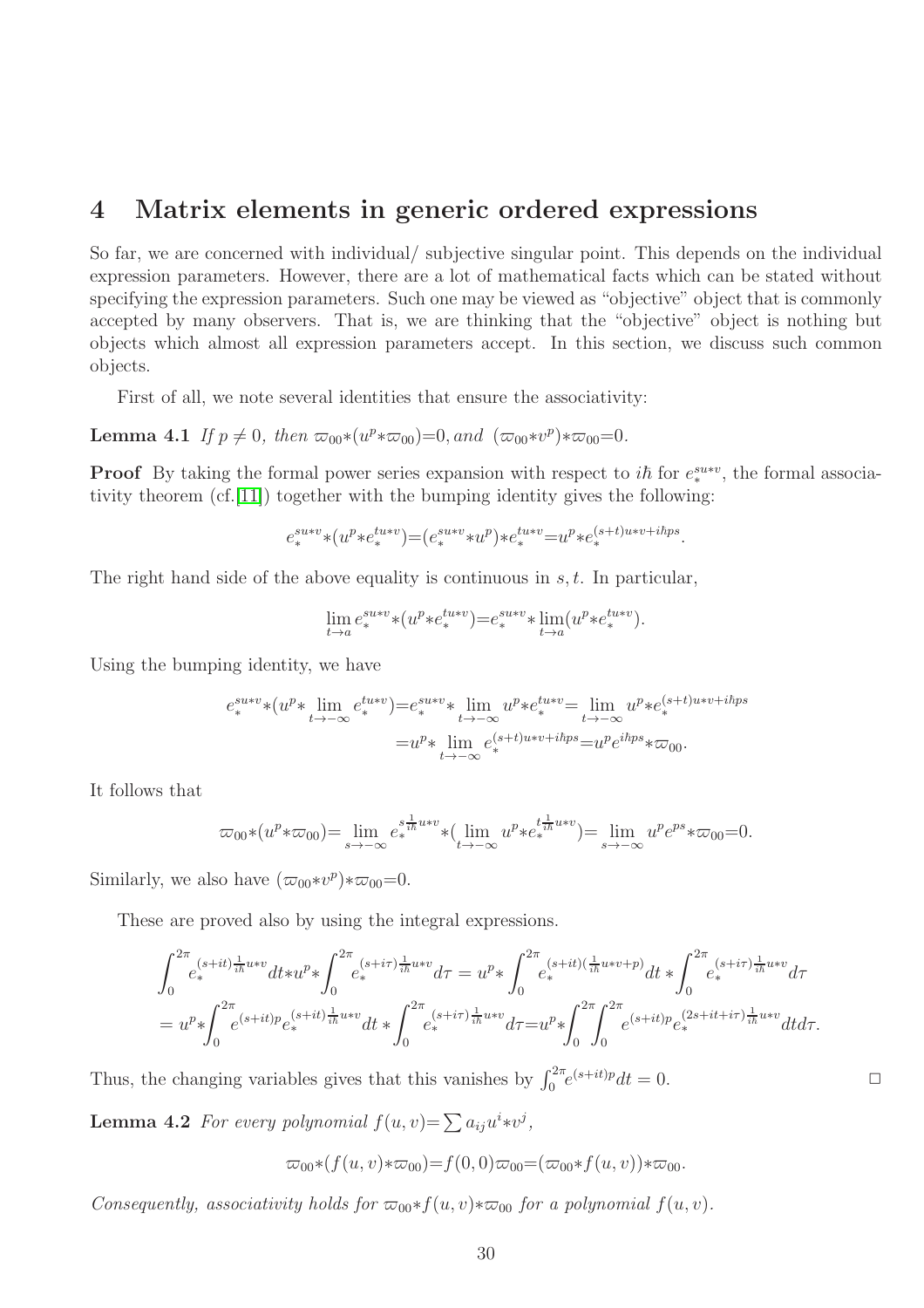## 4 Matrix elements in generic ordered expressions

So far, we are concerned with individual/ subjective singular point. This depends on the individual expression parameters. However, there are a lot of mathematical facts which can be stated without specifying the expression parameters. Such one may be viewed as "objective" object that is commonly accepted by many observers. That is, we are thinking that the "objective" object is nothing but objects which almost all expression parameters accept. In this section, we discuss such common objects.

First of all, we note several identities that ensure the associativity:

**Lemma 4.1** *If $p\neq 0$, then $\varpi_{00}{*}(u^p{*}\varpi_{00}){=}0$, and $(\varpi_{00}{*}v^p){*}\varpi_{00}{=}0$.*

**Proof** By taking the formal power series expansion with respect to $i\hbar$ for $e_*^{su*v}$, the formal associativity theorem (cf.[11]) together with the bumping identity gives the following:

$$
e_*^{su*v}{*}(u^p{*}e_*^{tu*v}){=}(e_*^{su*v}{*}u^p){*}e_*^{tu*v}{=}u^p{*}e_*^{(s+t)u*v+i\hbar ps}.
$$

The right hand side of the above equality is continuous in $s,t$. In particular,

$$
\lim_{t\to a}e_*^{su*v}{*}(u^p{*}e_*^{tu*v}){=}e_*^{su*v}{*}\lim_{t\to a}(u^p{*}e_*^{tu*v}).
$$

Using the bumping identity, we have

$$
\begin{aligned}
e_*^{su*v}{*}(u^p{*}\lim_{t\to-\infty}e_*^{tu*v}){=}e_*^{su*v}{*}\lim_{t\to-\infty}u^p{*}e_*^{tu*v}{=}\lim_{t\to-\infty}u^p{*}e_*^{(s+t)u*v+i\hbar ps}\\
{=}u^p{*}\lim_{t\to-\infty}e_*^{(s+t)u*v+i\hbar ps}{=}u^pe^{i\hbar ps}{*}\varpi_{00}.
\end{aligned}
$$

It follows that

$$
\varpi_{00}{*}(u^p{*}\varpi_{00}){=}\lim_{s\to-\infty}e_*^{s\frac{1}{i\hbar}u*v}{*}(\lim_{t\to-\infty}u^p{*}e_*^{t\frac{1}{i\hbar}u*v}){=}\lim_{s\to-\infty}u^pe^{ps}{*}\varpi_{00}{=}0.
$$

Similarly, we also have $(\varpi_{00}{*}v^p){*}\varpi_{00}{=}0$.

These are proved also by using the integral expressions.

$$
\begin{aligned}
&\int_0^{2\pi}e_*^{(s+it)\frac{1}{i\hbar}u*v}dt{*}u^p{*}\int_0^{2\pi}e_*^{(s+i\tau)\frac{1}{i\hbar}u*v}d\tau = u^p{*}\int_0^{2\pi}e_*^{(s+it)(\frac{1}{i\hbar}u*v+p)}dt*\int_0^{2\pi}e_*^{(s+i\tau)\frac{1}{i\hbar}u*v}d\tau\\
&= u^p{*}\int_0^{2\pi}e^{(s+it)p}e_*^{(s+it)\frac{1}{i\hbar}u*v}dt*\int_0^{2\pi}e_*^{(s+i\tau)\frac{1}{i\hbar}u*v}d\tau{=}u^p{*}\int_0^{2\pi}\int_0^{2\pi}e^{(s+it)p}e_*^{(2s+it+i\tau)\frac{1}{i\hbar}u*v}dtd\tau.
\end{aligned}
$$

Thus, the changing variables gives that this vanishes by $\int_0^{2\pi}e^{(s+it)p}dt=0$. $\square$

**Lemma 4.2** *For every polynomial $f(u,v){=}\sum a_{ij}u^i{*}v^j$,*

$$
\varpi_{00}{*}(f(u,v){*}\varpi_{00}){=}f(0,0)\varpi_{00}{=}(\varpi_{00}{*}f(u,v)){*}\varpi_{00}.
$$

*Consequently, associativity holds for $\varpi_{00}{*}f(u,v){*}\varpi_{00}$ for a polynomial $f(u,v)$.*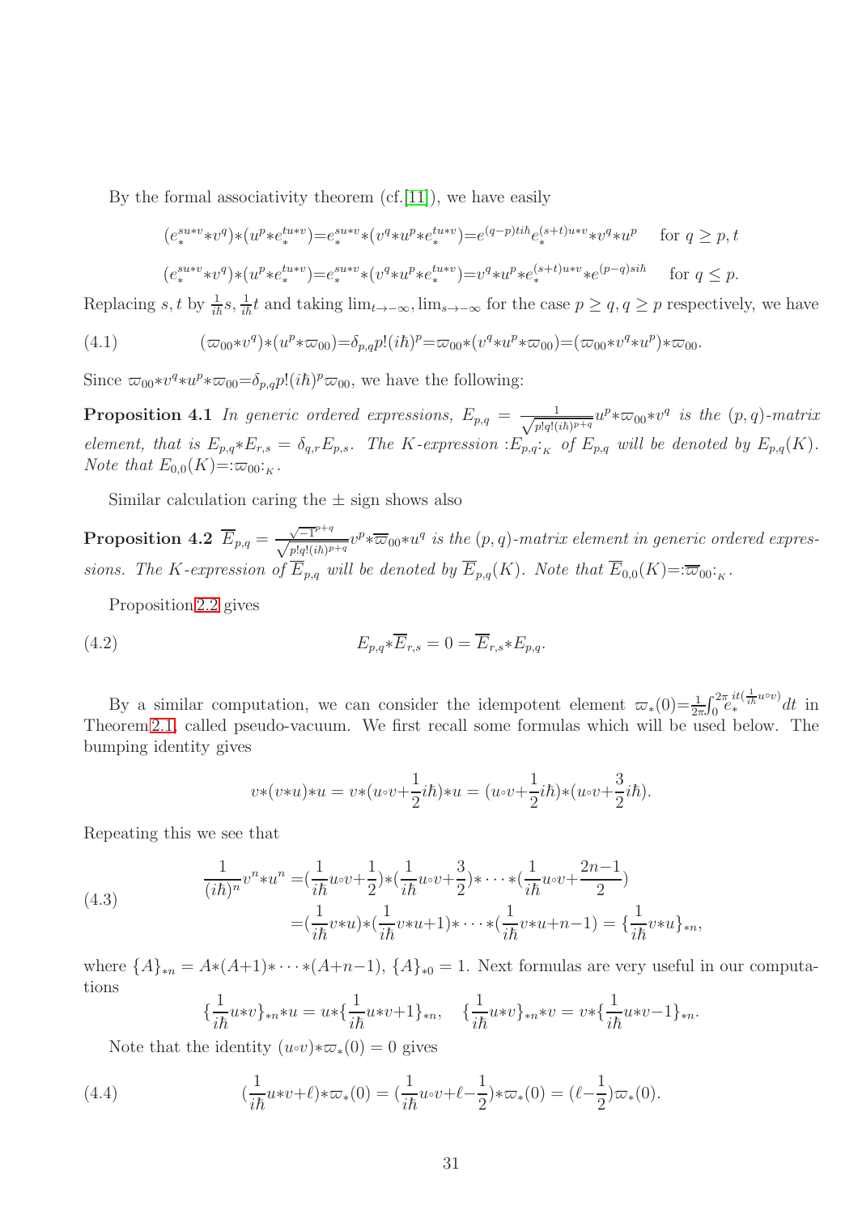By the formal associativity theorem (cf.[11]), we have easily

$$(e_*^{su*v}*v^q)*(u^p*e_*^{tu*v})=e_*^{su*v}*(v^q*u^p*e_*^{tu*v})=e^{(q-p)ti\hbar}e_*^{(s+t)u*v}*v^q*u^p \quad \text{for } q\geq p,t$$

$$(e_*^{su*v}*v^q)*(u^p*e_*^{tu*v})=e_*^{su*v}*(v^q*u^p*e_*^{tu*v})=v^q*u^p*e_*^{(s+t)u*v}*e^{(p-q)si\hbar} \quad \text{for } q\leq p.$$

Replacing $s,t$ by $\frac{1}{i\hbar}s, \frac{1}{i\hbar}t$ and taking $\lim_{t\to-\infty}, \lim_{s\to-\infty}$ for the case $p\geq q, q\geq p$ respectively, we have

$$(\varpi_{00}*v^q)*(u^p*\varpi_{00})=\delta_{p,q}p!(i\hbar)^p=\varpi_{00}*(v^q*u^p*\varpi_{00})=(\varpi_{00}*v^q*u^p)*\varpi_{00}. \tag{4.1}$$

Since $\varpi_{00}*v^q*u^p*\varpi_{00}=\delta_{p,q}p!(i\hbar)^p\varpi_{00}$, we have the following:

**Proposition 4.1** *In generic ordered expressions,* $E_{p,q}=\frac{1}{\sqrt{p!q!(i\hbar)^{p+q}}}u^p*\varpi_{00}*v^q$ *is the* $(p,q)$*-matrix element, that is* $E_{p,q}*E_{r,s}=\delta_{q,r}E_{p,s}$*. The* $K$*-expression* $:E_{p,q}:_K$ *of* $E_{p,q}$ *will be denoted by* $E_{p,q}(K)$*. Note that* $E_{0,0}(K)=:\varpi_{00}:_K$*.*

Similar calculation caring the $\pm$ sign shows also

**Proposition 4.2** $\overline{E}_{p,q}=\frac{\sqrt{-1}^{p+q}}{\sqrt{p!q!(i\hbar)^{p+q}}}v^p*\overline{\varpi}_{00}*u^q$ *is the* $(p,q)$*-matrix element in generic ordered expressions. The* $K$*-expression of* $\overline{E}_{p,q}$ *will be denoted by* $\overline{E}_{p,q}(K)$*. Note that* $\overline{E}_{0,0}(K)=:\overline{\varpi}_{00}:_K$*.*

Proposition 2.2 gives

$$E_{p,q}*\overline{E}_{r,s}=0=\overline{E}_{r,s}*E_{p,q}. \tag{4.2}$$

By a similar computation, we can consider the idempotent element $\varpi_*(0)=\frac{1}{2\pi}\int_0^{2\pi}e_*^{it(\frac{1}{i\hbar}u\circ v)}dt$ in Theorem 2.1, called pseudo-vacuum. We first recall some formulas which will be used below. The bumping identity gives

$$v*(v*u)*u=v*(u\circ v+\frac{1}{2}i\hbar)*u=(u\circ v+\frac{1}{2}i\hbar)*(u\circ v+\frac{3}{2}i\hbar).$$

Repeating this we see that

$$\begin{aligned}\frac{1}{(i\hbar)^n}v^n*u^n&=(\frac{1}{i\hbar}u\circ v+\frac{1}{2})*(\frac{1}{i\hbar}u\circ v+\frac{3}{2})*\cdots*(\frac{1}{i\hbar}u\circ v+\frac{2n-1}{2})\\&=(\frac{1}{i\hbar}v*u)*(\frac{1}{i\hbar}v*u+1)*\cdots*(\frac{1}{i\hbar}v*u+n-1)=\{\frac{1}{i\hbar}v*u\}_{*n},\end{aligned} \tag{4.3}$$

where $\{A\}_{*n}=A*(A+1)*\cdots*(A+n-1)$, $\{A\}_{*0}=1$. Next formulas are very useful in our computations

$$\{\frac{1}{i\hbar}u*v\}_{*n}*u=u*\{\frac{1}{i\hbar}u*v+1\}_{*n}, \quad \{\frac{1}{i\hbar}u*v\}_{*n}*v=v*\{\frac{1}{i\hbar}u*v-1\}_{*n}.$$

Note that the identity $(u\circ v)*\varpi_*(0)=0$ gives

$$(\frac{1}{i\hbar}u*v+\ell)*\varpi_*(0)=(\frac{1}{i\hbar}u\circ v+\ell-\frac{1}{2})*\varpi_*(0)=(\ell-\frac{1}{2})\varpi_*(0). \tag{4.4}$$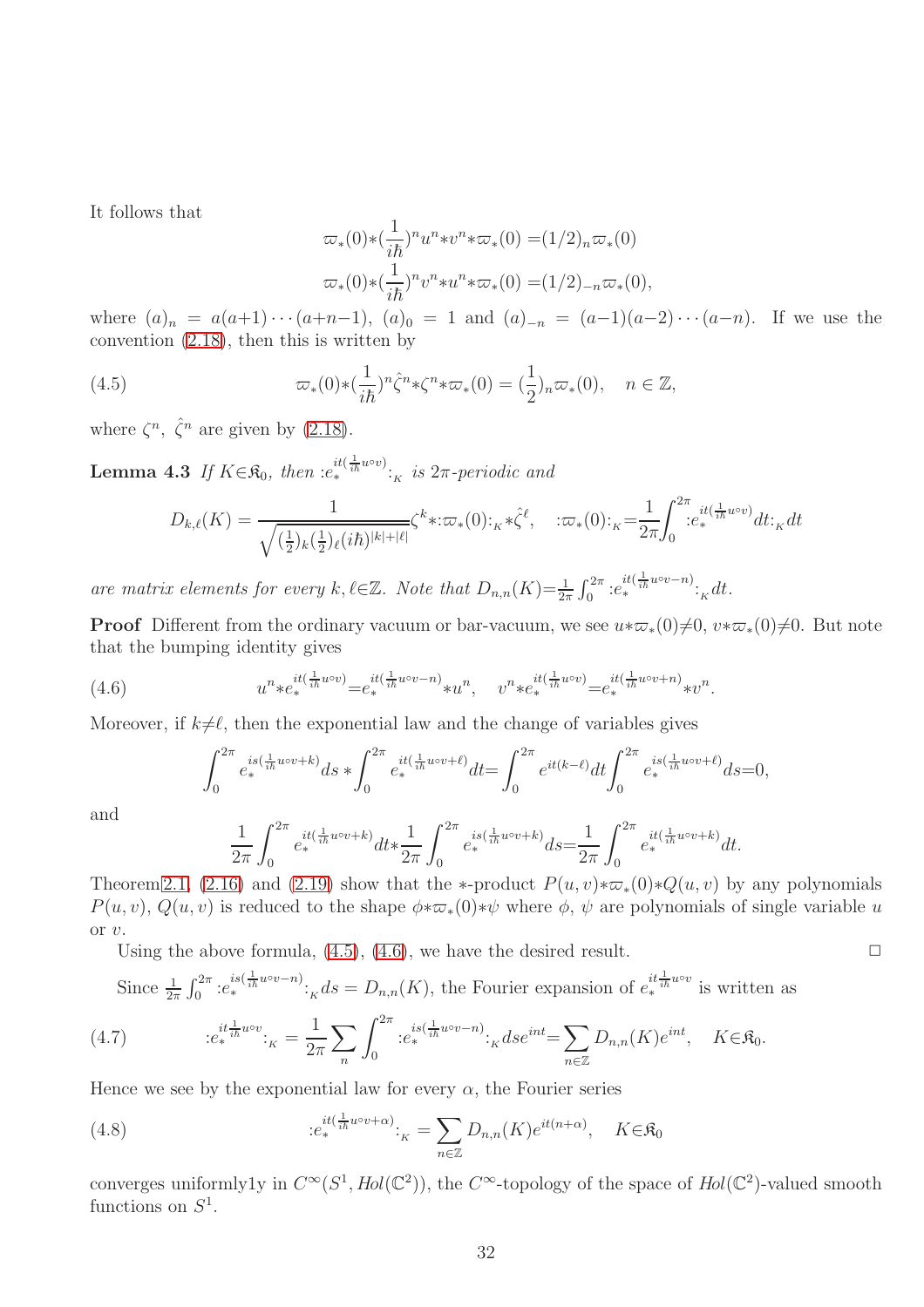It follows that

$$\varpi_*(0)*(\frac{1}{i\hbar})^n u^n * v^n * \varpi_*(0) = (1/2)_n \varpi_*(0)$$
$$\varpi_*(0)*(\frac{1}{i\hbar})^n v^n * u^n * \varpi_*(0) = (1/2)_{-n} \varpi_*(0),$$

where $(a)_n = a(a+1)\cdots(a+n-1)$, $(a)_0 = 1$ and $(a)_{-n} = (a-1)(a-2)\cdots(a-n)$. If we use the convention (2.18), then this is written by

$$\varpi_*(0)*(\frac{1}{i\hbar})^n \hat{\zeta}^n * \zeta^n * \varpi_*(0) = (\frac{1}{2})_n \varpi_*(0), \quad n \in \mathbb{Z}, \tag{4.5}$$

where $\zeta^n$, $\hat{\zeta}^n$ are given by (2.18).

**Lemma 4.3** *If $K \in \mathfrak{K}_0$, then $:e_*^{it(\frac{1}{i\hbar}u\circ v)}:_{_K}$ is $2\pi$-periodic and*

$$D_{k,\ell}(K) = \frac{1}{\sqrt{(\frac{1}{2})_k(\frac{1}{2})_\ell(i\hbar)^{|k|+|\ell|}}}\zeta^k * :\varpi_*(0):_{_K} * \hat{\zeta}^\ell, \quad :\varpi_*(0):_{_K} = \frac{1}{2\pi}\int_0^{2\pi} :e_*^{it(\frac{1}{i\hbar}u\circ v)}dt:_{_K} dt$$

*are matrix elements for every $k, \ell \in \mathbb{Z}$. Note that $D_{n,n}(K) = \frac{1}{2\pi}\int_0^{2\pi} :e_*^{it(\frac{1}{i\hbar}u\circ v - n)}:_{_K} dt$.*

**Proof** Different from the ordinary vacuum or bar-vacuum, we see $u*\varpi_*(0) \neq 0$, $v*\varpi_*(0) \neq 0$. But note that the bumping identity gives

$$u^n * e_*^{it(\frac{1}{i\hbar}u\circ v)} = e_*^{it(\frac{1}{i\hbar}u\circ v - n)} * u^n, \quad v^n * e_*^{it(\frac{1}{i\hbar}u\circ v)} = e_*^{it(\frac{1}{i\hbar}u\circ v + n)} * v^n. \tag{4.6}$$

Moreover, if $k \neq \ell$, then the exponential law and the change of variables gives

$$\int_0^{2\pi} e_*^{is(\frac{1}{i\hbar}u\circ v + k)} ds * \int_0^{2\pi} e_*^{it(\frac{1}{i\hbar}u\circ v + \ell)} dt = \int_0^{2\pi} e^{it(k-\ell)} dt \int_0^{2\pi} e_*^{is(\frac{1}{i\hbar}u\circ v + \ell)} ds = 0,$$

and

$$\frac{1}{2\pi}\int_0^{2\pi} e_*^{it(\frac{1}{i\hbar}u\circ v + k)} dt * \frac{1}{2\pi}\int_0^{2\pi} e_*^{is(\frac{1}{i\hbar}u\circ v + k)} ds = \frac{1}{2\pi}\int_0^{2\pi} e_*^{it(\frac{1}{i\hbar}u\circ v + k)} dt.$$

Theorem 2.1, (2.16) and (2.19) show that the $*$-product $P(u,v)*\varpi_*(0)*Q(u,v)$ by any polynomials $P(u,v)$, $Q(u,v)$ is reduced to the shape $\phi * \varpi_*(0) * \psi$ where $\phi$, $\psi$ are polynomials of single variable $u$ or $v$.

Using the above formula, (4.5), (4.6), we have the desired result. $\square$

Since $\frac{1}{2\pi}\int_0^{2\pi} :e_*^{is(\frac{1}{i\hbar}u\circ v - n)}:_{_K} ds = D_{n,n}(K)$, the Fourier expansion of $e_*^{it\frac{1}{i\hbar}u\circ v}$ is written as

$$:e_*^{it\frac{1}{i\hbar}u\circ v}:_{_K} = \frac{1}{2\pi}\sum_n \int_0^{2\pi} :e_*^{is(\frac{1}{i\hbar}u\circ v - n)}:_{_K} ds e^{int} = \sum_{n\in\mathbb{Z}} D_{n,n}(K) e^{int}, \quad K \in \mathfrak{K}_0. \tag{4.7}$$

Hence we see by the exponential law for every $\alpha$, the Fourier series

$$:e_*^{it(\frac{1}{i\hbar}u\circ v + \alpha)}:_{_K} = \sum_{n\in\mathbb{Z}} D_{n,n}(K) e^{it(n+\alpha)}, \quad K \in \mathfrak{K}_0 \tag{4.8}$$

converges uniformly1y in $C^\infty(S^1, Hol(\mathbb{C}^2))$, the $C^\infty$-topology of the space of $Hol(\mathbb{C}^2)$-valued smooth functions on $S^1$.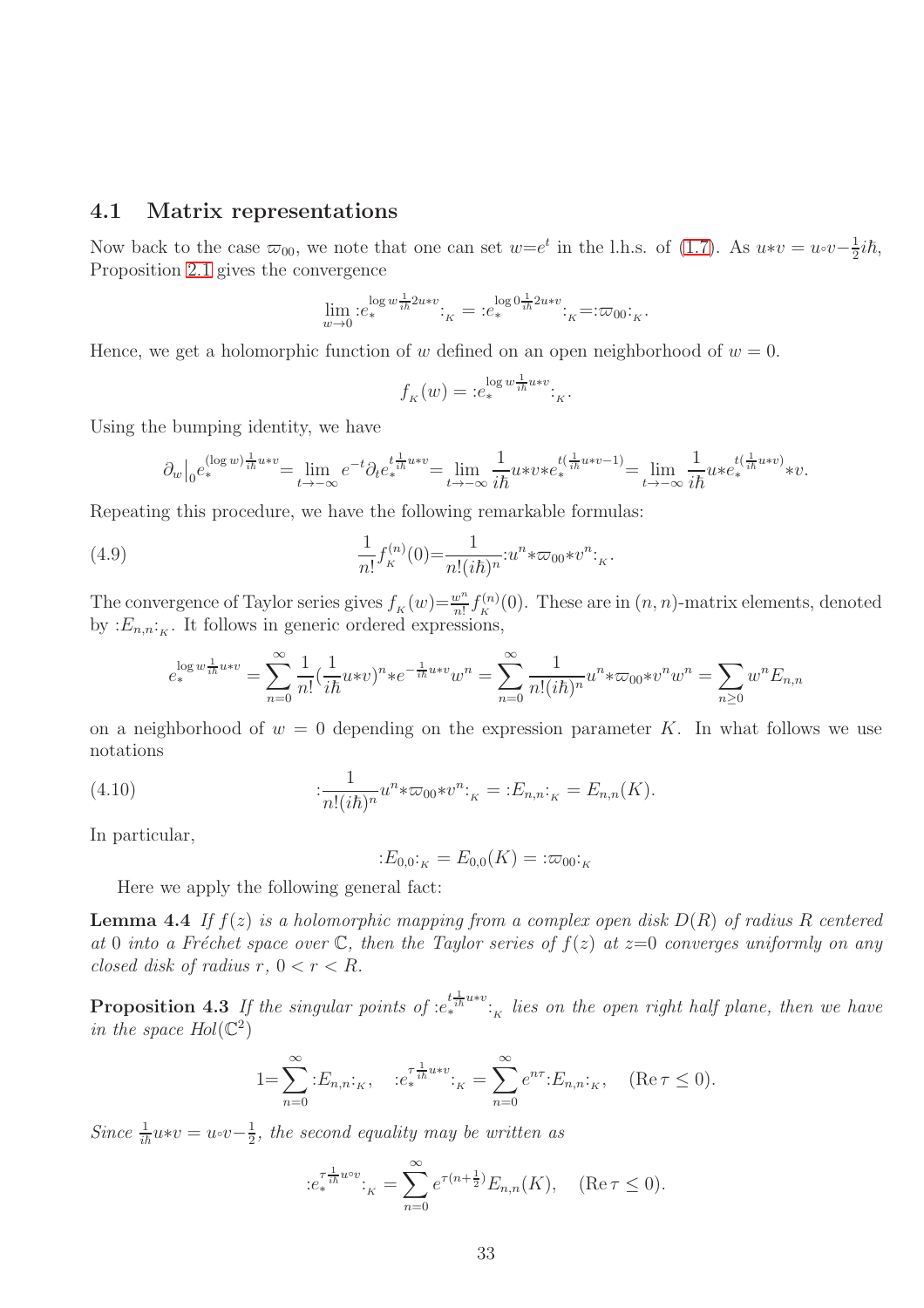### 4.1 Matrix representations

Now back to the case $\varpi_{00}$, we note that one can set $w{=}e^t$ in the l.h.s. of (1.7). As $u{*}v = u{\circ}v{-}\frac{1}{2}i\hbar$, Proposition 2.1 gives the convergence

$$\lim_{w\to 0}{:}e_*^{\log w\frac{1}{i\hbar}2u*v}{:}_{_K} = {:}e_*^{\log 0\frac{1}{i\hbar}2u*v}{:}_{_K}{=}{:}\varpi_{00}{:}_{_K}.$$

Hence, we get a holomorphic function of $w$ defined on an open neighborhood of $w = 0$.

$$f_{_K}(w) = {:}e_*^{\log w\frac{1}{i\hbar}u*v}{:}_{_K}.$$

Using the bumping identity, we have

$$\partial_w\big|_0 e_*^{(\log w)\frac{1}{i\hbar}u*v}{=}\lim_{t\to-\infty} e^{-t}\partial_t e_*^{t\frac{1}{i\hbar}u*v}{=}\lim_{t\to-\infty}\frac{1}{i\hbar}u{*}v{*}e_*^{t(\frac{1}{i\hbar}u*v-1)}{=}\lim_{t\to-\infty}\frac{1}{i\hbar}u{*}e_*^{t(\frac{1}{i\hbar}u*v)}{*}v.$$

Repeating this procedure, we have the following remarkable formulas:

$$\frac{1}{n!}f_{_K}^{(n)}(0){=}\frac{1}{n!(i\hbar)^n}{:}u^n{*}\varpi_{00}{*}v^n{:}_{_K}. \tag{4.9}$$

The convergence of Taylor series gives $f_{_K}(w){=}\frac{w^n}{n!}f_{_K}^{(n)}(0)$. These are in $(n,n)$-matrix elements, denoted by ${:}E_{n,n}{:}_{_K}$. It follows in generic ordered expressions,

$$e_*^{\log w\frac{1}{i\hbar}u*v} = \sum_{n=0}^{\infty}\frac{1}{n!}(\frac{1}{i\hbar}u{*}v)^n{*}e^{-\frac{1}{i\hbar}u*v}w^n = \sum_{n=0}^{\infty}\frac{1}{n!(i\hbar)^n}u^n{*}\varpi_{00}{*}v^n w^n = \sum_{n\geq 0}w^nE_{n,n}$$

on a neighborhood of $w = 0$ depending on the expression parameter $K$. In what follows we use notations

$${:}\frac{1}{n!(i\hbar)^n}u^n{*}\varpi_{00}{*}v^n{:}_{_K} = {:}E_{n,n}{:}_{_K} = E_{n,n}(K). \tag{4.10}$$

In particular,

$${:}E_{0,0}{:}_{_K} = E_{0,0}(K) = {:}\varpi_{00}{:}_{_K}$$

Here we apply the following general fact:

**Lemma 4.4** *If $f(z)$ is a holomorphic mapping from a complex open disk $D(R)$ of radius $R$ centered at $0$ into a Fréchet space over $\mathbb{C}$, then the Taylor series of $f(z)$ at $z$=0 converges uniformly on any closed disk of radius $r$, $0 < r < R$.*

**Proposition 4.3** *If the singular points of ${:}e_*^{t\frac{1}{i\hbar}u*v}{:}_{_K}$ lies on the open right half plane, then we have in the space $Hol(\mathbb{C}^2)$*

$$1{=}\sum_{n=0}^{\infty}{:}E_{n,n}{:}_{_K}, \quad {:}e_*^{\tau\frac{1}{i\hbar}u*v}{:}_{_K} = \sum_{n=0}^{\infty}e^{n\tau}{:}E_{n,n}{:}_{_K}, \quad (\mathrm{Re}\,\tau \leq 0).$$

*Since $\frac{1}{i\hbar}u{*}v = u{\circ}v{-}\frac{1}{2}$, the second equality may be written as*

$${:}e_*^{\tau\frac{1}{i\hbar}u\circ v}{:}_{_K} = \sum_{n=0}^{\infty}e^{\tau(n+\frac{1}{2})}E_{n,n}(K), \quad (\mathrm{Re}\,\tau \leq 0).$$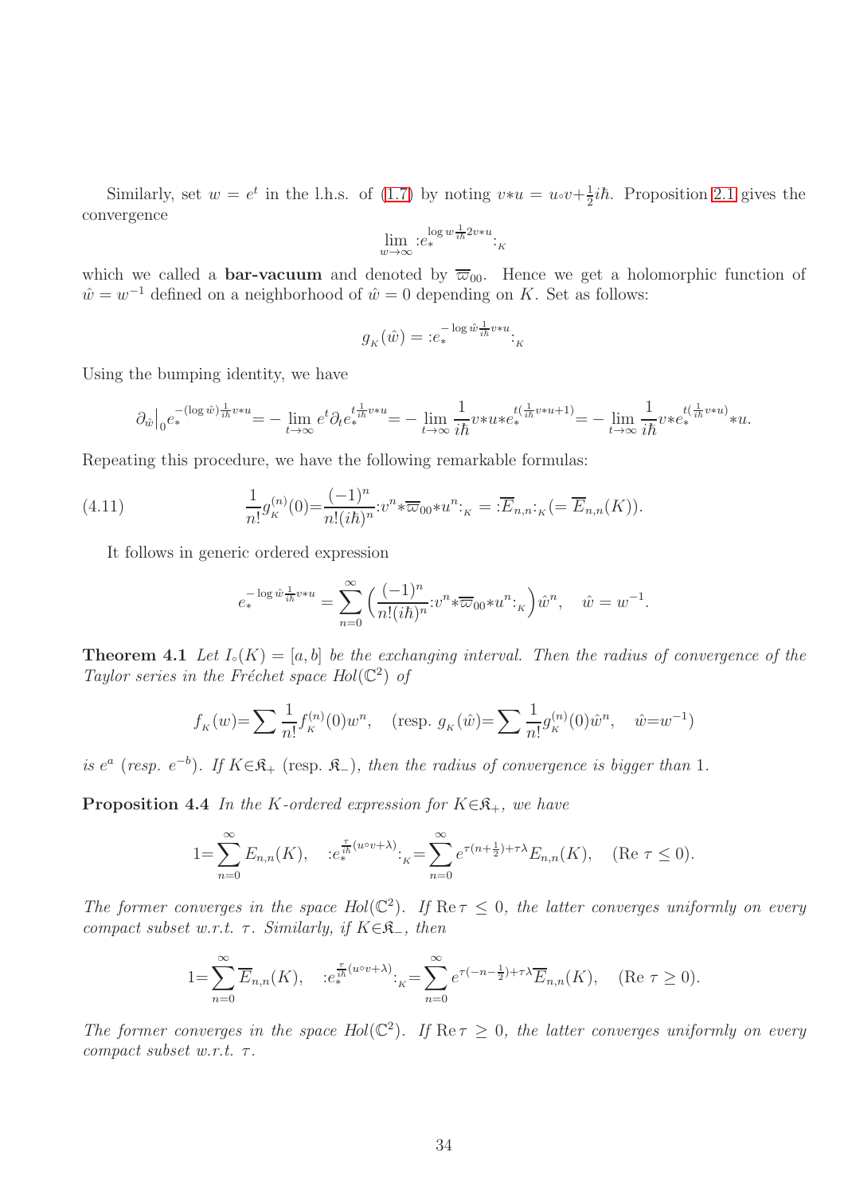Similarly, set $w=e^t$ in the l.h.s. of (1.7) by noting $v{*}u = u{\circ}v+\frac{1}{2}i\hbar$. Proposition 2.1 gives the convergence

$$\lim_{w\to\infty}{:}e_*^{\log w\frac{1}{i\hbar}2v*u}{:}_{_K}$$

which we called a **bar-vacuum** and denoted by $\overline{\varpi}_{00}$. Hence we get a holomorphic function of $\hat{w}=w^{-1}$ defined on a neighborhood of $\hat{w}=0$ depending on $K$. Set as follows:

$$g_{_K}(\hat{w}) = {:}e_*^{-\log\hat{w}\frac{1}{i\hbar}v*u}{:}_{_K}$$

Using the bumping identity, we have

$$\partial_{\hat{w}}\big|_0 e_*^{-(\log\hat{w})\frac{1}{i\hbar}v*u} = -\lim_{t\to\infty}e^t\partial_t e_*^{t\frac{1}{i\hbar}v*u} = -\lim_{t\to\infty}\frac{1}{i\hbar}v{*}u{*}e_*^{t(\frac{1}{i\hbar}v*u+1)} = -\lim_{t\to\infty}\frac{1}{i\hbar}v{*}e_*^{t(\frac{1}{i\hbar}v*u)}{*}u.$$

Repeating this procedure, we have the following remarkable formulas:

$$\frac{1}{n!}g_{_K}^{(n)}(0) = \frac{(-1)^n}{n!(i\hbar)^n}{:}v^n{*}\overline{\varpi}_{00}{*}u^n{:}_{_K} = {:}\overline{E}_{n,n}{:}_{_K}(=\overline{E}_{n,n}(K)). \tag{4.11}$$

It follows in generic ordered expression

$$e_*^{-\log\hat{w}\frac{1}{i\hbar}v*u} = \sum_{n=0}^{\infty}\Big(\frac{(-1)^n}{n!(i\hbar)^n}{:}v^n{*}\overline{\varpi}_{00}{*}u^n{:}_{_K}\Big)\hat{w}^n, \quad \hat{w}=w^{-1}.$$

**Theorem 4.1** *Let $I_\circ(K)=[a,b]$ be the exchanging interval. Then the radius of convergence of the Taylor series in the Fréchet space $Hol(\mathbb{C}^2)$ of*

$$f_{_K}(w) = \sum\frac{1}{n!}f_{_K}^{(n)}(0)w^n, \quad (\text{resp. } g_{_K}(\hat{w}) = \sum\frac{1}{n!}g_{_K}^{(n)}(0)\hat{w}^n, \quad \hat{w}=w^{-1})$$

*is $e^a$ (resp. $e^{-b}$). If $K\in\mathfrak{K}_+$ (resp. $\mathfrak{K}_-$), then the radius of convergence is bigger than 1.*

**Proposition 4.4** *In the $K$-ordered expression for $K\in\mathfrak{K}_+$, we have*

$$1 = \sum_{n=0}^{\infty}E_{n,n}(K), \quad {:}e_*^{\frac{\tau}{i\hbar}(u\circ v+\lambda)}{:}_{_K} = \sum_{n=0}^{\infty}e^{\tau(n+\frac{1}{2})+\tau\lambda}E_{n,n}(K), \quad (\mathrm{Re}\,\tau\le 0).$$

*The former converges in the space $Hol(\mathbb{C}^2)$. If $\mathrm{Re}\,\tau\le 0$, the latter converges uniformly on every compact subset w.r.t. $\tau$. Similarly, if $K\in\mathfrak{K}_-$, then*

$$1 = \sum_{n=0}^{\infty}\overline{E}_{n,n}(K), \quad {:}e_*^{\frac{\tau}{i\hbar}(u\circ v+\lambda)}{:}_{_K} = \sum_{n=0}^{\infty}e^{\tau(-n-\frac{1}{2})+\tau\lambda}\overline{E}_{n,n}(K), \quad (\mathrm{Re}\,\tau\ge 0).$$

*The former converges in the space $Hol(\mathbb{C}^2)$. If $\mathrm{Re}\,\tau\ge 0$, the latter converges uniformly on every compact subset w.r.t. $\tau$.*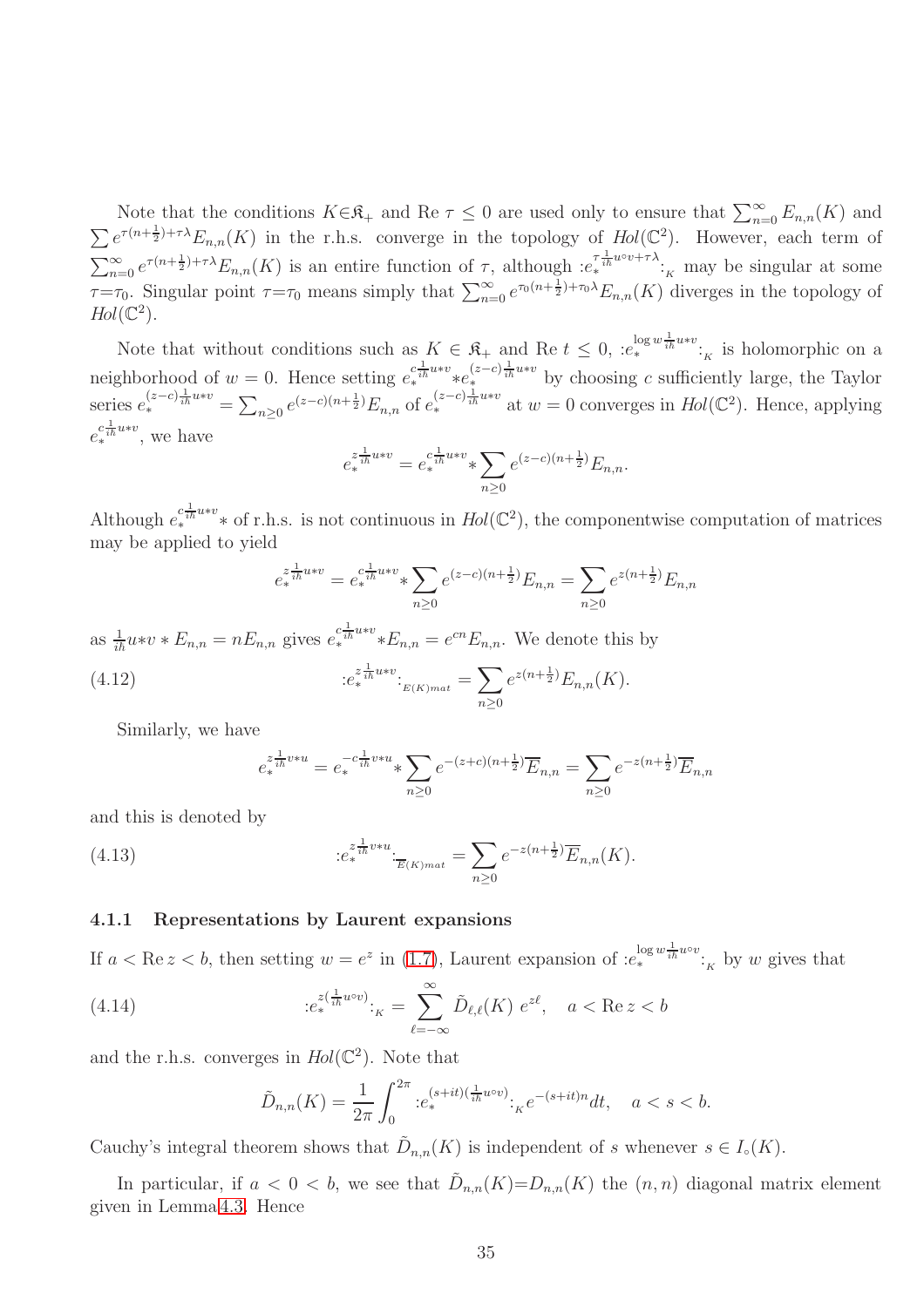Note that the conditions $K\in\mathfrak{K}_+$ and Re $\tau \leq 0$ are used only to ensure that $\sum_{n=0}^{\infty} E_{n,n}(K)$ and $\sum e^{\tau(n+\frac{1}{2})+\tau\lambda} E_{n,n}(K)$ in the r.h.s. converge in the topology of $Hol(\mathbb{C}^2)$. However, each term of $\sum_{n=0}^{\infty} e^{\tau(n+\frac{1}{2})+\tau\lambda} E_{n,n}(K)$ is an entire function of $\tau$, although $:e_*^{\tau\frac{1}{i\hbar}u\circ v+\tau\lambda}:_{_K}$ may be singular at some $\tau{=}\tau_0$. Singular point $\tau{=}\tau_0$ means simply that $\sum_{n=0}^{\infty} e^{\tau_0(n+\frac{1}{2})+\tau_0\lambda} E_{n,n}(K)$ diverges in the topology of $Hol(\mathbb{C}^2)$.

Note that without conditions such as $K\in\mathfrak{K}_+$ and Re $t\leq 0$, $:e_*^{\log w\frac{1}{i\hbar}u*v}:_{_K}$ is holomorphic on a neighborhood of $w=0$. Hence setting $e_*^{c\frac{1}{i\hbar}u*v}{*}e_*^{(z-c)\frac{1}{i\hbar}u*v}$ by choosing $c$ sufficiently large, the Taylor series $e_*^{(z-c)\frac{1}{i\hbar}u*v} = \sum_{n\geq 0} e^{(z-c)(n+\frac{1}{2})} E_{n,n}$ of $e_*^{(z-c)\frac{1}{i\hbar}u*v}$ at $w=0$ converges in $Hol(\mathbb{C}^2)$. Hence, applying $e_*^{c\frac{1}{i\hbar}u*v}$, we have

$$e_*^{z\frac{1}{i\hbar}u*v} = e_*^{c\frac{1}{i\hbar}u*v}{*}\sum_{n\geq 0} e^{(z-c)(n+\frac{1}{2})}E_{n,n}.$$

Although $e_*^{c\frac{1}{i\hbar}u*v}{*}$ of r.h.s. is not continuous in $Hol(\mathbb{C}^2)$, the componentwise computation of matrices may be applied to yield

$$e_*^{z\frac{1}{i\hbar}u*v} = e_*^{c\frac{1}{i\hbar}u*v}{*}\sum_{n\geq 0} e^{(z-c)(n+\frac{1}{2})}E_{n,n} = \sum_{n\geq 0} e^{z(n+\frac{1}{2})}E_{n,n}$$

as $\frac{1}{i\hbar}u{*}v * E_{n,n} = nE_{n,n}$ gives $e_*^{c\frac{1}{i\hbar}u*v}{*}E_{n,n} = e^{cn}E_{n,n}$. We denote this by

$$:e_*^{z\frac{1}{i\hbar}u*v}:_{_{E(K)mat}} = \sum_{n\geq 0} e^{z(n+\frac{1}{2})}E_{n,n}(K). \tag{4.12}$$

Similarly, we have

$$e_*^{z\frac{1}{i\hbar}v*u} = e_*^{-c\frac{1}{i\hbar}v*u}{*}\sum_{n\geq 0} e^{-(z+c)(n+\frac{1}{2})}\overline{E}_{n,n} = \sum_{n\geq 0} e^{-z(n+\frac{1}{2})}\overline{E}_{n,n}$$

and this is denoted by

$$:e_*^{z\frac{1}{i\hbar}v*u}:_{_{\overline{E}(K)mat}} = \sum_{n\geq 0} e^{-z(n+\frac{1}{2})}\overline{E}_{n,n}(K). \tag{4.13}$$

### 4.1.1 Representations by Laurent expansions

If $a<\mathrm{Re}\,z<b$, then setting $w=e^z$ in (1.7), Laurent expansion of $:e_*^{\log w\frac{1}{i\hbar}u\circ v}:_{_K}$ by $w$ gives that

$$:e_*^{z(\frac{1}{i\hbar}u\circ v)}:_{_K} = \sum_{\ell=-\infty}^{\infty} \tilde{D}_{\ell,\ell}(K)\ e^{z\ell}, \quad a<\mathrm{Re}\,z<b \tag{4.14}$$

and the r.h.s. converges in $Hol(\mathbb{C}^2)$. Note that

$$\tilde{D}_{n,n}(K) = \frac{1}{2\pi}\int_0^{2\pi} :e_*^{(s+it)(\frac{1}{i\hbar}u\circ v)}:_{_K} e^{-(s+it)n}dt, \quad a<s<b.$$

Cauchy's integral theorem shows that $\tilde{D}_{n,n}(K)$ is independent of $s$ whenever $s\in I_\circ(K)$.

In particular, if $a<0<b$, we see that $\tilde{D}_{n,n}(K){=}D_{n,n}(K)$ the $(n,n)$ diagonal matrix element given in Lemma 4.3. Hence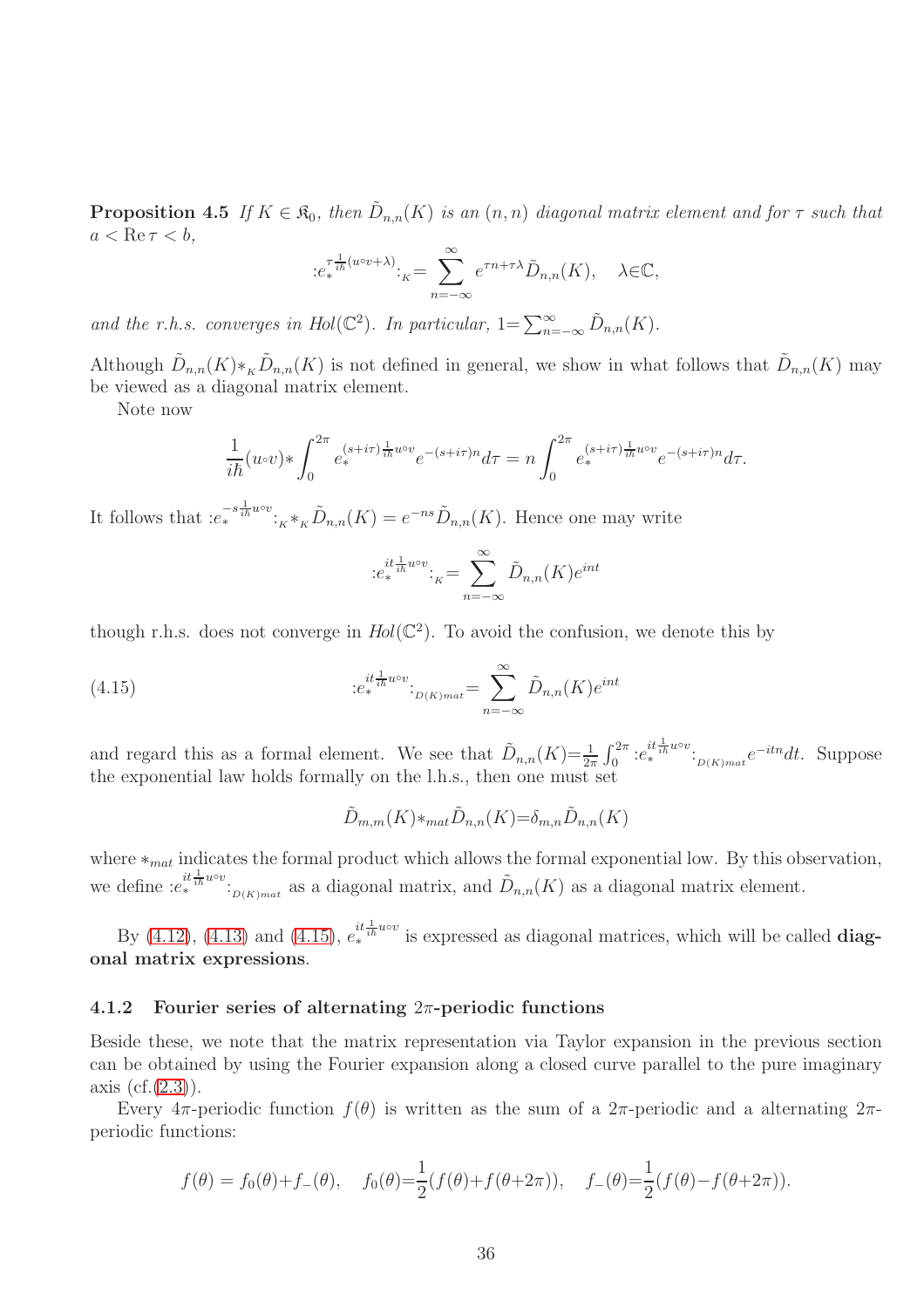**Proposition 4.5** *If $K \in \mathfrak{K}_0$, then $\tilde{D}_{n,n}(K)$ is an $(n,n)$ diagonal matrix element and for $\tau$ such that $a < \mathrm{Re}\,\tau < b$,*

$$:e_*^{\tau\frac{1}{i\hbar}(u\circ v+\lambda)}:_{_K}= \sum_{n=-\infty}^{\infty} e^{\tau n+\tau\lambda}\tilde{D}_{n,n}(K), \quad \lambda{\in}\mathbb{C},$$

*and the r.h.s. converges in $Hol(\mathbb{C}^2)$. In particular, $1{=}\sum_{n=-\infty}^{\infty}\tilde{D}_{n,n}(K)$.*

Although $\tilde{D}_{n,n}(K){*_{_K}}\tilde{D}_{n,n}(K)$ is not defined in general, we show in what follows that $\tilde{D}_{n,n}(K)$ may be viewed as a diagonal matrix element.

Note now

$$\frac{1}{i\hbar}(u{\circ}v){*}\int_0^{2\pi} e_*^{(s+i\tau)\frac{1}{i\hbar}u\circ v}e^{-(s+i\tau)n}d\tau = n\int_0^{2\pi} e_*^{(s+i\tau)\frac{1}{i\hbar}u\circ v}e^{-(s+i\tau)n}d\tau.$$

It follows that $:e_*^{-s\frac{1}{i\hbar}u\circ v}:_{_K}{*_{_K}}\tilde{D}_{n,n}(K) = e^{-ns}\tilde{D}_{n,n}(K)$. Hence one may write

$$:e_*^{it\frac{1}{i\hbar}u\circ v}:_{_K}= \sum_{n=-\infty}^{\infty}\tilde{D}_{n,n}(K)e^{int}$$

though r.h.s. does not converge in $Hol(\mathbb{C}^2)$. To avoid the confusion, we denote this by

$$:e_*^{it\frac{1}{i\hbar}u\circ v}:_{_{D(K)mat}}= \sum_{n=-\infty}^{\infty}\tilde{D}_{n,n}(K)e^{int} \tag{4.15}$$

and regard this as a formal element. We see that $\tilde{D}_{n,n}(K){=}\frac{1}{2\pi}\int_0^{2\pi}:e_*^{it\frac{1}{i\hbar}u\circ v}:_{_{D(K)mat}}e^{-itn}dt$. Suppose the exponential law holds formally on the l.h.s., then one must set

$$\tilde{D}_{m,m}(K){*_{mat}}\tilde{D}_{n,n}(K){=}\delta_{m,n}\tilde{D}_{n,n}(K)$$

where $*_{mat}$ indicates the formal product which allows the formal exponential low. By this observation, we define $:e_*^{it\frac{1}{i\hbar}u\circ v}:_{_{D(K)mat}}$ as a diagonal matrix, and $\tilde{D}_{n,n}(K)$ as a diagonal matrix element.

By (4.12), (4.13) and (4.15), $e_*^{it\frac{1}{i\hbar}u\circ v}$ is expressed as diagonal matrices, which will be called **diagonal matrix expressions**.

### 4.1.2 Fourier series of alternating $2\pi$-periodic functions

Beside these, we note that the matrix representation via Taylor expansion in the previous section can be obtained by using the Fourier expansion along a closed curve parallel to the pure imaginary axis (cf.(2.3)).

Every $4\pi$-periodic function $f(\theta)$ is written as the sum of a $2\pi$-periodic and a alternating $2\pi$-periodic functions:

$$f(\theta) = f_0(\theta){+}f_-(\theta), \quad f_0(\theta){=}\frac{1}{2}(f(\theta){+}f(\theta{+}2\pi)), \quad f_-(\theta){=}\frac{1}{2}(f(\theta){-}f(\theta{+}2\pi)).$$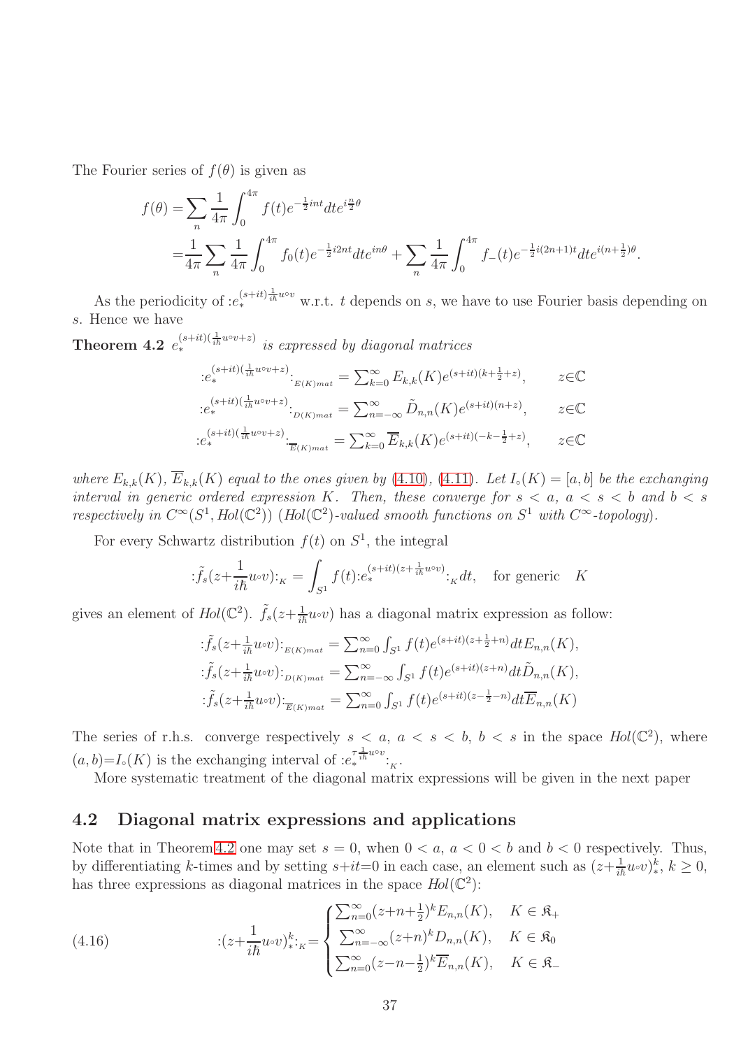The Fourier series of $f(\theta)$ is given as

$$
\begin{aligned}
f(\theta) =& \sum_n \frac{1}{4\pi}\int_0^{4\pi} f(t)e^{-\frac{1}{2}int}dt e^{i\frac{n}{2}\theta} \\
=& \frac{1}{4\pi}\sum_n \frac{1}{4\pi}\int_0^{4\pi} f_0(t)e^{-\frac{1}{2}i2nt}dt e^{in\theta} + \sum_n \frac{1}{4\pi}\int_0^{4\pi} f_-(t)e^{-\frac{1}{2}i(2n+1)t}dt e^{i(n+\frac{1}{2})\theta}.
\end{aligned}
$$

As the periodicity of $:e_*^{(s+it)\frac{1}{i\hbar}u\circ v}$ w.r.t. $t$ depends on $s$, we have to use Fourier basis depending on $s$. Hence we have

**Theorem 4.2** *$e_*^{(s+it)(\frac{1}{i\hbar}u\circ v+z)}$ is expressed by diagonal matrices*

$$
\begin{aligned}
&:e_*^{(s+it)(\frac{1}{i\hbar}u\circ v+z)}:_{E(K)mat} = \sum_{k=0}^{\infty} E_{k,k}(K)e^{(s+it)(k+\frac{1}{2}+z)}, \qquad z\in\mathbb{C} \\
&:e_*^{(s+it)(\frac{1}{i\hbar}u\circ v+z)}:_{D(K)mat} = \sum_{n=-\infty}^{\infty} \tilde{D}_{n,n}(K)e^{(s+it)(n+z)}, \qquad z\in\mathbb{C} \\
&:e_*^{(s+it)(\frac{1}{i\hbar}u\circ v+z)}:_{\overline{E}(K)mat} = \sum_{k=0}^{\infty} \overline{E}_{k,k}(K)e^{(s+it)(-k-\frac{1}{2}+z)}, \qquad z\in\mathbb{C}
\end{aligned}
$$

*where $E_{k,k}(K)$, $\overline{E}_{k,k}(K)$ equal to the ones given by (4.10), (4.11). Let $I_\circ(K)=[a,b]$ be the exchanging interval in generic ordered expression $K$. Then, these converge for $s<a$, $a<s<b$ and $b<s$ respectively in $C^\infty(S^1, Hol(\mathbb{C}^2))$ ($Hol(\mathbb{C}^2)$-valued smooth functions on $S^1$ with $C^\infty$-topology).*

For every Schwartz distribution $f(t)$ on $S^1$, the integral

$$
:\tilde{f}_s(z+\frac{1}{i\hbar}u\circ v):_K = \int_{S^1} f(t):e_*^{(s+it)(z+\frac{1}{i\hbar}u\circ v)}:_K dt, \quad \text{for generic} \quad K
$$

gives an element of $Hol(\mathbb{C}^2)$. $\tilde{f}_s(z+\frac{1}{i\hbar}u\circ v)$ has a diagonal matrix expression as follow:

$$
\begin{aligned}
&:\tilde{f}_s(z+\tfrac{1}{i\hbar}u\circ v):_{E(K)mat} = \sum_{n=0}^{\infty}\int_{S^1} f(t)e^{(s+it)(z+\frac{1}{2}+n)}dt E_{n,n}(K), \\
&:\tilde{f}_s(z+\tfrac{1}{i\hbar}u\circ v):_{D(K)mat} = \sum_{n=-\infty}^{\infty}\int_{S^1} f(t)e^{(s+it)(z+n)}dt \tilde{D}_{n,n}(K), \\
&:\tilde{f}_s(z+\tfrac{1}{i\hbar}u\circ v):_{\overline{E}(K)mat} = \sum_{n=0}^{\infty}\int_{S^1} f(t)e^{(s+it)(z-\frac{1}{2}-n)}dt \overline{E}_{n,n}(K)
\end{aligned}
$$

The series of r.h.s. converge respectively $s<a$, $a<s<b$, $b<s$ in the space $Hol(\mathbb{C}^2)$, where $(a,b)=I_\circ(K)$ is the exchanging interval of $:e_*^{\tau\frac{1}{i\hbar}u\circ v}:_K$.

More systematic treatment of the diagonal matrix expressions will be given in the next paper

## 4.2 Diagonal matrix expressions and applications

Note that in Theorem 4.2 one may set $s=0$, when $0<a$, $a<0<b$ and $b<0$ respectively. Thus, by differentiating $k$-times and by setting $s+it=0$ in each case, an element such as $(z+\frac{1}{i\hbar}u\circ v)_*^k$, $k\geq 0$, has three expressions as diagonal matrices in the space $Hol(\mathbb{C}^2)$:

$$
:(z+\frac{1}{i\hbar}u\circ v)_*^k:_K = \begin{cases} \sum_{n=0}^{\infty}(z+n+\frac{1}{2})^k E_{n,n}(K), & K\in\mathfrak{K}_+ \\ \sum_{n=-\infty}^{\infty}(z+n)^k D_{n,n}(K), & K\in\mathfrak{K}_0 \\ \sum_{n=0}^{\infty}(z-n-\frac{1}{2})^k \overline{E}_{n,n}(K), & K\in\mathfrak{K}_- \end{cases} \tag{4.16}
$$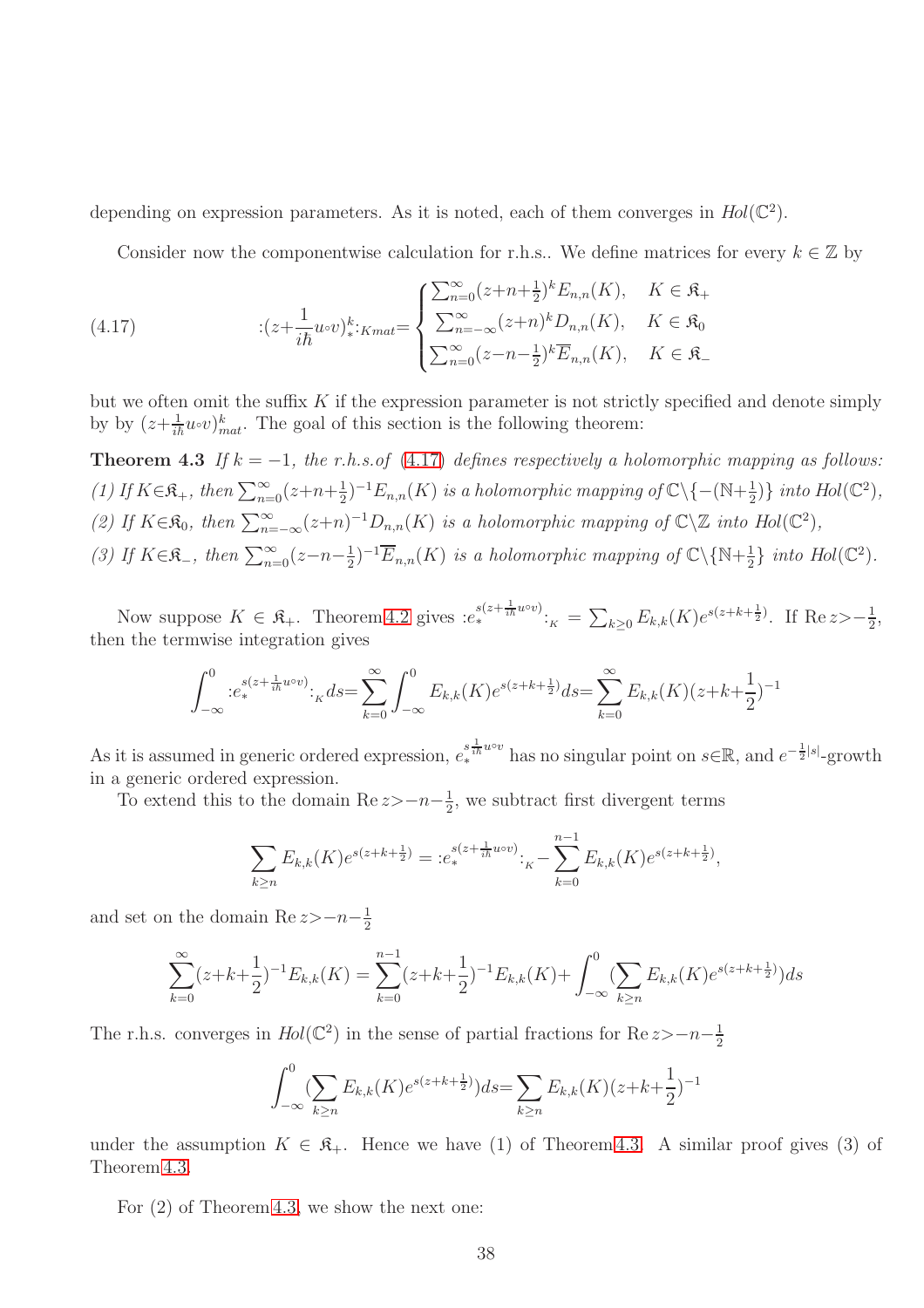depending on expression parameters. As it is noted, each of them converges in $Hol(\mathbb{C}^2)$.

Consider now the componentwise calculation for r.h.s.. We define matrices for every $k \in \mathbb{Z}$ by

$$
:(z+\frac{1}{i\hbar}u{\circ}v)^k_*:_{K mat}=\begin{cases}\sum_{n=0}^{\infty}(z+n+\frac{1}{2})^k E_{n,n}(K), & K\in\mathfrak{K}_+\\ \sum_{n=-\infty}^{\infty}(z+n)^k D_{n,n}(K), & K\in\mathfrak{K}_0\\ \sum_{n=0}^{\infty}(z-n-\frac{1}{2})^k \overline{E}_{n,n}(K), & K\in\mathfrak{K}_-\end{cases} \tag{4.17}
$$

but we often omit the suffix $K$ if the expression parameter is not strictly specified and denote simply by by $(z+\frac{1}{i\hbar}u{\circ}v)^k_{mat}$. The goal of this section is the following theorem:

**Theorem 4.3** *If $k=-1$, the r.h.s.of (4.17) defines respectively a holomorphic mapping as follows:*
*(1) If $K\in\mathfrak{K}_+$, then $\sum_{n=0}^{\infty}(z+n+\frac{1}{2})^{-1}E_{n,n}(K)$ is a holomorphic mapping of $\mathbb{C}\setminus\{-(\mathbb{N}+\frac{1}{2})\}$ into $Hol(\mathbb{C}^2)$,*
*(2) If $K\in\mathfrak{K}_0$, then $\sum_{n=-\infty}^{\infty}(z+n)^{-1}D_{n,n}(K)$ is a holomorphic mapping of $\mathbb{C}\setminus\mathbb{Z}$ into $Hol(\mathbb{C}^2)$,*
*(3) If $K\in\mathfrak{K}_-$, then $\sum_{n=0}^{\infty}(z-n-\frac{1}{2})^{-1}\overline{E}_{n,n}(K)$ is a holomorphic mapping of $\mathbb{C}\setminus\{\mathbb{N}+\frac{1}{2}\}$ into $Hol(\mathbb{C}^2)$.*

Now suppose $K\in\mathfrak{K}_+$. Theorem 4.2 gives $:e_*^{s(z+\frac{1}{i\hbar}u\circ v)}:_K=\sum_{k\geq 0}E_{k,k}(K)e^{s(z+k+\frac{1}{2})}$. If $\mathrm{Re}\,z>-\frac{1}{2}$, then the termwise integration gives

$$
\int_{-\infty}^{0}:e_*^{s(z+\frac{1}{i\hbar}u\circ v)}:_K ds=\sum_{k=0}^{\infty}\int_{-\infty}^{0}E_{k,k}(K)e^{s(z+k+\frac{1}{2})}ds=\sum_{k=0}^{\infty}E_{k,k}(K)(z+k+\frac{1}{2})^{-1}
$$

As it is assumed in generic ordered expression, $e_*^{s\frac{1}{i\hbar}u\circ v}$ has no singular point on $s\in\mathbb{R}$, and $e^{-\frac{1}{2}|s|}$-growth in a generic ordered expression.

To extend this to the domain $\mathrm{Re}\,z>-n-\frac{1}{2}$, we subtract first divergent terms

$$
\sum_{k\geq n}E_{k,k}(K)e^{s(z+k+\frac{1}{2})}=:e_*^{s(z+\frac{1}{i\hbar}u\circ v)}:_K-\sum_{k=0}^{n-1}E_{k,k}(K)e^{s(z+k+\frac{1}{2})},
$$

and set on the domain $\mathrm{Re}\,z>-n-\frac{1}{2}$

$$
\sum_{k=0}^{\infty}(z+k+\frac{1}{2})^{-1}E_{k,k}(K)=\sum_{k=0}^{n-1}(z+k+\frac{1}{2})^{-1}E_{k,k}(K)+\int_{-\infty}^{0}(\sum_{k\geq n}E_{k,k}(K)e^{s(z+k+\frac{1}{2})})ds
$$

The r.h.s. converges in $Hol(\mathbb{C}^2)$ in the sense of partial fractions for $\mathrm{Re}\,z>-n-\frac{1}{2}$

$$
\int_{-\infty}^{0}(\sum_{k\geq n}E_{k,k}(K)e^{s(z+k+\frac{1}{2})})ds=\sum_{k\geq n}E_{k,k}(K)(z+k+\frac{1}{2})^{-1}
$$

under the assumption $K\in\mathfrak{K}_+$. Hence we have (1) of Theorem 4.3. A similar proof gives (3) of Theorem 4.3.

For (2) of Theorem 4.3, we show the next one: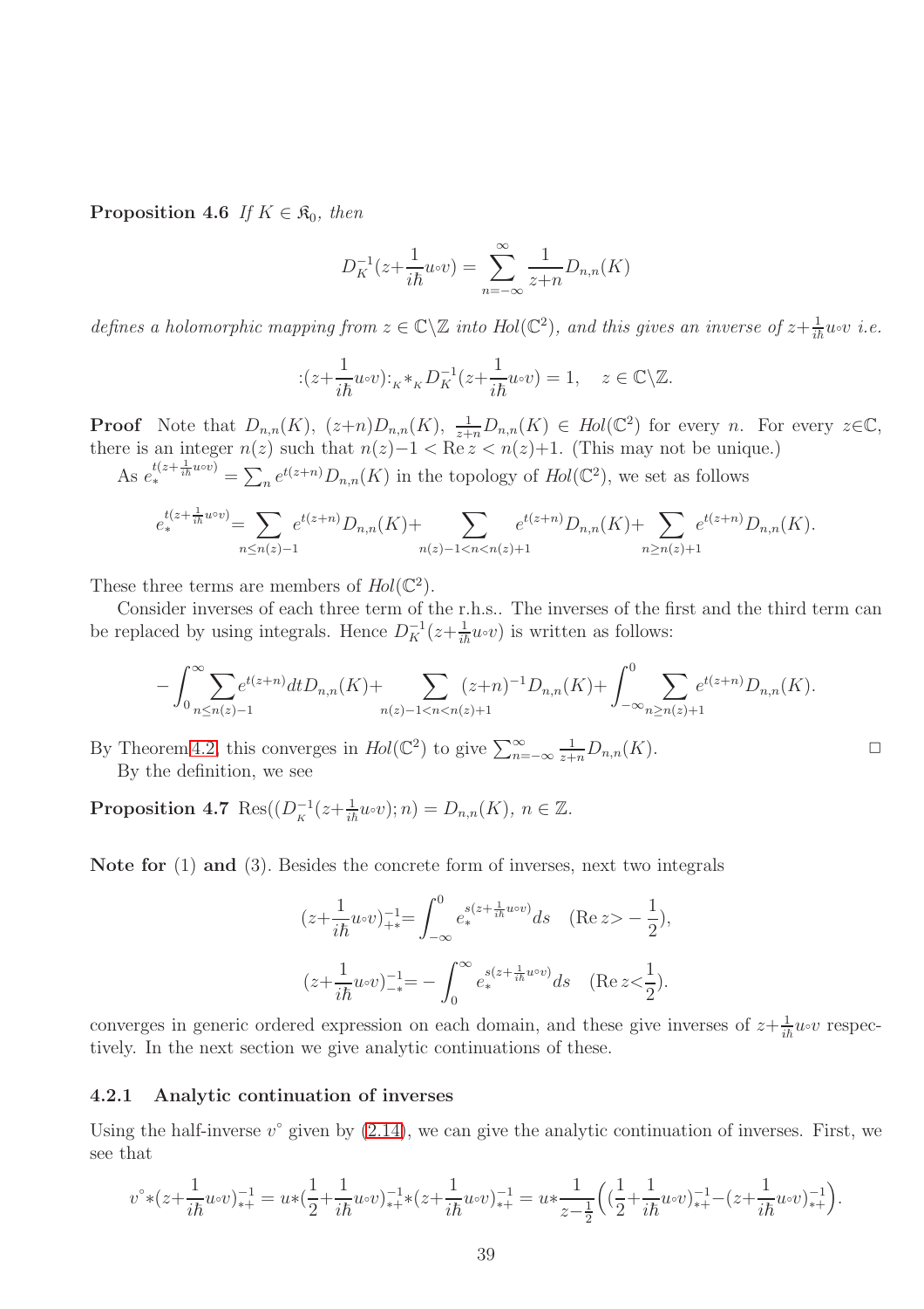**Proposition 4.6** *If $K \in \mathfrak{K}_0$, then*

$$D_K^{-1}(z+\frac{1}{i\hbar}u{\circ}v) = \sum_{n=-\infty}^{\infty} \frac{1}{z+n} D_{n,n}(K)$$

*defines a holomorphic mapping from $z \in \mathbb{C}\backslash\mathbb{Z}$ into $Hol(\mathbb{C}^2)$, and this gives an inverse of $z+\frac{1}{i\hbar}u{\circ}v$ i.e.*

$$:(z+\frac{1}{i\hbar}u{\circ}v):_K *_K D_K^{-1}(z+\frac{1}{i\hbar}u{\circ}v) = 1, \quad z \in \mathbb{C}\backslash\mathbb{Z}.$$

**Proof** Note that $D_{n,n}(K)$, $(z+n)D_{n,n}(K)$, $\frac{1}{z+n}D_{n,n}(K) \in Hol(\mathbb{C}^2)$ for every $n$. For every $z \in \mathbb{C}$, there is an integer $n(z)$ such that $n(z)-1 < \mathrm{Re}\, z < n(z)+1$. (This may not be unique.)

As $e_*^{t(z+\frac{1}{i\hbar}u\circ v)} = \sum_n e^{t(z+n)} D_{n,n}(K)$ in the topology of $Hol(\mathbb{C}^2)$, we set as follows

$$e_*^{t(z+\frac{1}{i\hbar}u\circ v)} = \sum_{n\leq n(z)-1} e^{t(z+n)}D_{n,n}(K) + \sum_{n(z)-1<n<n(z)+1} e^{t(z+n)}D_{n,n}(K) + \sum_{n\geq n(z)+1} e^{t(z+n)}D_{n,n}(K).$$

These three terms are members of $Hol(\mathbb{C}^2)$.

Consider inverses of each three term of the r.h.s.. The inverses of the first and the third term can be replaced by using integrals. Hence $D_K^{-1}(z+\frac{1}{i\hbar}u{\circ}v)$ is written as follows:

$$-\int_0^\infty \sum_{n\leq n(z)-1} e^{t(z+n)}dt D_{n,n}(K) + \sum_{n(z)-1<n<n(z)+1} (z+n)^{-1} D_{n,n}(K) + \int_{-\infty}^0 \sum_{n\geq n(z)+1} e^{t(z+n)} D_{n,n}(K).$$

By Theorem 4.2, this converges in $Hol(\mathbb{C}^2)$ to give $\sum_{n=-\infty}^{\infty} \frac{1}{z+n} D_{n,n}(K)$. $\square$

By the definition, we see

**Proposition 4.7** $\mathrm{Res}((D_K^{-1}(z+\frac{1}{i\hbar}u{\circ}v); n) = D_{n,n}(K)$, $n \in \mathbb{Z}$.

**Note for** (1) **and** (3). Besides the concrete form of inverses, next two integrals

$$(z+\frac{1}{i\hbar}u{\circ}v)^{-1}_{+*} = \int_{-\infty}^0 e_*^{s(z+\frac{1}{i\hbar}u\circ v)} ds \quad (\mathrm{Re}\, z > -\frac{1}{2}),$$

$$(z+\frac{1}{i\hbar}u{\circ}v)^{-1}_{-*} = -\int_0^\infty e_*^{s(z+\frac{1}{i\hbar}u\circ v)} ds \quad (\mathrm{Re}\, z < \frac{1}{2}).$$

converges in generic ordered expression on each domain, and these give inverses of $z+\frac{1}{i\hbar}u{\circ}v$ respectively. In the next section we give analytic continuations of these.

### 4.2.1 Analytic continuation of inverses

Using the half-inverse $v^\circ$ given by (2.14), we can give the analytic continuation of inverses. First, we see that

$$v^\circ * (z+\frac{1}{i\hbar}u{\circ}v)^{-1}_{*+} = u*(\frac{1}{2}+\frac{1}{i\hbar}u{\circ}v)^{-1}_{*+} * (z+\frac{1}{i\hbar}u{\circ}v)^{-1}_{*+} = u*\frac{1}{z-\frac{1}{2}}\Big((\frac{1}{2}+\frac{1}{i\hbar}u{\circ}v)^{-1}_{*+} - (z+\frac{1}{i\hbar}u{\circ}v)^{-1}_{*+}\Big).$$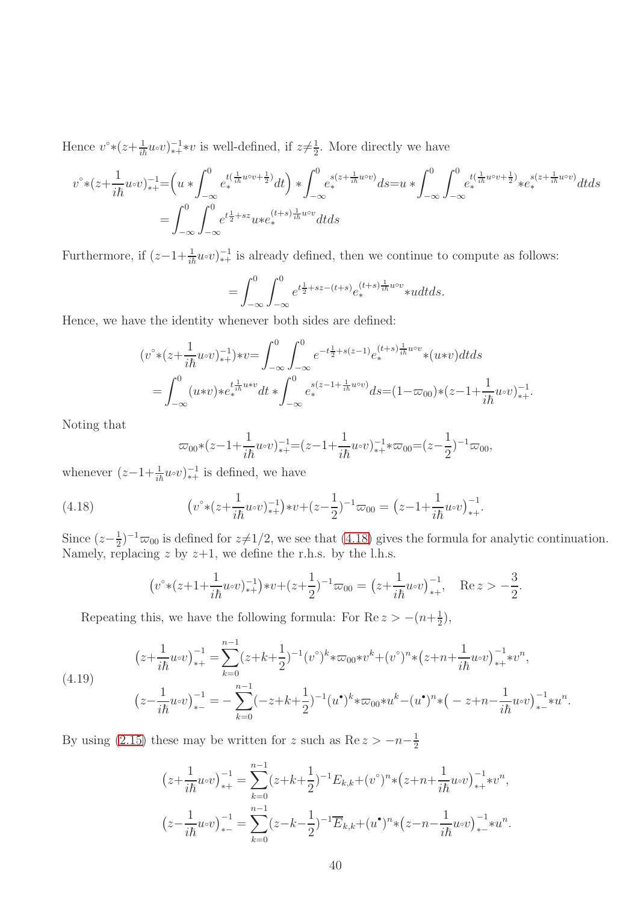Hence $v^{\circ}{*}(z{+}\frac{1}{i\hbar}u{\circ}v)^{-1}_{*+}{*}v$ is well-defined, if $z{\neq}\frac{1}{2}$. More directly we have

$$
\begin{aligned}
v^{\circ}{*}(z{+}\frac{1}{i\hbar}u{\circ}v)^{-1}_{*+}&{=}\Big(u*\int_{-\infty}^{0}e_*^{t(\frac{1}{i\hbar}u\circ v+\frac{1}{2})}dt\Big)*\int_{-\infty}^{0}e_*^{s(z+\frac{1}{i\hbar}u\circ v)}ds{=}u*\int_{-\infty}^{0}\int_{-\infty}^{0}e_*^{t(\frac{1}{i\hbar}u\circ v+\frac{1}{2})}{*}e_*^{s(z+\frac{1}{i\hbar}u\circ v)}dtds\\
&=\int_{-\infty}^{0}\int_{-\infty}^{0}e^{t\frac{1}{2}+sz}u{*}e_*^{(t+s)\frac{1}{i\hbar}u\circ v}dtds
\end{aligned}
$$

Furthermore, if $(z{-}1{+}\frac{1}{i\hbar}u{\circ}v)^{-1}_{*+}$ is already defined, then we continue to compute as follows:

$$
=\int_{-\infty}^{0}\int_{-\infty}^{0}e^{t\frac{1}{2}+sz-(t+s)}e_*^{(t+s)\frac{1}{i\hbar}u\circ v}{*}udtds.
$$

Hence, we have the identity whenever both sides are defined:

$$
\begin{aligned}
(v^{\circ}{*}(z{+}\frac{1}{i\hbar}u{\circ}v)^{-1}_{*+}){*}v&{=}\int_{-\infty}^{0}\int_{-\infty}^{0}e^{-t\frac{1}{2}+s(z-1)}e_*^{(t+s)\frac{1}{i\hbar}u\circ v}{*}(u{*}v)dtds\\
&=\int_{-\infty}^{0}(u{*}v){*}e_*^{t\frac{1}{i\hbar}u*v}dt*\int_{-\infty}^{0}e_*^{s(z-1+\frac{1}{i\hbar}u\circ v)}ds{=}(1{-}\varpi_{00}){*}(z{-}1{+}\frac{1}{i\hbar}u{\circ}v)^{-1}_{*+}.
\end{aligned}
$$

Noting that

$$
\varpi_{00}{*}(z{-}1{+}\frac{1}{i\hbar}u{\circ}v)^{-1}_{*+}{=}(z{-}1{+}\frac{1}{i\hbar}u{\circ}v)^{-1}_{*+}{*}\varpi_{00}{=}(z{-}\frac{1}{2})^{-1}\varpi_{00},
$$

whenever $(z{-}1{+}\frac{1}{i\hbar}u{\circ}v)^{-1}_{*+}$ is defined, we have

$$
\big(v^{\circ}{*}(z{+}\frac{1}{i\hbar}u{\circ}v)^{-1}_{*+}\big){*}v{+}(z{-}\frac{1}{2})^{-1}\varpi_{00}=\big(z{-}1{+}\frac{1}{i\hbar}u{\circ}v\big)^{-1}_{*+}. \tag{4.18}
$$

Since $(z{-}\frac{1}{2})^{-1}\varpi_{00}$ is defined for $z{\neq}1/2$, we see that (4.18) gives the formula for analytic continuation. Namely, replacing $z$ by $z{+}1$, we define the r.h.s. by the l.h.s.

$$
\big(v^{\circ}{*}(z{+}1{+}\frac{1}{i\hbar}u{\circ}v)^{-1}_{*+}\big){*}v{+}(z{+}\frac{1}{2})^{-1}\varpi_{00}=\big(z{+}\frac{1}{i\hbar}u{\circ}v\big)^{-1}_{*+},\quad \mathrm{Re}\,z>-\frac{3}{2}.
$$

Repeating this, we have the following formula: For $\mathrm{Re}\,z>-(n{+}\frac{1}{2})$,

$$
\begin{aligned}
\big(z{+}\frac{1}{i\hbar}u{\circ}v\big)^{-1}_{*+}&=\sum_{k=0}^{n-1}(z{+}k{+}\frac{1}{2})^{-1}(v^{\circ})^k{*}\varpi_{00}{*}v^k{+}(v^{\circ})^n{*}\big(z{+}n{+}\frac{1}{i\hbar}u{\circ}v\big)^{-1}_{*+}{*}v^n,\\
\big(z{-}\frac{1}{i\hbar}u{\circ}v\big)^{-1}_{*-}&=-\sum_{k=0}^{n-1}(-z{+}k{+}\frac{1}{2})^{-1}(u^{\bullet})^k{*}\varpi_{00}{*}u^k{-}(u^{\bullet})^n{*}\big(-z{+}n{-}\frac{1}{i\hbar}u{\circ}v\big)^{-1}_{*-}{*}u^n.
\end{aligned} \tag{4.19}
$$

By using (2.15) these may be written for $z$ such as $\mathrm{Re}\,z>-n{-}\frac{1}{2}$

$$
\begin{aligned}
\big(z{+}\frac{1}{i\hbar}u{\circ}v\big)^{-1}_{*+}&=\sum_{k=0}^{n-1}(z{+}k{+}\frac{1}{2})^{-1}E_{k,k}{+}(v^{\circ})^n{*}\big(z{+}n{+}\frac{1}{i\hbar}u{\circ}v\big)^{-1}_{*+}{*}v^n,\\
\big(z{-}\frac{1}{i\hbar}u{\circ}v\big)^{-1}_{*-}&=\sum_{k=0}^{n-1}(z{-}k{-}\frac{1}{2})^{-1}\overline{E}_{k,k}{+}(u^{\bullet})^n{*}\big(z{-}n{-}\frac{1}{i\hbar}u{\circ}v\big)^{-1}_{*-}{*}u^n.
\end{aligned}
$$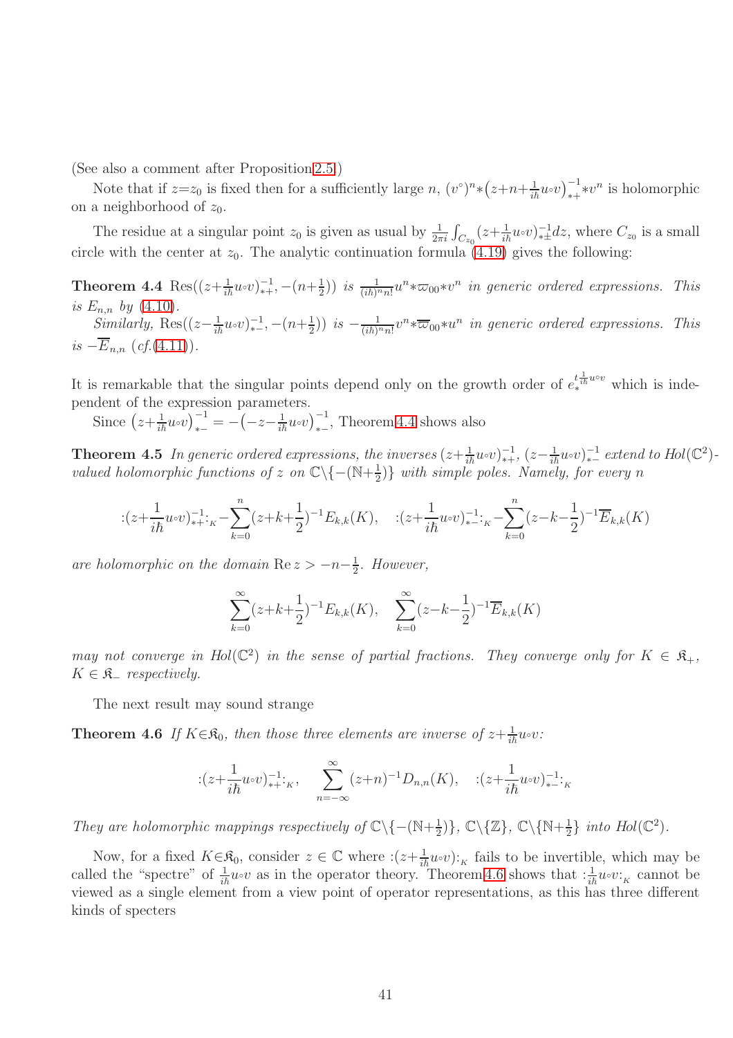(See also a comment after Proposition 2.5.)

Note that if $z{=}z_0$ is fixed then for a sufficiently large $n$, $(v^\circ)^n{*}\big(z{+}n{+}\frac{1}{i\hbar}u{\circ}v\big)^{-1}_{*+}{*}v^n$ is holomorphic on a neighborhood of $z_0$.

The residue at a singular point $z_0$ is given as usual by $\frac{1}{2\pi i}\int_{C_{z_0}}(z{+}\frac{1}{i\hbar}u{\circ}v)^{-1}_{*\pm}dz$, where $C_{z_0}$ is a small circle with the center at $z_0$. The analytic continuation formula (4.19) gives the following:

**Theorem 4.4** *$\mathrm{Res}((z{+}\frac{1}{i\hbar}u{\circ}v)^{-1}_{*+}, -(n{+}\frac{1}{2}))$ is $\frac{1}{(i\hbar)^n n!}u^n{*}\varpi_{00}{*}v^n$ in generic ordered expressions. This is $E_{n,n}$ by (4.10).*

*Similarly, $\mathrm{Res}((z{-}\frac{1}{i\hbar}u{\circ}v)^{-1}_{*-}, -(n{+}\frac{1}{2}))$ is $-\frac{1}{(i\hbar)^n n!}v^n{*}\overline{\varpi}_{00}{*}u^n$ in generic ordered expressions. This is $-\overline{E}_{n,n}$ (cf.(4.11)).*

It is remarkable that the singular points depend only on the growth order of $e_*^{t\frac{1}{i\hbar}u\circ v}$ which is independent of the expression parameters.

Since $\big(z{+}\frac{1}{i\hbar}u{\circ}v\big)^{-1}_{*-} = -\big({-}z{-}\frac{1}{i\hbar}u{\circ}v\big)^{-1}_{*-}$, Theorem 4.4 shows also

**Theorem 4.5** *In generic ordered expressions, the inverses $(z{+}\frac{1}{i\hbar}u{\circ}v)^{-1}_{*+}$, $(z{-}\frac{1}{i\hbar}u{\circ}v)^{-1}_{*-}$ extend to $Hol(\mathbb{C}^2)$-valued holomorphic functions of $z$ on $\mathbb{C}\setminus\{-(\mathbb{N}{+}\frac{1}{2})\}$ with simple poles. Namely, for every $n$*

$$:(z{+}\frac{1}{i\hbar}u{\circ}v)^{-1}_{*+}:_{_K}-\sum_{k=0}^{n}(z{+}k{+}\frac{1}{2})^{-1}E_{k,k}(K), \quad :(z{+}\frac{1}{i\hbar}u{\circ}v)^{-1}_{*-}:_{_K}-\sum_{k=0}^{n}(z{-}k{-}\frac{1}{2})^{-1}\overline{E}_{k,k}(K)$$

*are holomorphic on the domain $\mathrm{Re}\, z > -n{-}\frac{1}{2}$. However,*

$$\sum_{k=0}^{\infty}(z{+}k{+}\frac{1}{2})^{-1}E_{k,k}(K), \quad \sum_{k=0}^{\infty}(z{-}k{-}\frac{1}{2})^{-1}\overline{E}_{k,k}(K)$$

*may not converge in $Hol(\mathbb{C}^2)$ in the sense of partial fractions. They converge only for $K\in\mathfrak{K}_+$, $K\in\mathfrak{K}_-$ respectively.*

The next result may sound strange

**Theorem 4.6** *If $K{\in}\mathfrak{K}_0$, then those three elements are inverse of $z{+}\frac{1}{i\hbar}u{\circ}v$:*

$$:(z{+}\frac{1}{i\hbar}u{\circ}v)^{-1}_{*+}:_{_K}, \quad \sum_{n=-\infty}^{\infty}(z{+}n)^{-1}D_{n,n}(K), \quad :(z{+}\frac{1}{i\hbar}u{\circ}v)^{-1}_{*-}:_{_K}$$

*They are holomorphic mappings respectively of $\mathbb{C}\setminus\{-(\mathbb{N}{+}\frac{1}{2})\}$, $\mathbb{C}\setminus\{\mathbb{Z}\}$, $\mathbb{C}\setminus\{\mathbb{N}{+}\frac{1}{2}\}$ into $Hol(\mathbb{C}^2)$.*

Now, for a fixed $K{\in}\mathfrak{K}_0$, consider $z\in\mathbb{C}$ where $:(z{+}\frac{1}{i\hbar}u{\circ}v):_{_K}$ fails to be invertible, which may be called the "spectre" of $\frac{1}{i\hbar}u{\circ}v$ as in the operator theory. Theorem 4.6 shows that $:\frac{1}{i\hbar}u{\circ}v:_{_K}$ cannot be viewed as a single element from a view point of operator representations, as this has three different kinds of specters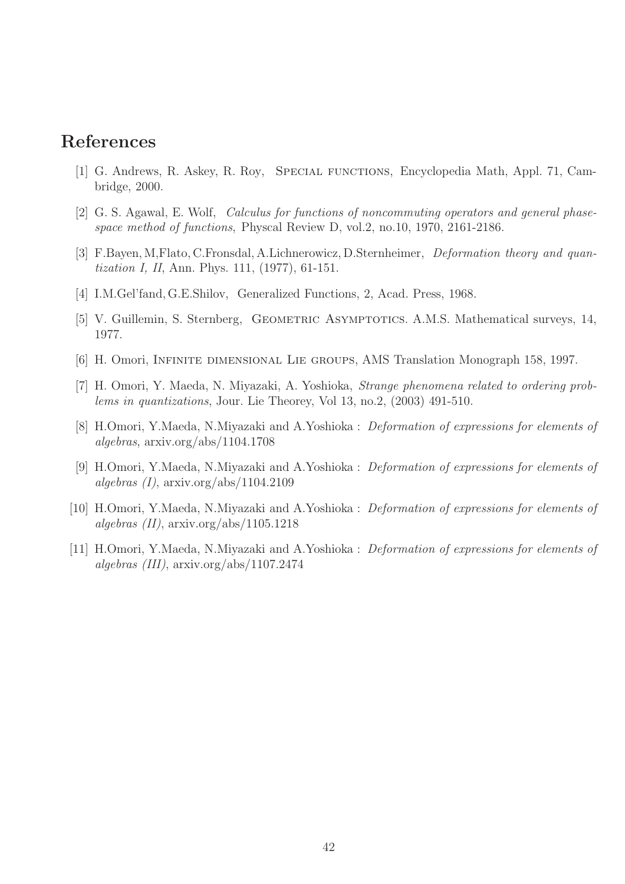## References

[1] G. Andrews, R. Askey, R. Roy, SPECIAL FUNCTIONS, Encyclopedia Math, Appl. 71, Cambridge, 2000.

[2] G. S. Agawal, E. Wolf, *Calculus for functions of noncommuting operators and general phase-space method of functions*, Physcal Review D, vol.2, no.10, 1970, 2161-2186.

[3] F.Bayen, M,Flato, C.Fronsdal, A.Lichnerowicz, D.Sternheimer, *Deformation theory and quantization I, II*, Ann. Phys. 111, (1977), 61-151.

[4] I.M.Gel'fand, G.E.Shilov, Generalized Functions, 2, Acad. Press, 1968.

[5] V. Guillemin, S. Sternberg, GEOMETRIC ASYMPTOTICS. A.M.S. Mathematical surveys, 14, 1977.

[6] H. Omori, INFINITE DIMENSIONAL LIE GROUPS, AMS Translation Monograph 158, 1997.

[7] H. Omori, Y. Maeda, N. Miyazaki, A. Yoshioka, *Strange phenomena related to ordering problems in quantizations*, Jour. Lie Theorey, Vol 13, no.2, (2003) 491-510.

[8] H.Omori, Y.Maeda, N.Miyazaki and A.Yoshioka : *Deformation of expressions for elements of algebras*, arxiv.org/abs/1104.1708

[9] H.Omori, Y.Maeda, N.Miyazaki and A.Yoshioka : *Deformation of expressions for elements of algebras (I)*, arxiv.org/abs/1104.2109

[10] H.Omori, Y.Maeda, N.Miyazaki and A.Yoshioka : *Deformation of expressions for elements of algebras (II)*, arxiv.org/abs/1105.1218

[11] H.Omori, Y.Maeda, N.Miyazaki and A.Yoshioka : *Deformation of expressions for elements of algebras (III)*, arxiv.org/abs/1107.2474